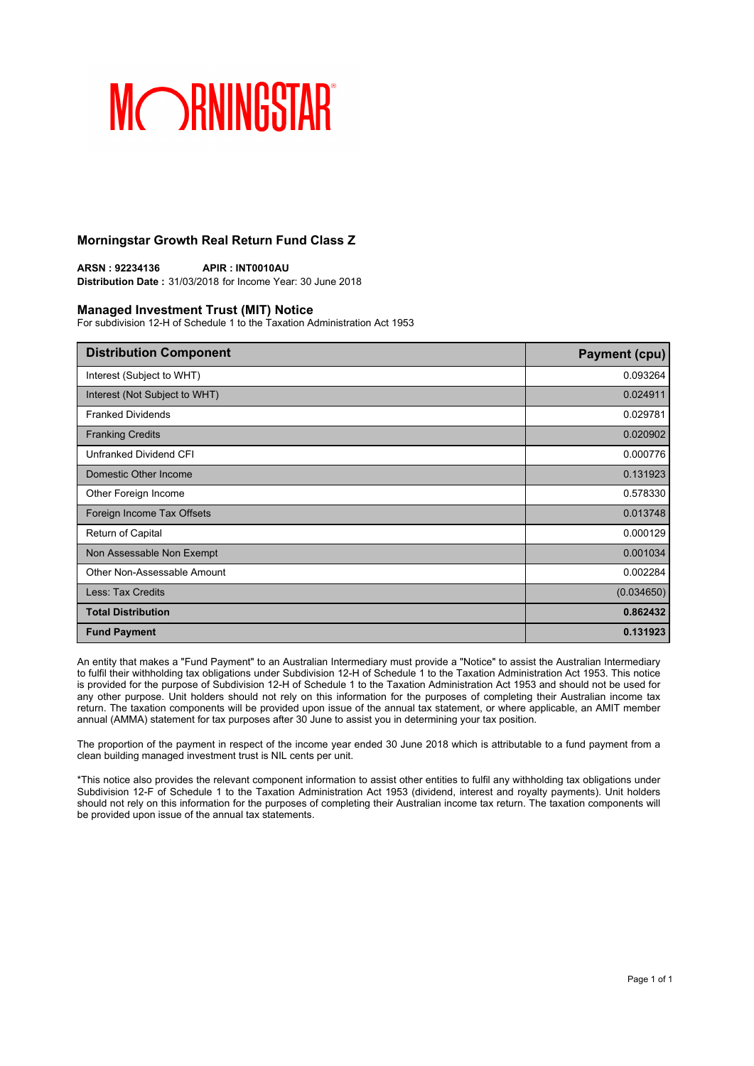## Morningstar Growth Real Return Fund Class Z

**ARSN : 92234136** **APIR : INT0010AU**
**Distribution Date :** 31/03/2018 for Income Year: 30 June 2018

## Managed Investment Trust (MIT) Notice

For subdivision 12-H of Schedule 1 to the Taxation Administration Act 1953

| Distribution Component | Payment (cpu) |
| --- | --- |
| Interest (Subject to WHT) | 0.093264 |
| Interest (Not Subject to WHT) | 0.024911 |
| Franked Dividends | 0.029781 |
| Franking Credits | 0.020902 |
| Unfranked Dividend CFI | 0.000776 |
| Domestic Other Income | 0.131923 |
| Other Foreign Income | 0.578330 |
| Foreign Income Tax Offsets | 0.013748 |
| Return of Capital | 0.000129 |
| Non Assessable Non Exempt | 0.001034 |
| Other Non-Assessable Amount | 0.002284 |
| Less: Tax Credits | (0.034650) |
| **Total Distribution** | **0.862432** |
| **Fund Payment** | **0.131923** |

An entity that makes a "Fund Payment" to an Australian Intermediary must provide a "Notice" to assist the Australian Intermediary to fulfil their withholding tax obligations under Subdivision 12-H of Schedule 1 to the Taxation Administration Act 1953. This notice is provided for the purpose of Subdivision 12-H of Schedule 1 to the Taxation Administration Act 1953 and should not be used for any other purpose. Unit holders should not rely on this information for the purposes of completing their Australian income tax return. The taxation components will be provided upon issue of the annual tax statement, or where applicable, an AMIT member annual (AMMA) statement for tax purposes after 30 June to assist you in determining your tax position.

The proportion of the payment in respect of the income year ended 30 June 2018 which is attributable to a fund payment from a clean building managed investment trust is NIL cents per unit.

*This notice also provides the relevant component information to assist other entities to fulfil any withholding tax obligations under Subdivision 12-F of Schedule 1 to the Taxation Administration Act 1953 (dividend, interest and royalty payments). Unit holders should not rely on this information for the purposes of completing their Australian income tax return. The taxation components will be provided upon issue of the annual tax statements.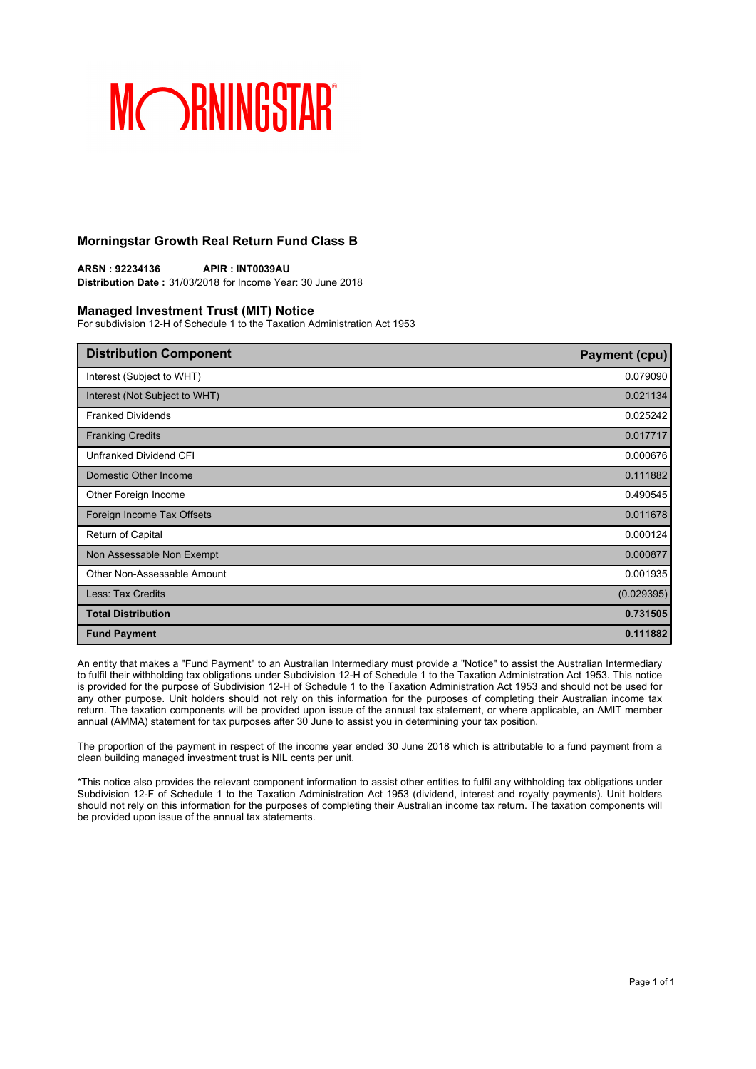MORNINGSTAR

## Morningstar Growth Real Return Fund Class B

**ARSN : 92234136** **APIR : INT0039AU**
**Distribution Date :** 31/03/2018 for Income Year: 30 June 2018

### Managed Investment Trust (MIT) Notice

For subdivision 12-H of Schedule 1 to the Taxation Administration Act 1953

| Distribution Component | Payment (cpu) |
|---|---:|
| Interest (Subject to WHT) | 0.079090 |
| Interest (Not Subject to WHT) | 0.021134 |
| Franked Dividends | 0.025242 |
| Franking Credits | 0.017717 |
| Unfranked Dividend CFI | 0.000676 |
| Domestic Other Income | 0.111882 |
| Other Foreign Income | 0.490545 |
| Foreign Income Tax Offsets | 0.011678 |
| Return of Capital | 0.000124 |
| Non Assessable Non Exempt | 0.000877 |
| Other Non-Assessable Amount | 0.001935 |
| Less: Tax Credits | (0.029395) |
| **Total Distribution** | **0.731505** |
| **Fund Payment** | **0.111882** |

An entity that makes a "Fund Payment" to an Australian Intermediary must provide a "Notice" to assist the Australian Intermediary to fulfil their withholding tax obligations under Subdivision 12-H of Schedule 1 to the Taxation Administration Act 1953. This notice is provided for the purpose of Subdivision 12-H of Schedule 1 to the Taxation Administration Act 1953 and should not be used for any other purpose. Unit holders should not rely on this information for the purposes of completing their Australian income tax return. The taxation components will be provided upon issue of the annual tax statement, or where applicable, an AMIT member annual (AMMA) statement for tax purposes after 30 June to assist you in determining your tax position.

The proportion of the payment in respect of the income year ended 30 June 2018 which is attributable to a fund payment from a clean building managed investment trust is NIL cents per unit.

*This notice also provides the relevant component information to assist other entities to fulfil any withholding tax obligations under Subdivision 12-F of Schedule 1 to the Taxation Administration Act 1953 (dividend, interest and royalty payments). Unit holders should not rely on this information for the purposes of completing their Australian income tax return. The taxation components will be provided upon issue of the annual tax statements.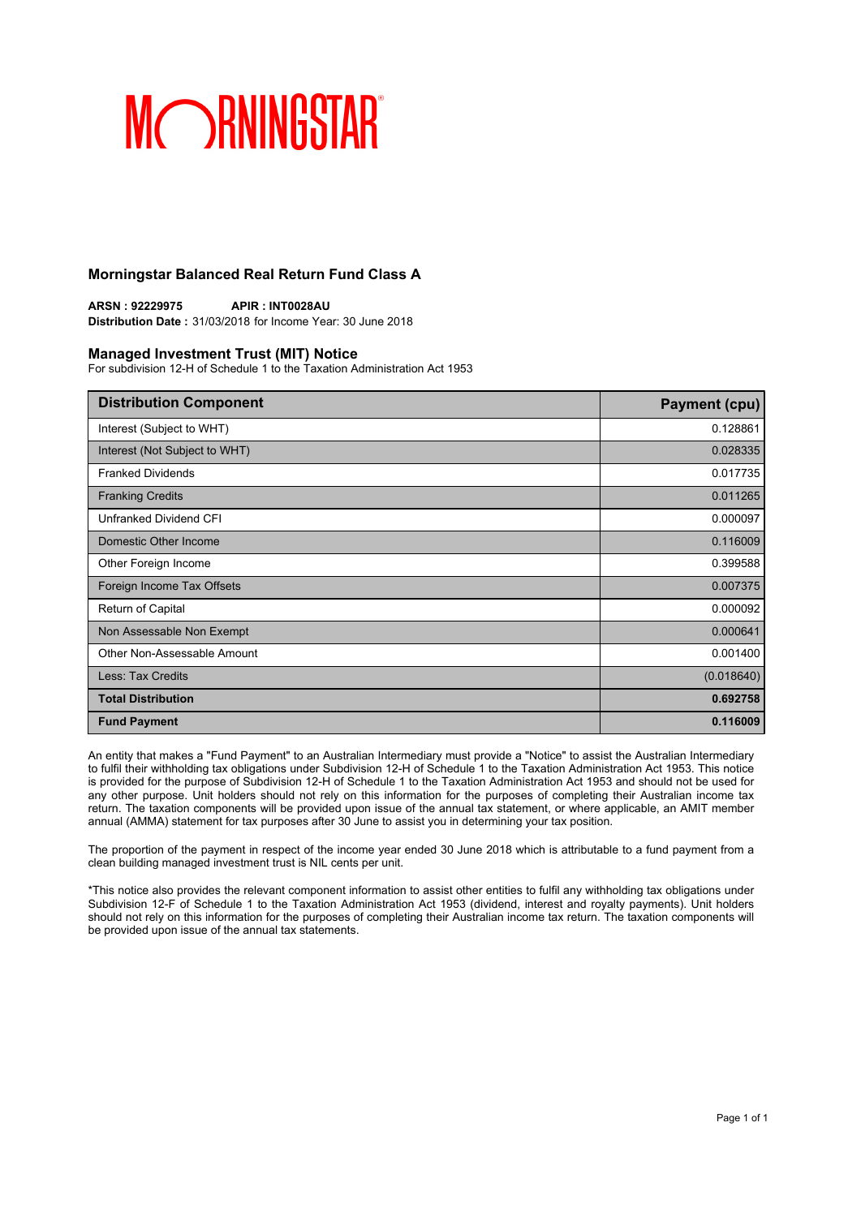MORNINGSTAR

## Morningstar Balanced Real Return Fund Class A

**ARSN : 92229975** **APIR : INT0028AU**
**Distribution Date :** 31/03/2018 for Income Year: 30 June 2018

### Managed Investment Trust (MIT) Notice

For subdivision 12-H of Schedule 1 to the Taxation Administration Act 1953

| Distribution Component | Payment (cpu) |
|---|---|
| Interest (Subject to WHT) | 0.128861 |
| Interest (Not Subject to WHT) | 0.028335 |
| Franked Dividends | 0.017735 |
| Franking Credits | 0.011265 |
| Unfranked Dividend CFI | 0.000097 |
| Domestic Other Income | 0.116009 |
| Other Foreign Income | 0.399588 |
| Foreign Income Tax Offsets | 0.007375 |
| Return of Capital | 0.000092 |
| Non Assessable Non Exempt | 0.000641 |
| Other Non-Assessable Amount | 0.001400 |
| Less: Tax Credits | (0.018640) |
| **Total Distribution** | **0.692758** |
| **Fund Payment** | **0.116009** |

An entity that makes a "Fund Payment" to an Australian Intermediary must provide a "Notice" to assist the Australian Intermediary to fulfil their withholding tax obligations under Subdivision 12-H of Schedule 1 to the Taxation Administration Act 1953. This notice is provided for the purpose of Subdivision 12-H of Schedule 1 to the Taxation Administration Act 1953 and should not be used for any other purpose. Unit holders should not rely on this information for the purposes of completing their Australian income tax return. The taxation components will be provided upon issue of the annual tax statement, or where applicable, an AMIT member annual (AMMA) statement for tax purposes after 30 June to assist you in determining your tax position.

The proportion of the payment in respect of the income year ended 30 June 2018 which is attributable to a fund payment from a clean building managed investment trust is NIL cents per unit.

*This notice also provides the relevant component information to assist other entities to fulfil any withholding tax obligations under Subdivision 12-F of Schedule 1 to the Taxation Administration Act 1953 (dividend, interest and royalty payments). Unit holders should not rely on this information for the purposes of completing their Australian income tax return. The taxation components will be provided upon issue of the annual tax statements.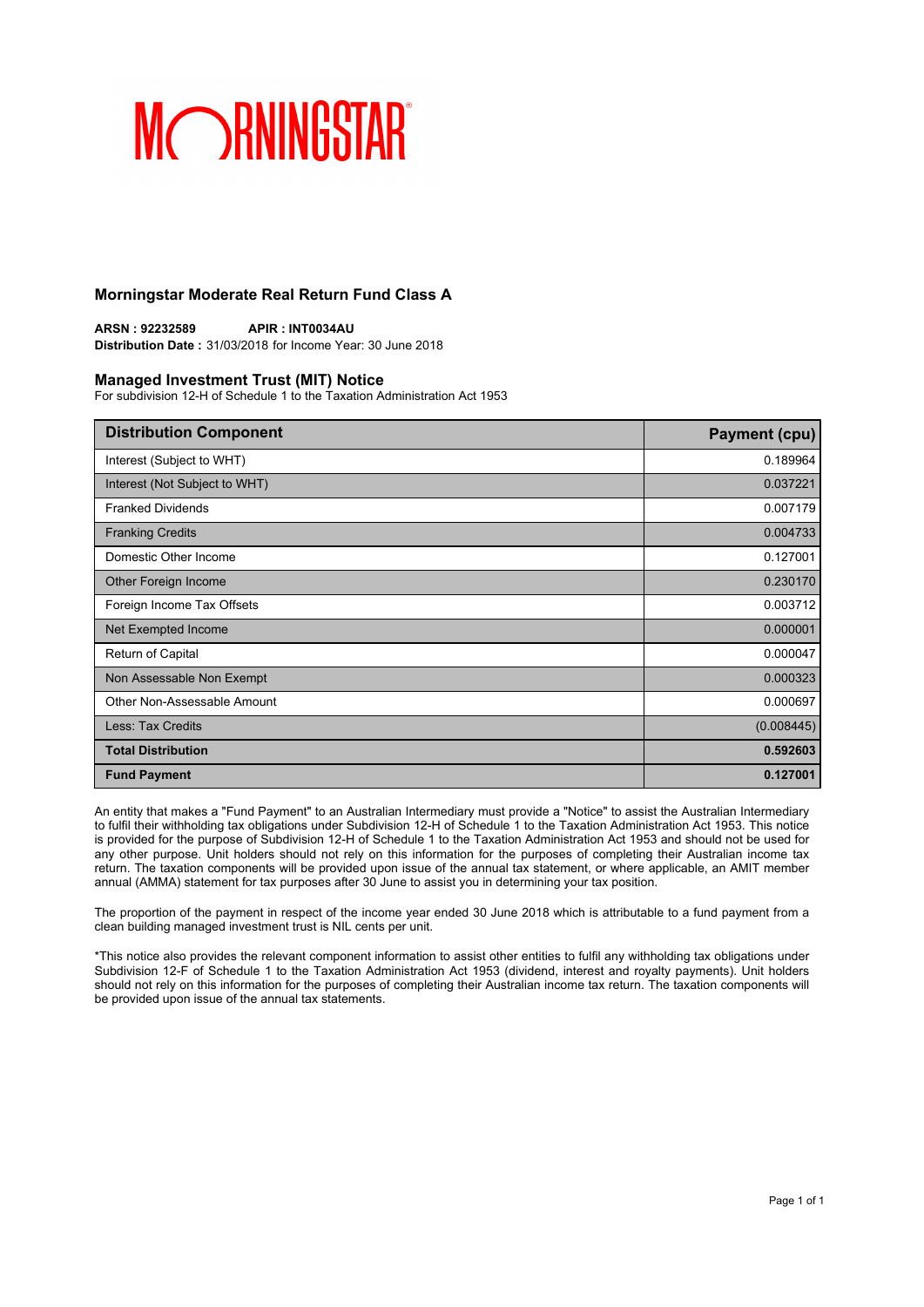MORNINGSTAR

## Morningstar Moderate Real Return Fund Class A

**ARSN : 92232589** **APIR : INT0034AU**
**Distribution Date :** 31/03/2018 for Income Year: 30 June 2018

## Managed Investment Trust (MIT) Notice

For subdivision 12-H of Schedule 1 to the Taxation Administration Act 1953

| Distribution Component | Payment (cpu) |
|---|---|
| Interest (Subject to WHT) | 0.189964 |
| Interest (Not Subject to WHT) | 0.037221 |
| Franked Dividends | 0.007179 |
| Franking Credits | 0.004733 |
| Domestic Other Income | 0.127001 |
| Other Foreign Income | 0.230170 |
| Foreign Income Tax Offsets | 0.003712 |
| Net Exempted Income | 0.000001 |
| Return of Capital | 0.000047 |
| Non Assessable Non Exempt | 0.000323 |
| Other Non-Assessable Amount | 0.000697 |
| Less: Tax Credits | (0.008445) |
| **Total Distribution** | **0.592603** |
| **Fund Payment** | **0.127001** |

An entity that makes a "Fund Payment" to an Australian Intermediary must provide a "Notice" to assist the Australian Intermediary to fulfil their withholding tax obligations under Subdivision 12-H of Schedule 1 to the Taxation Administration Act 1953. This notice is provided for the purpose of Subdivision 12-H of Schedule 1 to the Taxation Administration Act 1953 and should not be used for any other purpose. Unit holders should not rely on this information for the purposes of completing their Australian income tax return. The taxation components will be provided upon issue of the annual tax statement, or where applicable, an AMIT member annual (AMMA) statement for tax purposes after 30 June to assist you in determining your tax position.

The proportion of the payment in respect of the income year ended 30 June 2018 which is attributable to a fund payment from a clean building managed investment trust is NIL cents per unit.

*This notice also provides the relevant component information to assist other entities to fulfil any withholding tax obligations under Subdivision 12-F of Schedule 1 to the Taxation Administration Act 1953 (dividend, interest and royalty payments). Unit holders should not rely on this information for the purposes of completing their Australian income tax return. The taxation components will be provided upon issue of the annual tax statements.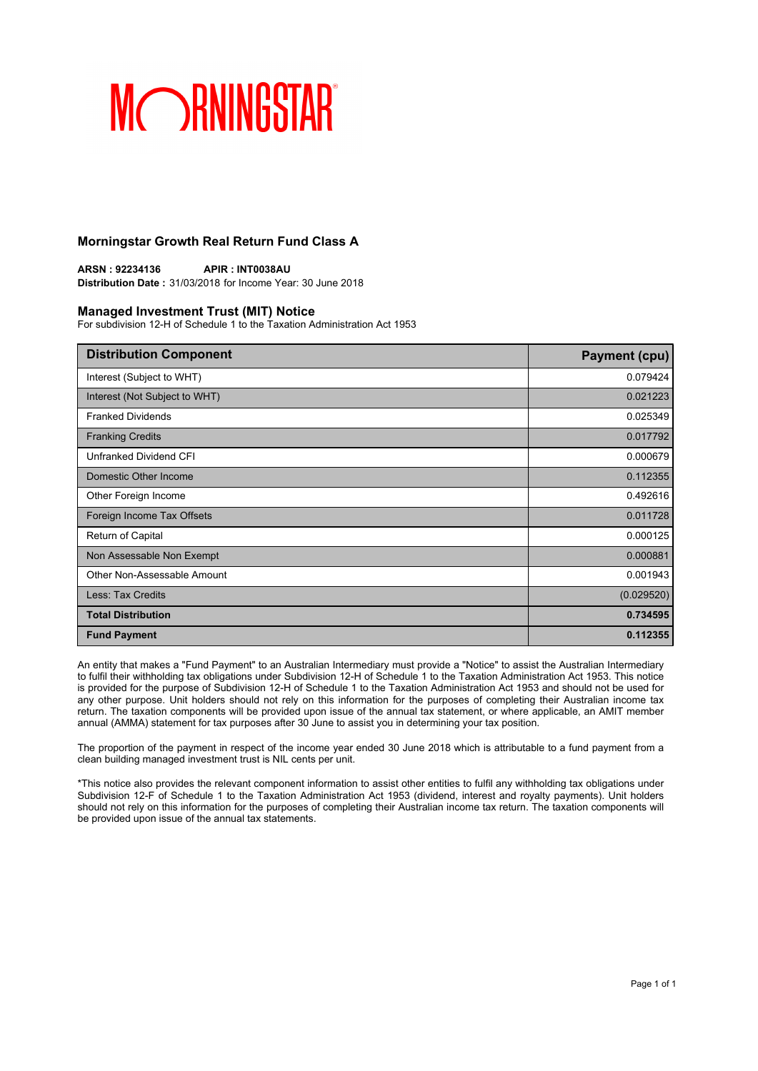MORNINGSTAR

## Morningstar Growth Real Return Fund Class A

**ARSN : 92234136** **APIR : INT0038AU**
**Distribution Date :** 31/03/2018 for Income Year: 30 June 2018

### Managed Investment Trust (MIT) Notice

For subdivision 12-H of Schedule 1 to the Taxation Administration Act 1953

| Distribution Component | Payment (cpu) |
|---|---|
| Interest (Subject to WHT) | 0.079424 |
| Interest (Not Subject to WHT) | 0.021223 |
| Franked Dividends | 0.025349 |
| Franking Credits | 0.017792 |
| Unfranked Dividend CFI | 0.000679 |
| Domestic Other Income | 0.112355 |
| Other Foreign Income | 0.492616 |
| Foreign Income Tax Offsets | 0.011728 |
| Return of Capital | 0.000125 |
| Non Assessable Non Exempt | 0.000881 |
| Other Non-Assessable Amount | 0.001943 |
| Less: Tax Credits | (0.029520) |
| **Total Distribution** | **0.734595** |
| **Fund Payment** | **0.112355** |

An entity that makes a "Fund Payment" to an Australian Intermediary must provide a "Notice" to assist the Australian Intermediary to fulfil their withholding tax obligations under Subdivision 12-H of Schedule 1 to the Taxation Administration Act 1953. This notice is provided for the purpose of Subdivision 12-H of Schedule 1 to the Taxation Administration Act 1953 and should not be used for any other purpose. Unit holders should not rely on this information for the purposes of completing their Australian income tax return. The taxation components will be provided upon issue of the annual tax statement, or where applicable, an AMIT member annual (AMMA) statement for tax purposes after 30 June to assist you in determining your tax position.

The proportion of the payment in respect of the income year ended 30 June 2018 which is attributable to a fund payment from a clean building managed investment trust is NIL cents per unit.

*This notice also provides the relevant component information to assist other entities to fulfil any withholding tax obligations under Subdivision 12-F of Schedule 1 to the Taxation Administration Act 1953 (dividend, interest and royalty payments). Unit holders should not rely on this information for the purposes of completing their Australian income tax return. The taxation components will be provided upon issue of the annual tax statements.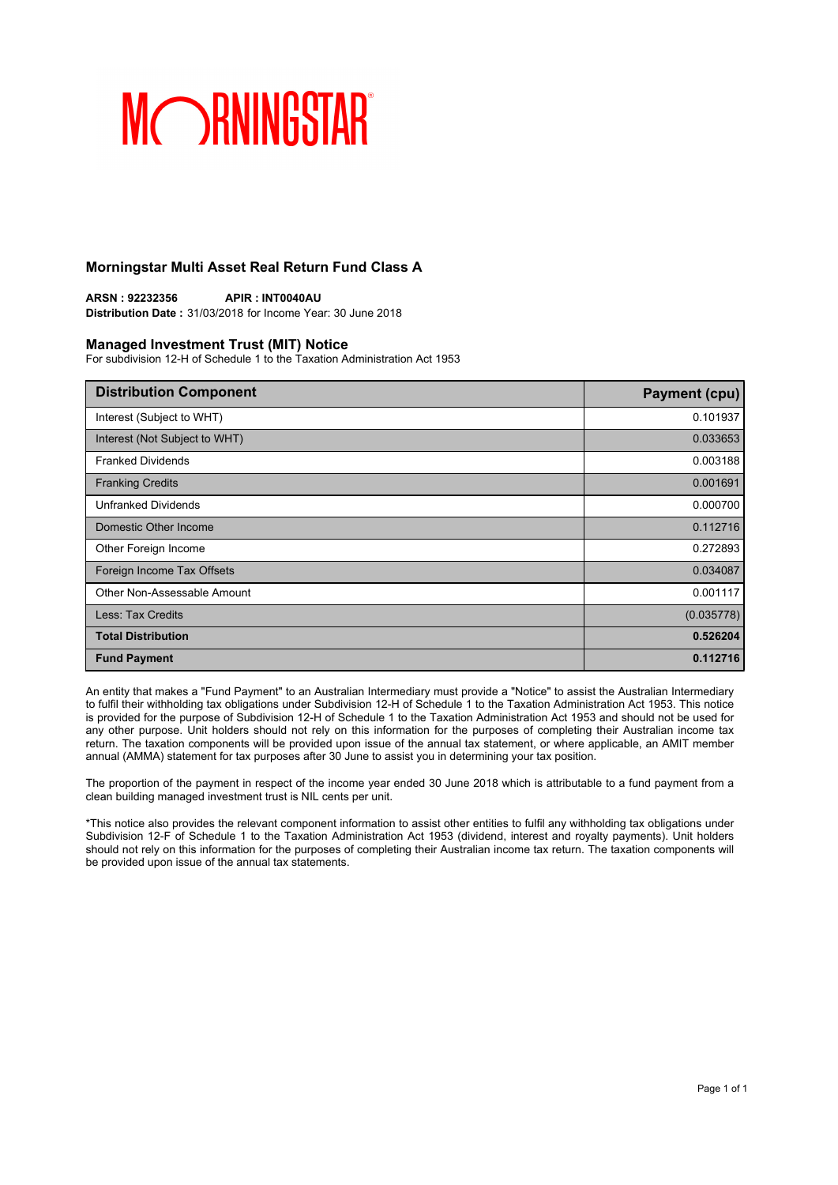MORNINGSTAR

## Morningstar Multi Asset Real Return Fund Class A

**ARSN : 92232356** **APIR : INT0040AU**
**Distribution Date :** 31/03/2018 for Income Year: 30 June 2018

### Managed Investment Trust (MIT) Notice

For subdivision 12-H of Schedule 1 to the Taxation Administration Act 1953

| Distribution Component | Payment (cpu) |
|---|---|
| Interest (Subject to WHT) | 0.101937 |
| Interest (Not Subject to WHT) | 0.033653 |
| Franked Dividends | 0.003188 |
| Franking Credits | 0.001691 |
| Unfranked Dividends | 0.000700 |
| Domestic Other Income | 0.112716 |
| Other Foreign Income | 0.272893 |
| Foreign Income Tax Offsets | 0.034087 |
| Other Non-Assessable Amount | 0.001117 |
| Less: Tax Credits | (0.035778) |
| **Total Distribution** | **0.526204** |
| **Fund Payment** | **0.112716** |

An entity that makes a "Fund Payment" to an Australian Intermediary must provide a "Notice" to assist the Australian Intermediary to fulfil their withholding tax obligations under Subdivision 12-H of Schedule 1 to the Taxation Administration Act 1953. This notice is provided for the purpose of Subdivision 12-H of Schedule 1 to the Taxation Administration Act 1953 and should not be used for any other purpose. Unit holders should not rely on this information for the purposes of completing their Australian income tax return. The taxation components will be provided upon issue of the annual tax statement, or where applicable, an AMIT member annual (AMMA) statement for tax purposes after 30 June to assist you in determining your tax position.

The proportion of the payment in respect of the income year ended 30 June 2018 which is attributable to a fund payment from a clean building managed investment trust is NIL cents per unit.

*This notice also provides the relevant component information to assist other entities to fulfil any withholding tax obligations under Subdivision 12-F of Schedule 1 to the Taxation Administration Act 1953 (dividend, interest and royalty payments). Unit holders should not rely on this information for the purposes of completing their Australian income tax return. The taxation components will be provided upon issue of the annual tax statements.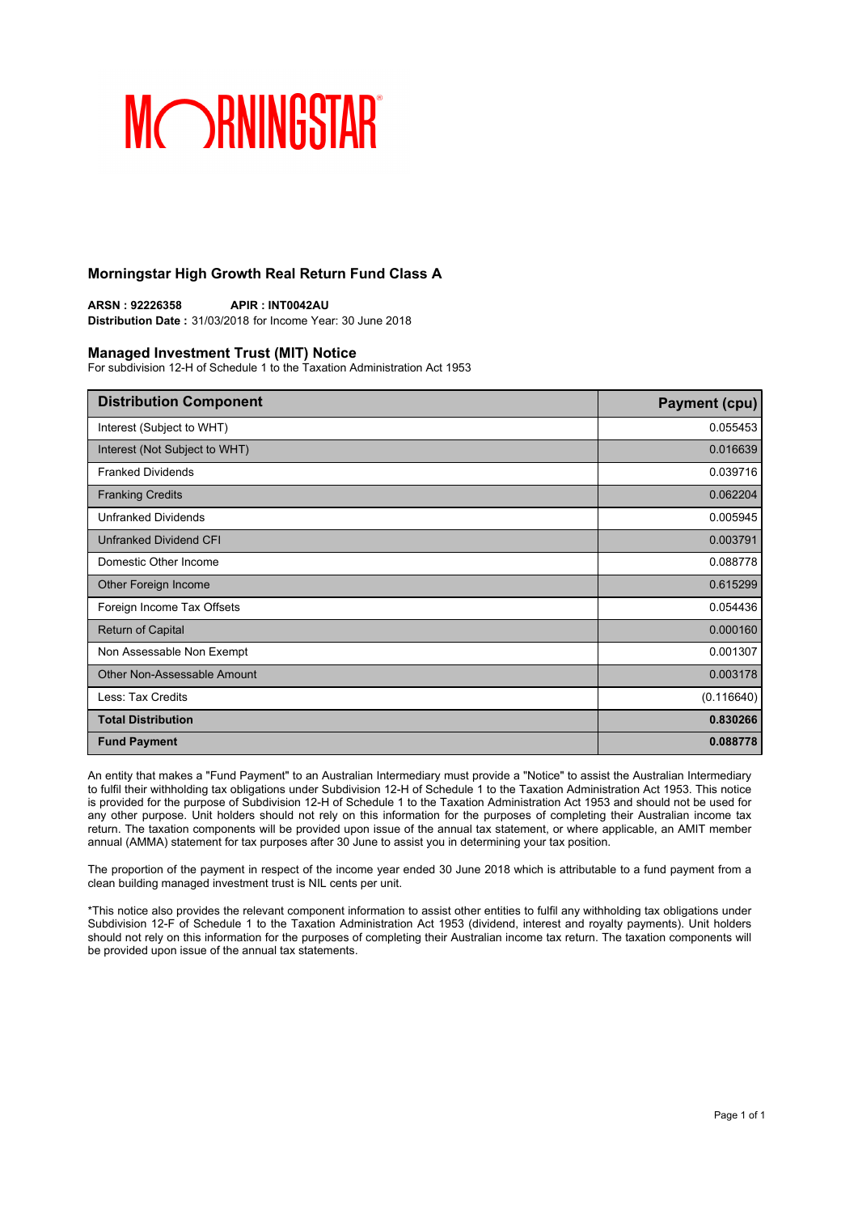MORNINGSTAR®

## Morningstar High Growth Real Return Fund Class A

**ARSN : 92226358** **APIR : INT0042AU**
**Distribution Date :** 31/03/2018 for Income Year: 30 June 2018

### Managed Investment Trust (MIT) Notice

For subdivision 12-H of Schedule 1 to the Taxation Administration Act 1953

| Distribution Component | Payment (cpu) |
|---|---|
| Interest (Subject to WHT) | 0.055453 |
| Interest (Not Subject to WHT) | 0.016639 |
| Franked Dividends | 0.039716 |
| Franking Credits | 0.062204 |
| Unfranked Dividends | 0.005945 |
| Unfranked Dividend CFI | 0.003791 |
| Domestic Other Income | 0.088778 |
| Other Foreign Income | 0.615299 |
| Foreign Income Tax Offsets | 0.054436 |
| Return of Capital | 0.000160 |
| Non Assessable Non Exempt | 0.001307 |
| Other Non-Assessable Amount | 0.003178 |
| Less: Tax Credits | (0.116640) |
| **Total Distribution** | **0.830266** |
| **Fund Payment** | **0.088778** |

An entity that makes a "Fund Payment" to an Australian Intermediary must provide a "Notice" to assist the Australian Intermediary to fulfil their withholding tax obligations under Subdivision 12-H of Schedule 1 to the Taxation Administration Act 1953. This notice is provided for the purpose of Subdivision 12-H of Schedule 1 to the Taxation Administration Act 1953 and should not be used for any other purpose. Unit holders should not rely on this information for the purposes of completing their Australian income tax return. The taxation components will be provided upon issue of the annual tax statement, or where applicable, an AMIT member annual (AMMA) statement for tax purposes after 30 June to assist you in determining your tax position.

The proportion of the payment in respect of the income year ended 30 June 2018 which is attributable to a fund payment from a clean building managed investment trust is NIL cents per unit.

*This notice also provides the relevant component information to assist other entities to fulfil any withholding tax obligations under Subdivision 12-F of Schedule 1 to the Taxation Administration Act 1953 (dividend, interest and royalty payments). Unit holders should not rely on this information for the purposes of completing their Australian income tax return. The taxation components will be provided upon issue of the annual tax statements.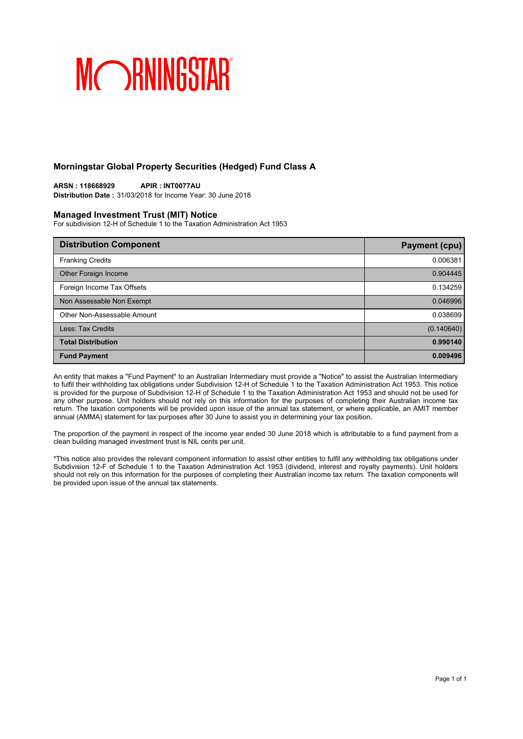MORNINGSTAR

## Morningstar Global Property Securities (Hedged) Fund Class A

**ARSN : 118668929** **APIR : INT0077AU**
**Distribution Date :** 31/03/2018 for Income Year: 30 June 2018

### Managed Investment Trust (MIT) Notice

For subdivision 12-H of Schedule 1 to the Taxation Administration Act 1953

| Distribution Component | Payment (cpu) |
| --- | --- |
| Franking Credits | 0.006381 |
| Other Foreign Income | 0.904445 |
| Foreign Income Tax Offsets | 0.134259 |
| Non Assessable Non Exempt | 0.046996 |
| Other Non-Assessable Amount | 0.038699 |
| Less: Tax Credits | (0.140640) |
| **Total Distribution** | **0.990140** |
| **Fund Payment** | **0.009496** |

An entity that makes a "Fund Payment" to an Australian Intermediary must provide a "Notice" to assist the Australian Intermediary to fulfil their withholding tax obligations under Subdivision 12-H of Schedule 1 to the Taxation Administration Act 1953. This notice is provided for the purpose of Subdivision 12-H of Schedule 1 to the Taxation Administration Act 1953 and should not be used for any other purpose. Unit holders should not rely on this information for the purposes of completing their Australian income tax return. The taxation components will be provided upon issue of the annual tax statement, or where applicable, an AMIT member annual (AMMA) statement for tax purposes after 30 June to assist you in determining your tax position.

The proportion of the payment in respect of the income year ended 30 June 2018 which is attributable to a fund payment from a clean building managed investment trust is NIL cents per unit.

*This notice also provides the relevant component information to assist other entities to fulfil any withholding tax obligations under Subdivision 12-F of Schedule 1 to the Taxation Administration Act 1953 (dividend, interest and royalty payments). Unit holders should not rely on this information for the purposes of completing their Australian income tax return. The taxation components will be provided upon issue of the annual tax statements.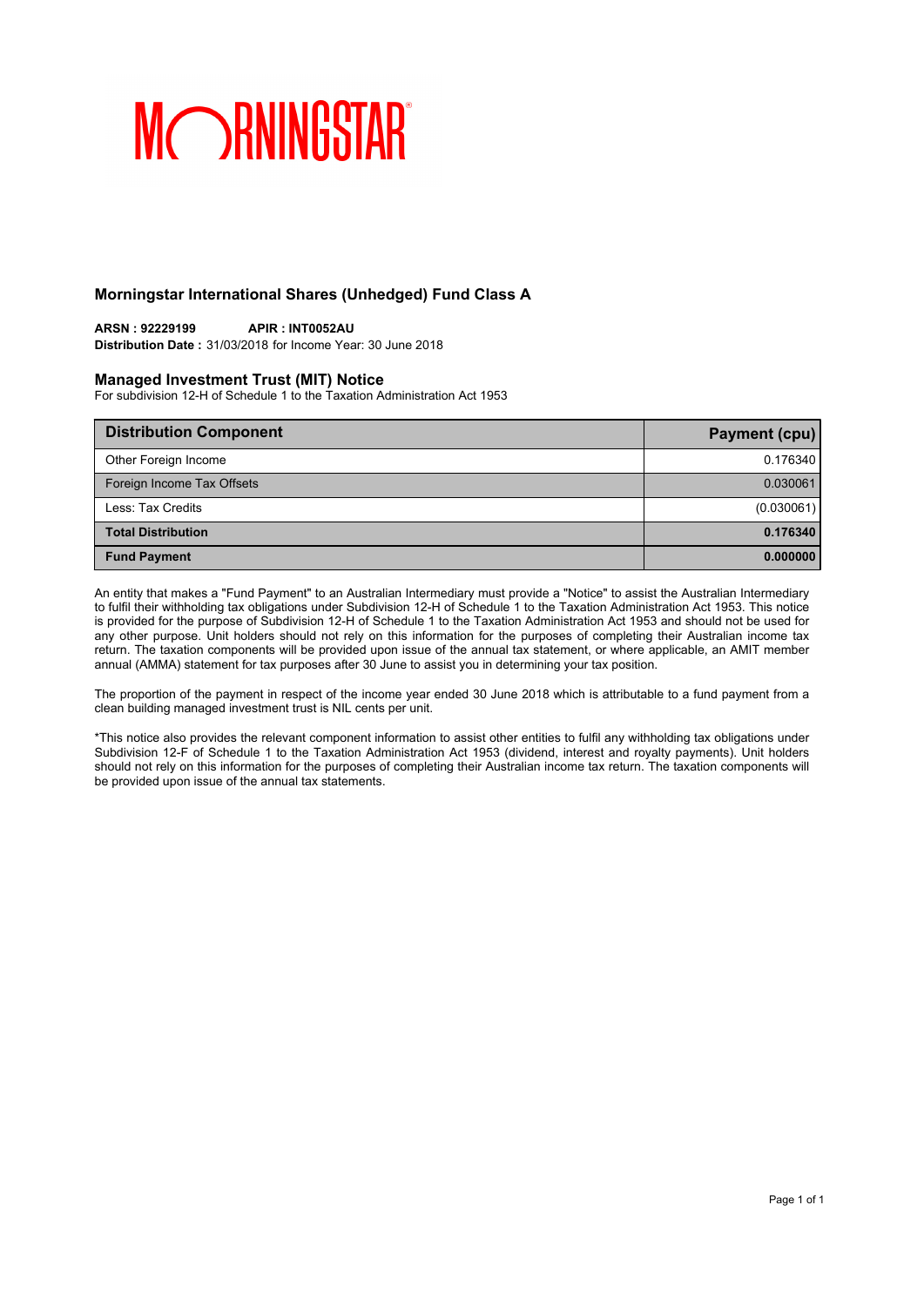MORNINGSTAR

## Morningstar International Shares (Unhedged) Fund Class A

**ARSN : 92229199** **APIR : INT0052AU**
**Distribution Date :** 31/03/2018 for Income Year: 30 June 2018

### Managed Investment Trust (MIT) Notice

For subdivision 12-H of Schedule 1 to the Taxation Administration Act 1953

| Distribution Component | Payment (cpu) |
|---|---|
| Other Foreign Income | 0.176340 |
| Foreign Income Tax Offsets | 0.030061 |
| Less: Tax Credits | (0.030061) |
| **Total Distribution** | **0.176340** |
| **Fund Payment** | **0.000000** |

An entity that makes a "Fund Payment" to an Australian Intermediary must provide a "Notice" to assist the Australian Intermediary to fulfil their withholding tax obligations under Subdivision 12-H of Schedule 1 to the Taxation Administration Act 1953. This notice is provided for the purpose of Subdivision 12-H of Schedule 1 to the Taxation Administration Act 1953 and should not be used for any other purpose. Unit holders should not rely on this information for the purposes of completing their Australian income tax return. The taxation components will be provided upon issue of the annual tax statement, or where applicable, an AMIT member annual (AMMA) statement for tax purposes after 30 June to assist you in determining your tax position.

The proportion of the payment in respect of the income year ended 30 June 2018 which is attributable to a fund payment from a clean building managed investment trust is NIL cents per unit.

*This notice also provides the relevant component information to assist other entities to fulfil any withholding tax obligations under Subdivision 12-F of Schedule 1 to the Taxation Administration Act 1953 (dividend, interest and royalty payments). Unit holders should not rely on this information for the purposes of completing their Australian income tax return. The taxation components will be provided upon issue of the annual tax statements.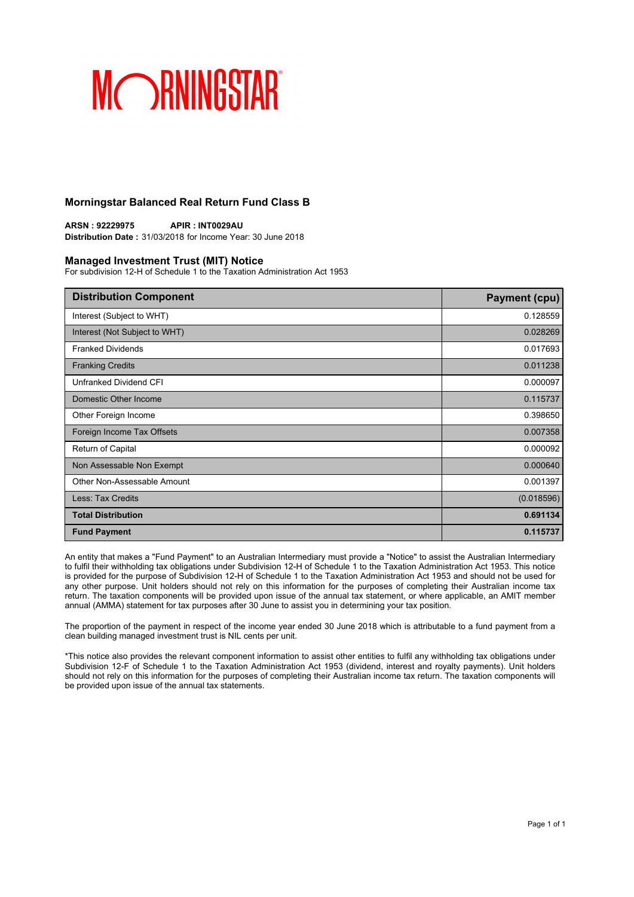MORNINGSTAR

## Morningstar Balanced Real Return Fund Class B

**ARSN : 92229975** **APIR : INT0029AU**
**Distribution Date :** 31/03/2018 for Income Year: 30 June 2018

## Managed Investment Trust (MIT) Notice

For subdivision 12-H of Schedule 1 to the Taxation Administration Act 1953

| Distribution Component | Payment (cpu) |
|---|---|
| Interest (Subject to WHT) | 0.128559 |
| Interest (Not Subject to WHT) | 0.028269 |
| Franked Dividends | 0.017693 |
| Franking Credits | 0.011238 |
| Unfranked Dividend CFI | 0.000097 |
| Domestic Other Income | 0.115737 |
| Other Foreign Income | 0.398650 |
| Foreign Income Tax Offsets | 0.007358 |
| Return of Capital | 0.000092 |
| Non Assessable Non Exempt | 0.000640 |
| Other Non-Assessable Amount | 0.001397 |
| Less: Tax Credits | (0.018596) |
| **Total Distribution** | **0.691134** |
| **Fund Payment** | **0.115737** |

An entity that makes a "Fund Payment" to an Australian Intermediary must provide a "Notice" to assist the Australian Intermediary to fulfil their withholding tax obligations under Subdivision 12-H of Schedule 1 to the Taxation Administration Act 1953. This notice is provided for the purpose of Subdivision 12-H of Schedule 1 to the Taxation Administration Act 1953 and should not be used for any other purpose. Unit holders should not rely on this information for the purposes of completing their Australian income tax return. The taxation components will be provided upon issue of the annual tax statement, or where applicable, an AMIT member annual (AMMA) statement for tax purposes after 30 June to assist you in determining your tax position.

The proportion of the payment in respect of the income year ended 30 June 2018 which is attributable to a fund payment from a clean building managed investment trust is NIL cents per unit.

*This notice also provides the relevant component information to assist other entities to fulfil any withholding tax obligations under Subdivision 12-F of Schedule 1 to the Taxation Administration Act 1953 (dividend, interest and royalty payments). Unit holders should not rely on this information for the purposes of completing their Australian income tax return. The taxation components will be provided upon issue of the annual tax statements.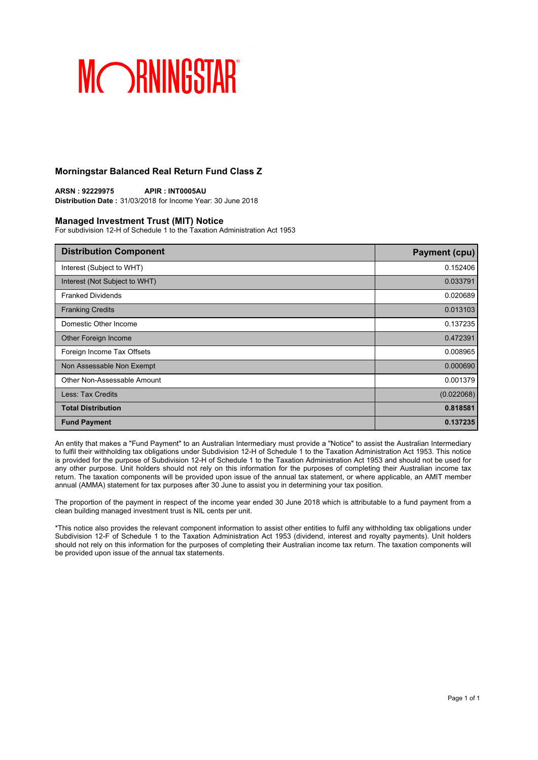MORNINGSTAR

## Morningstar Balanced Real Return Fund Class Z

**ARSN : 92229975** **APIR : INT0005AU**
**Distribution Date :** 31/03/2018 for Income Year: 30 June 2018

### Managed Investment Trust (MIT) Notice

For subdivision 12-H of Schedule 1 to the Taxation Administration Act 1953

| Distribution Component | Payment (cpu) |
|---|---|
| Interest (Subject to WHT) | 0.152406 |
| Interest (Not Subject to WHT) | 0.033791 |
| Franked Dividends | 0.020689 |
| Franking Credits | 0.013103 |
| Domestic Other Income | 0.137235 |
| Other Foreign Income | 0.472391 |
| Foreign Income Tax Offsets | 0.008965 |
| Non Assessable Non Exempt | 0.000690 |
| Other Non-Assessable Amount | 0.001379 |
| Less: Tax Credits | (0.022068) |
| **Total Distribution** | **0.818581** |
| **Fund Payment** | **0.137235** |

An entity that makes a "Fund Payment" to an Australian Intermediary must provide a "Notice" to assist the Australian Intermediary to fulfil their withholding tax obligations under Subdivision 12-H of Schedule 1 to the Taxation Administration Act 1953. This notice is provided for the purpose of Subdivision 12-H of Schedule 1 to the Taxation Administration Act 1953 and should not be used for any other purpose. Unit holders should not rely on this information for the purposes of completing their Australian income tax return. The taxation components will be provided upon issue of the annual tax statement, or where applicable, an AMIT member annual (AMMA) statement for tax purposes after 30 June to assist you in determining your tax position.

The proportion of the payment in respect of the income year ended 30 June 2018 which is attributable to a fund payment from a clean building managed investment trust is NIL cents per unit.

*This notice also provides the relevant component information to assist other entities to fulfil any withholding tax obligations under Subdivision 12-F of Schedule 1 to the Taxation Administration Act 1953 (dividend, interest and royalty payments). Unit holders should not rely on this information for the purposes of completing their Australian income tax return. The taxation components will be provided upon issue of the annual tax statements.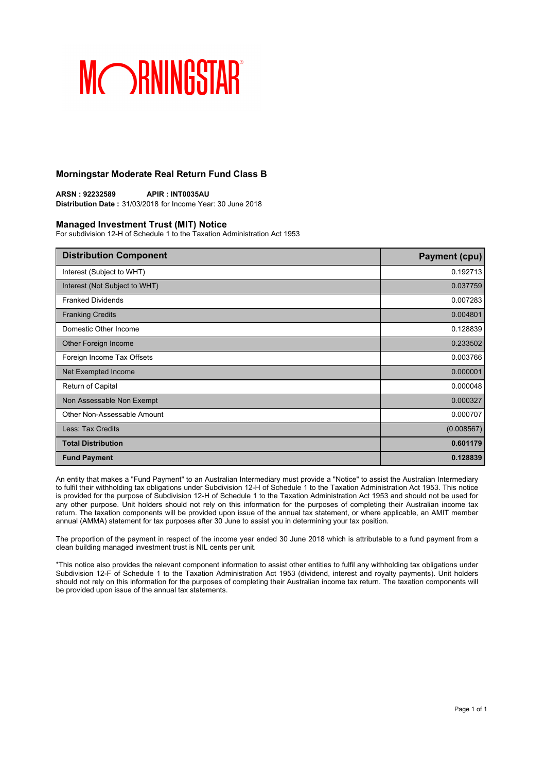MORNINGSTAR

## Morningstar Moderate Real Return Fund Class B

**ARSN : 92232589** **APIR : INT0035AU**
**Distribution Date :** 31/03/2018 for Income Year: 30 June 2018

### Managed Investment Trust (MIT) Notice

For subdivision 12-H of Schedule 1 to the Taxation Administration Act 1953

| Distribution Component | Payment (cpu) |
|---|---|
| Interest (Subject to WHT) | 0.192713 |
| Interest (Not Subject to WHT) | 0.037759 |
| Franked Dividends | 0.007283 |
| Franking Credits | 0.004801 |
| Domestic Other Income | 0.128839 |
| Other Foreign Income | 0.233502 |
| Foreign Income Tax Offsets | 0.003766 |
| Net Exempted Income | 0.000001 |
| Return of Capital | 0.000048 |
| Non Assessable Non Exempt | 0.000327 |
| Other Non-Assessable Amount | 0.000707 |
| Less: Tax Credits | (0.008567) |
| **Total Distribution** | **0.601179** |
| **Fund Payment** | **0.128839** |

An entity that makes a "Fund Payment" to an Australian Intermediary must provide a "Notice" to assist the Australian Intermediary to fulfil their withholding tax obligations under Subdivision 12-H of Schedule 1 to the Taxation Administration Act 1953. This notice is provided for the purpose of Subdivision 12-H of Schedule 1 to the Taxation Administration Act 1953 and should not be used for any other purpose. Unit holders should not rely on this information for the purposes of completing their Australian income tax return. The taxation components will be provided upon issue of the annual tax statement, or where applicable, an AMIT member annual (AMMA) statement for tax purposes after 30 June to assist you in determining your tax position.

The proportion of the payment in respect of the income year ended 30 June 2018 which is attributable to a fund payment from a clean building managed investment trust is NIL cents per unit.

*This notice also provides the relevant component information to assist other entities to fulfil any withholding tax obligations under Subdivision 12-F of Schedule 1 to the Taxation Administration Act 1953 (dividend, interest and royalty payments). Unit holders should not rely on this information for the purposes of completing their Australian income tax return. The taxation components will be provided upon issue of the annual tax statements.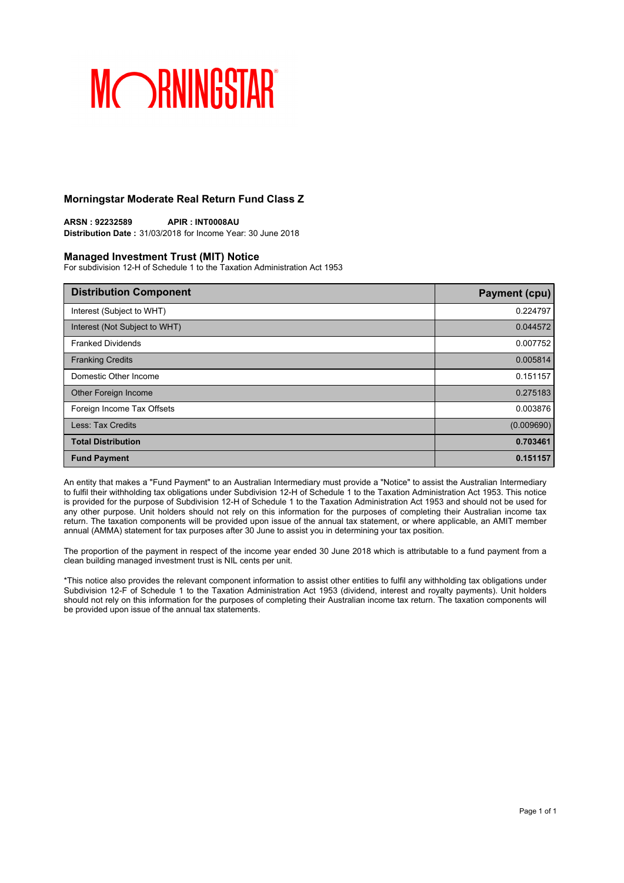MORNINGSTAR

## Morningstar Moderate Real Return Fund Class Z

**ARSN : 92232589** **APIR : INT0008AU**
**Distribution Date :** 31/03/2018 for Income Year: 30 June 2018

### Managed Investment Trust (MIT) Notice

For subdivision 12-H of Schedule 1 to the Taxation Administration Act 1953

| Distribution Component | Payment (cpu) |
|---|---|
| Interest (Subject to WHT) | 0.224797 |
| Interest (Not Subject to WHT) | 0.044572 |
| Franked Dividends | 0.007752 |
| Franking Credits | 0.005814 |
| Domestic Other Income | 0.151157 |
| Other Foreign Income | 0.275183 |
| Foreign Income Tax Offsets | 0.003876 |
| Less: Tax Credits | (0.009690) |
| **Total Distribution** | **0.703461** |
| **Fund Payment** | **0.151157** |

An entity that makes a "Fund Payment" to an Australian Intermediary must provide a "Notice" to assist the Australian Intermediary to fulfil their withholding tax obligations under Subdivision 12-H of Schedule 1 to the Taxation Administration Act 1953. This notice is provided for the purpose of Subdivision 12-H of Schedule 1 to the Taxation Administration Act 1953 and should not be used for any other purpose. Unit holders should not rely on this information for the purposes of completing their Australian income tax return. The taxation components will be provided upon issue of the annual tax statement, or where applicable, an AMIT member annual (AMMA) statement for tax purposes after 30 June to assist you in determining your tax position.

The proportion of the payment in respect of the income year ended 30 June 2018 which is attributable to a fund payment from a clean building managed investment trust is NIL cents per unit.

*This notice also provides the relevant component information to assist other entities to fulfil any withholding tax obligations under Subdivision 12-F of Schedule 1 to the Taxation Administration Act 1953 (dividend, interest and royalty payments). Unit holders should not rely on this information for the purposes of completing their Australian income tax return. The taxation components will be provided upon issue of the annual tax statements.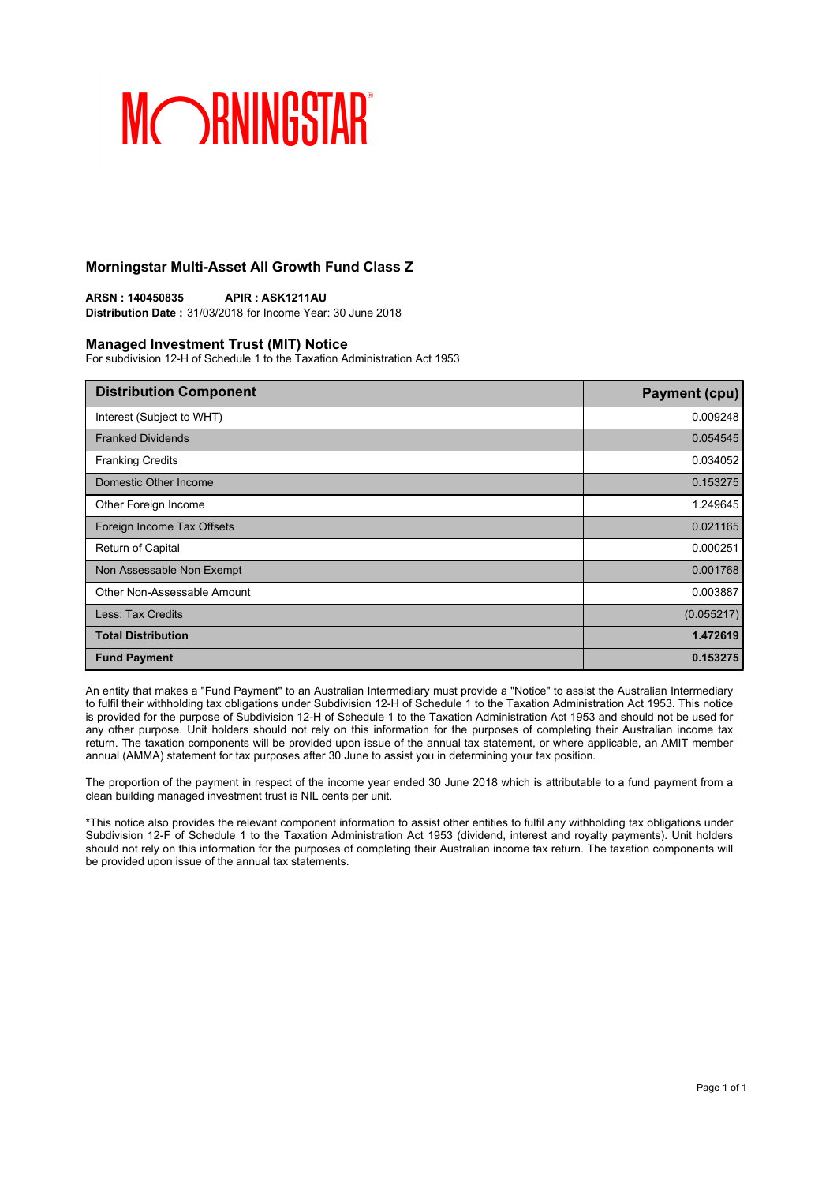MORNINGSTAR

## Morningstar Multi-Asset All Growth Fund Class Z

**ARSN : 140450835** **APIR : ASK1211AU**
**Distribution Date :** 31/03/2018 for Income Year: 30 June 2018

### Managed Investment Trust (MIT) Notice

For subdivision 12-H of Schedule 1 to the Taxation Administration Act 1953

| Distribution Component | Payment (cpu) |
|---|---:|
| Interest (Subject to WHT) | 0.009248 |
| Franked Dividends | 0.054545 |
| Franking Credits | 0.034052 |
| Domestic Other Income | 0.153275 |
| Other Foreign Income | 1.249645 |
| Foreign Income Tax Offsets | 0.021165 |
| Return of Capital | 0.000251 |
| Non Assessable Non Exempt | 0.001768 |
| Other Non-Assessable Amount | 0.003887 |
| Less: Tax Credits | (0.055217) |
| **Total Distribution** | **1.472619** |
| **Fund Payment** | **0.153275** |

An entity that makes a "Fund Payment" to an Australian Intermediary must provide a "Notice" to assist the Australian Intermediary to fulfil their withholding tax obligations under Subdivision 12-H of Schedule 1 to the Taxation Administration Act 1953. This notice is provided for the purpose of Subdivision 12-H of Schedule 1 to the Taxation Administration Act 1953 and should not be used for any other purpose. Unit holders should not rely on this information for the purposes of completing their Australian income tax return. The taxation components will be provided upon issue of the annual tax statement, or where applicable, an AMIT member annual (AMMA) statement for tax purposes after 30 June to assist you in determining your tax position.

The proportion of the payment in respect of the income year ended 30 June 2018 which is attributable to a fund payment from a clean building managed investment trust is NIL cents per unit.

*This notice also provides the relevant component information to assist other entities to fulfil any withholding tax obligations under Subdivision 12-F of Schedule 1 to the Taxation Administration Act 1953 (dividend, interest and royalty payments). Unit holders should not rely on this information for the purposes of completing their Australian income tax return. The taxation components will be provided upon issue of the annual tax statements.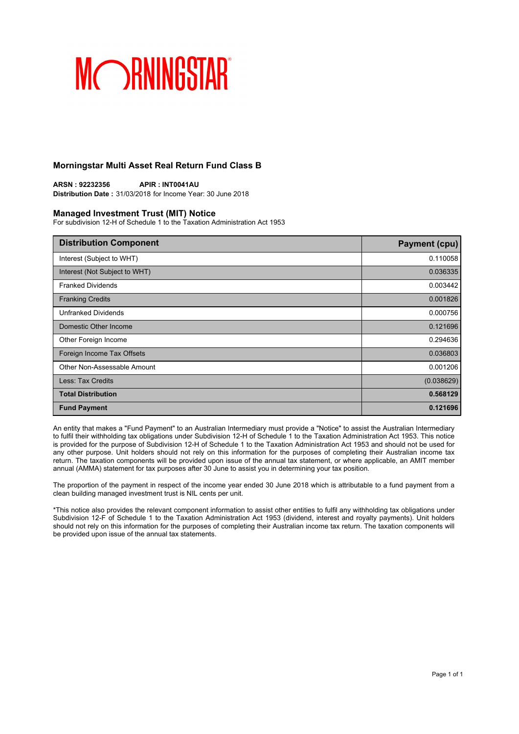MORNINGSTAR

## Morningstar Multi Asset Real Return Fund Class B

**ARSN : 92232356** **APIR : INT0041AU**
**Distribution Date :** 31/03/2018 for Income Year: 30 June 2018

### Managed Investment Trust (MIT) Notice

For subdivision 12-H of Schedule 1 to the Taxation Administration Act 1953

| Distribution Component | Payment (cpu) |
|---|---|
| Interest (Subject to WHT) | 0.110058 |
| Interest (Not Subject to WHT) | 0.036335 |
| Franked Dividends | 0.003442 |
| Franking Credits | 0.001826 |
| Unfranked Dividends | 0.000756 |
| Domestic Other Income | 0.121696 |
| Other Foreign Income | 0.294636 |
| Foreign Income Tax Offsets | 0.036803 |
| Other Non-Assessable Amount | 0.001206 |
| Less: Tax Credits | (0.038629) |
| **Total Distribution** | **0.568129** |
| **Fund Payment** | **0.121696** |

An entity that makes a "Fund Payment" to an Australian Intermediary must provide a "Notice" to assist the Australian Intermediary to fulfil their withholding tax obligations under Subdivision 12-H of Schedule 1 to the Taxation Administration Act 1953. This notice is provided for the purpose of Subdivision 12-H of Schedule 1 to the Taxation Administration Act 1953 and should not be used for any other purpose. Unit holders should not rely on this information for the purposes of completing their Australian income tax return. The taxation components will be provided upon issue of the annual tax statement, or where applicable, an AMIT member annual (AMMA) statement for tax purposes after 30 June to assist you in determining your tax position.

The proportion of the payment in respect of the income year ended 30 June 2018 which is attributable to a fund payment from a clean building managed investment trust is NIL cents per unit.

*This notice also provides the relevant component information to assist other entities to fulfil any withholding tax obligations under Subdivision 12-F of Schedule 1 to the Taxation Administration Act 1953 (dividend, interest and royalty payments). Unit holders should not rely on this information for the purposes of completing their Australian income tax return. The taxation components will be provided upon issue of the annual tax statements.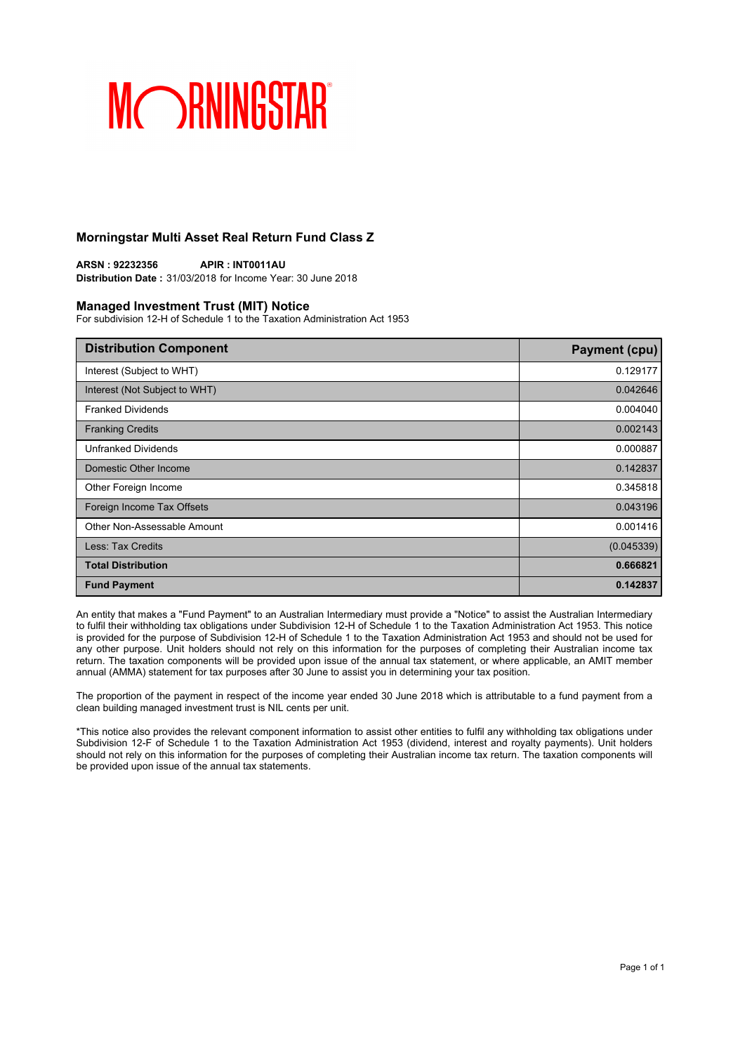# Morningstar Multi Asset Real Return Fund Class Z

**ARSN : 92232356** **APIR : INT0011AU**
**Distribution Date :** 31/03/2018 for Income Year: 30 June 2018

## Managed Investment Trust (MIT) Notice

For subdivision 12-H of Schedule 1 to the Taxation Administration Act 1953

| Distribution Component | Payment (cpu) |
|---|---|
| Interest (Subject to WHT) | 0.129177 |
| Interest (Not Subject to WHT) | 0.042646 |
| Franked Dividends | 0.004040 |
| Franking Credits | 0.002143 |
| Unfranked Dividends | 0.000887 |
| Domestic Other Income | 0.142837 |
| Other Foreign Income | 0.345818 |
| Foreign Income Tax Offsets | 0.043196 |
| Other Non-Assessable Amount | 0.001416 |
| Less: Tax Credits | (0.045339) |
| **Total Distribution** | **0.666821** |
| **Fund Payment** | **0.142837** |

An entity that makes a "Fund Payment" to an Australian Intermediary must provide a "Notice" to assist the Australian Intermediary to fulfil their withholding tax obligations under Subdivision 12-H of Schedule 1 to the Taxation Administration Act 1953. This notice is provided for the purpose of Subdivision 12-H of Schedule 1 to the Taxation Administration Act 1953 and should not be used for any other purpose. Unit holders should not rely on this information for the purposes of completing their Australian income tax return. The taxation components will be provided upon issue of the annual tax statement, or where applicable, an AMIT member annual (AMMA) statement for tax purposes after 30 June to assist you in determining your tax position.

The proportion of the payment in respect of the income year ended 30 June 2018 which is attributable to a fund payment from a clean building managed investment trust is NIL cents per unit.

*This notice also provides the relevant component information to assist other entities to fulfil any withholding tax obligations under Subdivision 12-F of Schedule 1 to the Taxation Administration Act 1953 (dividend, interest and royalty payments). Unit holders should not rely on this information for the purposes of completing their Australian income tax return. The taxation components will be provided upon issue of the annual tax statements.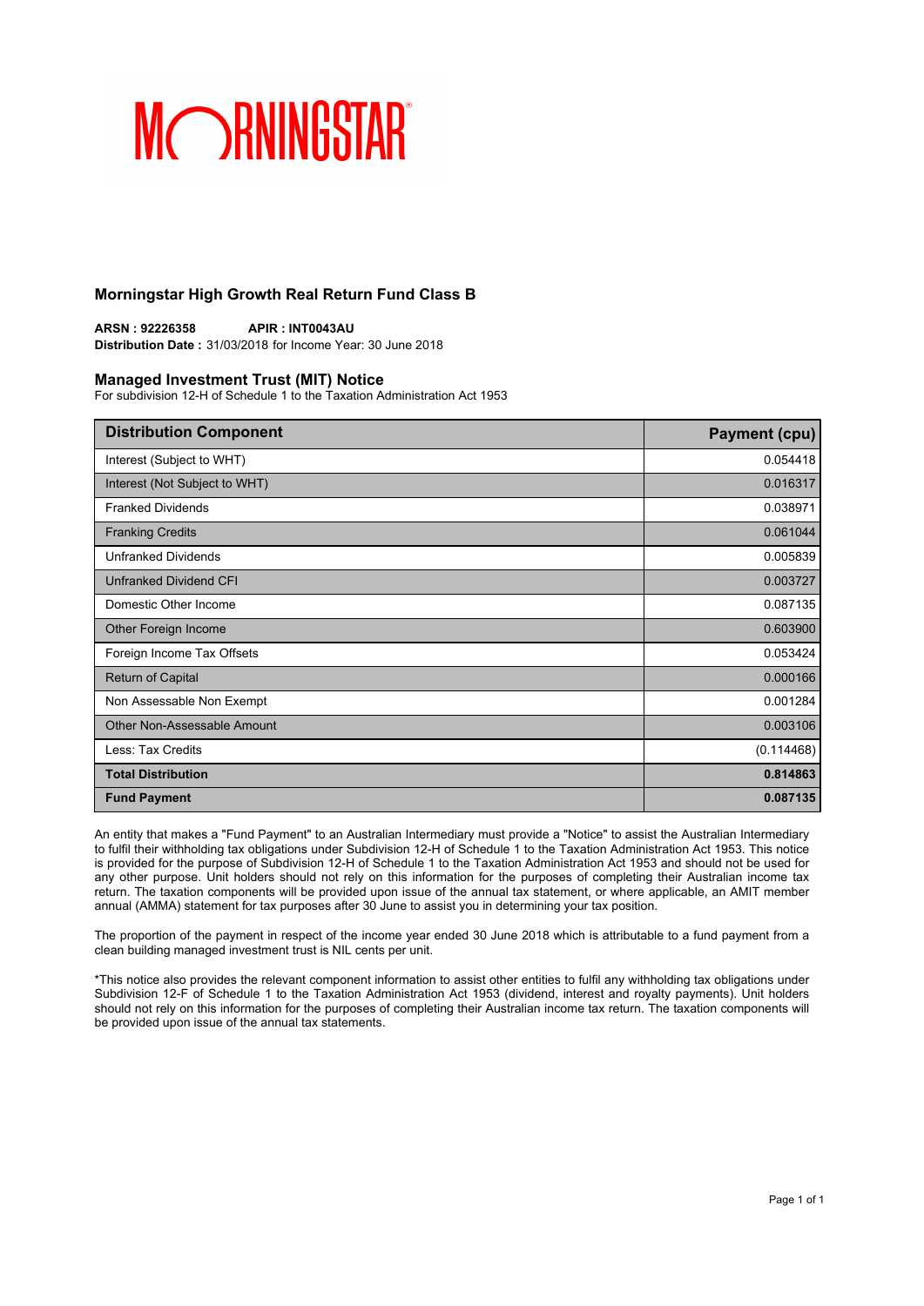# MORNINGSTAR

## Morningstar High Growth Real Return Fund Class B

**ARSN : 92226358** **APIR : INT0043AU**
**Distribution Date :** 31/03/2018 for Income Year: 30 June 2018

### Managed Investment Trust (MIT) Notice

For subdivision 12-H of Schedule 1 to the Taxation Administration Act 1953

| Distribution Component | Payment (cpu) |
| --- | --- |
| Interest (Subject to WHT) | 0.054418 |
| Interest (Not Subject to WHT) | 0.016317 |
| Franked Dividends | 0.038971 |
| Franking Credits | 0.061044 |
| Unfranked Dividends | 0.005839 |
| Unfranked Dividend CFI | 0.003727 |
| Domestic Other Income | 0.087135 |
| Other Foreign Income | 0.603900 |
| Foreign Income Tax Offsets | 0.053424 |
| Return of Capital | 0.000166 |
| Non Assessable Non Exempt | 0.001284 |
| Other Non-Assessable Amount | 0.003106 |
| Less: Tax Credits | (0.114468) |
| **Total Distribution** | **0.814863** |
| **Fund Payment** | **0.087135** |

An entity that makes a "Fund Payment" to an Australian Intermediary must provide a "Notice" to assist the Australian Intermediary to fulfil their withholding tax obligations under Subdivision 12-H of Schedule 1 to the Taxation Administration Act 1953. This notice is provided for the purpose of Subdivision 12-H of Schedule 1 to the Taxation Administration Act 1953 and should not be used for any other purpose. Unit holders should not rely on this information for the purposes of completing their Australian income tax return. The taxation components will be provided upon issue of the annual tax statement, or where applicable, an AMIT member annual (AMMA) statement for tax purposes after 30 June to assist you in determining your tax position.

The proportion of the payment in respect of the income year ended 30 June 2018 which is attributable to a fund payment from a clean building managed investment trust is NIL cents per unit.

*This notice also provides the relevant component information to assist other entities to fulfil any withholding tax obligations under Subdivision 12-F of Schedule 1 to the Taxation Administration Act 1953 (dividend, interest and royalty payments). Unit holders should not rely on this information for the purposes of completing their Australian income tax return. The taxation components will be provided upon issue of the annual tax statements.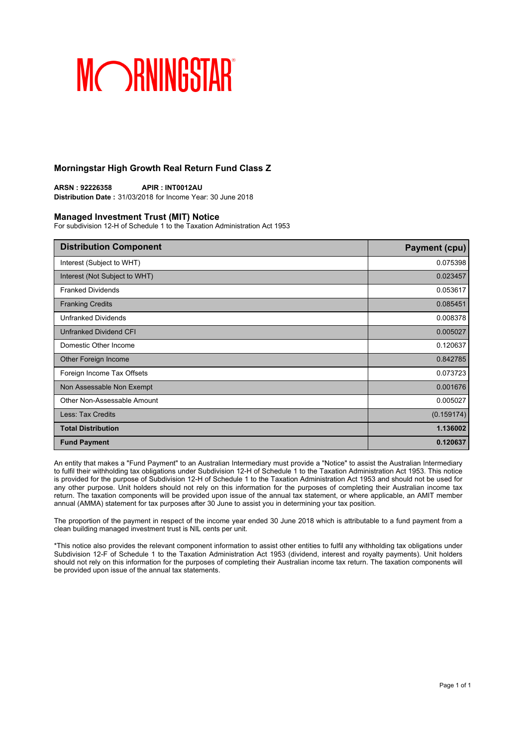# MORNINGSTAR

## Morningstar High Growth Real Return Fund Class Z

**ARSN : 92226358** **APIR : INT0012AU**
**Distribution Date :** 31/03/2018 for Income Year: 30 June 2018

### Managed Investment Trust (MIT) Notice

For subdivision 12-H of Schedule 1 to the Taxation Administration Act 1953

| Distribution Component | Payment (cpu) |
|---|---|
| Interest (Subject to WHT) | 0.075398 |
| Interest (Not Subject to WHT) | 0.023457 |
| Franked Dividends | 0.053617 |
| Franking Credits | 0.085451 |
| Unfranked Dividends | 0.008378 |
| Unfranked Dividend CFI | 0.005027 |
| Domestic Other Income | 0.120637 |
| Other Foreign Income | 0.842785 |
| Foreign Income Tax Offsets | 0.073723 |
| Non Assessable Non Exempt | 0.001676 |
| Other Non-Assessable Amount | 0.005027 |
| Less: Tax Credits | (0.159174) |
| **Total Distribution** | **1.136002** |
| **Fund Payment** | **0.120637** |

An entity that makes a "Fund Payment" to an Australian Intermediary must provide a "Notice" to assist the Australian Intermediary to fulfil their withholding tax obligations under Subdivision 12-H of Schedule 1 to the Taxation Administration Act 1953. This notice is provided for the purpose of Subdivision 12-H of Schedule 1 to the Taxation Administration Act 1953 and should not be used for any other purpose. Unit holders should not rely on this information for the purposes of completing their Australian income tax return. The taxation components will be provided upon issue of the annual tax statement, or where applicable, an AMIT member annual (AMMA) statement for tax purposes after 30 June to assist you in determining your tax position.

The proportion of the payment in respect of the income year ended 30 June 2018 which is attributable to a fund payment from a clean building managed investment trust is NIL cents per unit.

*This notice also provides the relevant component information to assist other entities to fulfil any withholding tax obligations under Subdivision 12-F of Schedule 1 to the Taxation Administration Act 1953 (dividend, interest and royalty payments). Unit holders should not rely on this information for the purposes of completing their Australian income tax return. The taxation components will be provided upon issue of the annual tax statements.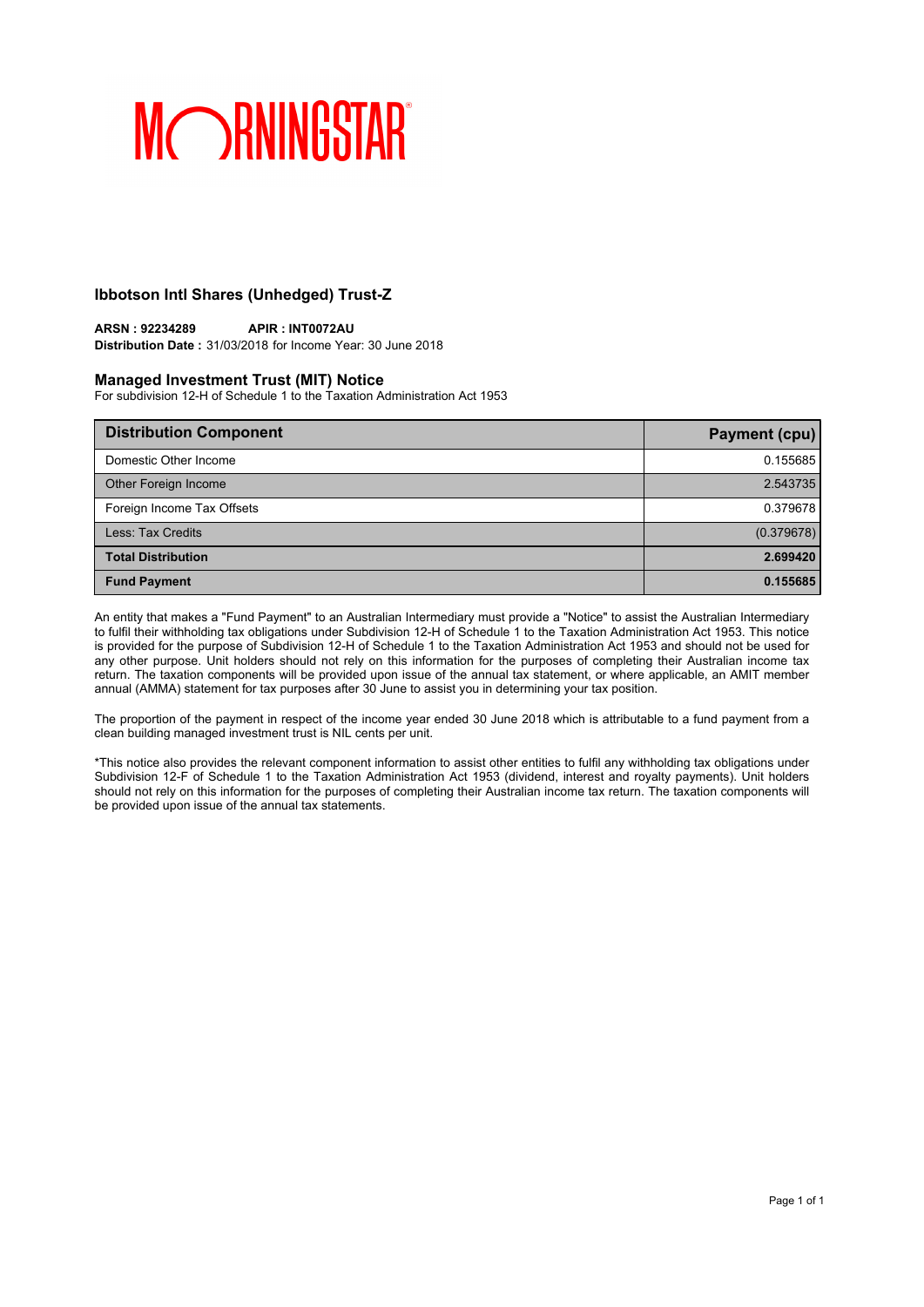MORNINGSTAR

## Ibbotson Intl Shares (Unhedged) Trust-Z

**ARSN : 92234289** **APIR : INT0072AU**
**Distribution Date :** 31/03/2018 for Income Year: 30 June 2018

### Managed Investment Trust (MIT) Notice

For subdivision 12-H of Schedule 1 to the Taxation Administration Act 1953

| Distribution Component | Payment (cpu) |
|---|---|
| Domestic Other Income | 0.155685 |
| Other Foreign Income | 2.543735 |
| Foreign Income Tax Offsets | 0.379678 |
| Less: Tax Credits | (0.379678) |
| **Total Distribution** | **2.699420** |
| **Fund Payment** | **0.155685** |

An entity that makes a "Fund Payment" to an Australian Intermediary must provide a "Notice" to assist the Australian Intermediary to fulfil their withholding tax obligations under Subdivision 12-H of Schedule 1 to the Taxation Administration Act 1953. This notice is provided for the purpose of Subdivision 12-H of Schedule 1 to the Taxation Administration Act 1953 and should not be used for any other purpose. Unit holders should not rely on this information for the purposes of completing their Australian income tax return. The taxation components will be provided upon issue of the annual tax statement, or where applicable, an AMIT member annual (AMMA) statement for tax purposes after 30 June to assist you in determining your tax position.

The proportion of the payment in respect of the income year ended 30 June 2018 which is attributable to a fund payment from a clean building managed investment trust is NIL cents per unit.

*This notice also provides the relevant component information to assist other entities to fulfil any withholding tax obligations under Subdivision 12-F of Schedule 1 to the Taxation Administration Act 1953 (dividend, interest and royalty payments). Unit holders should not rely on this information for the purposes of completing their Australian income tax return. The taxation components will be provided upon issue of the annual tax statements.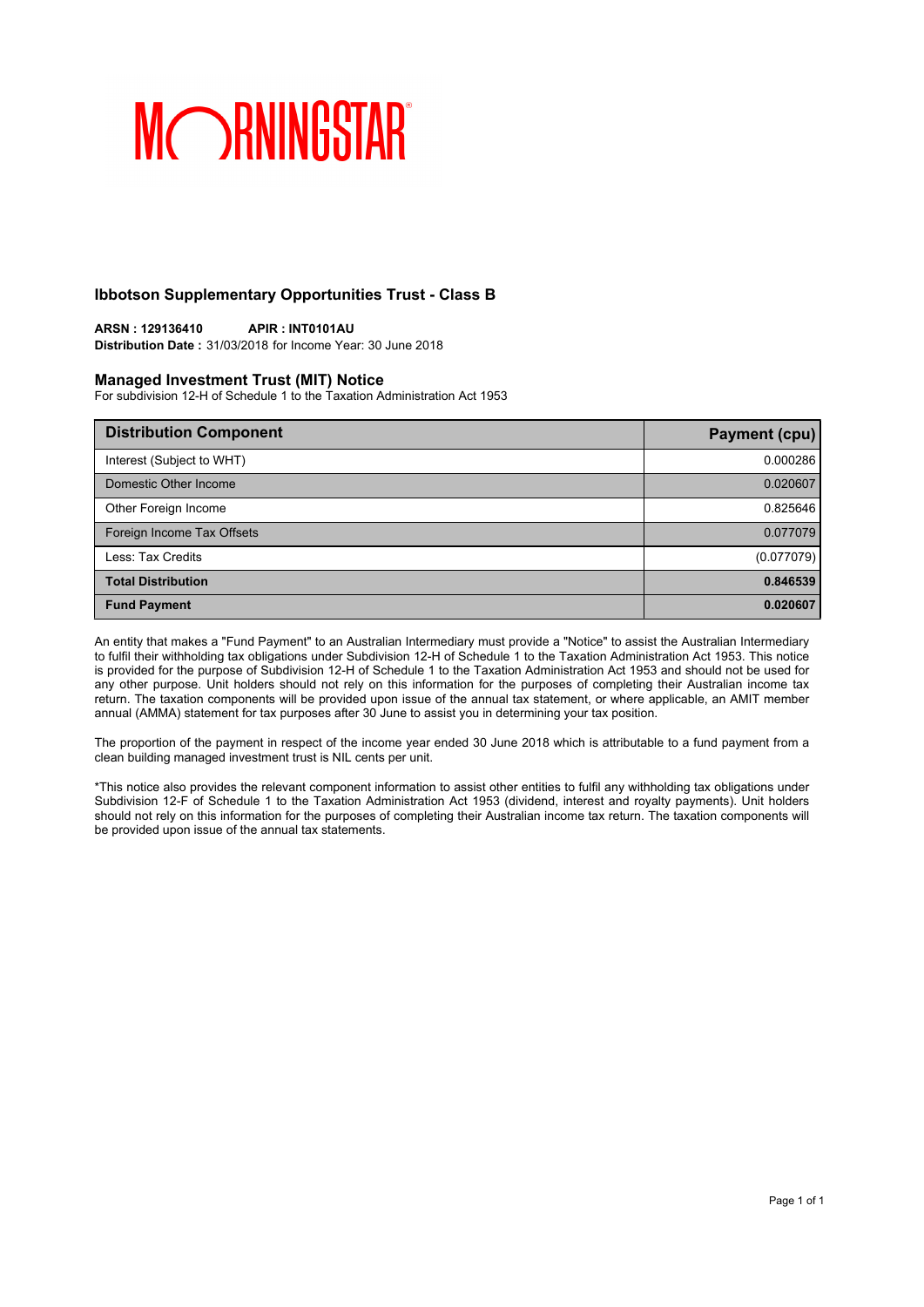MORNINGSTAR®

## Ibbotson Supplementary Opportunities Trust - Class B

**ARSN : 129136410** **APIR : INT0101AU**
**Distribution Date :** 31/03/2018 for Income Year: 30 June 2018

### Managed Investment Trust (MIT) Notice

For subdivision 12-H of Schedule 1 to the Taxation Administration Act 1953

| Distribution Component | Payment (cpu) |
|---|---|
| Interest (Subject to WHT) | 0.000286 |
| Domestic Other Income | 0.020607 |
| Other Foreign Income | 0.825646 |
| Foreign Income Tax Offsets | 0.077079 |
| Less: Tax Credits | (0.077079) |
| **Total Distribution** | **0.846539** |
| **Fund Payment** | **0.020607** |

An entity that makes a "Fund Payment" to an Australian Intermediary must provide a "Notice" to assist the Australian Intermediary to fulfil their withholding tax obligations under Subdivision 12-H of Schedule 1 to the Taxation Administration Act 1953. This notice is provided for the purpose of Subdivision 12-H of Schedule 1 to the Taxation Administration Act 1953 and should not be used for any other purpose. Unit holders should not rely on this information for the purposes of completing their Australian income tax return. The taxation components will be provided upon issue of the annual tax statement, or where applicable, an AMIT member annual (AMMA) statement for tax purposes after 30 June to assist you in determining your tax position.

The proportion of the payment in respect of the income year ended 30 June 2018 which is attributable to a fund payment from a clean building managed investment trust is NIL cents per unit.

*This notice also provides the relevant component information to assist other entities to fulfil any withholding tax obligations under Subdivision 12-F of Schedule 1 to the Taxation Administration Act 1953 (dividend, interest and royalty payments). Unit holders should not rely on this information for the purposes of completing their Australian income tax return. The taxation components will be provided upon issue of the annual tax statements.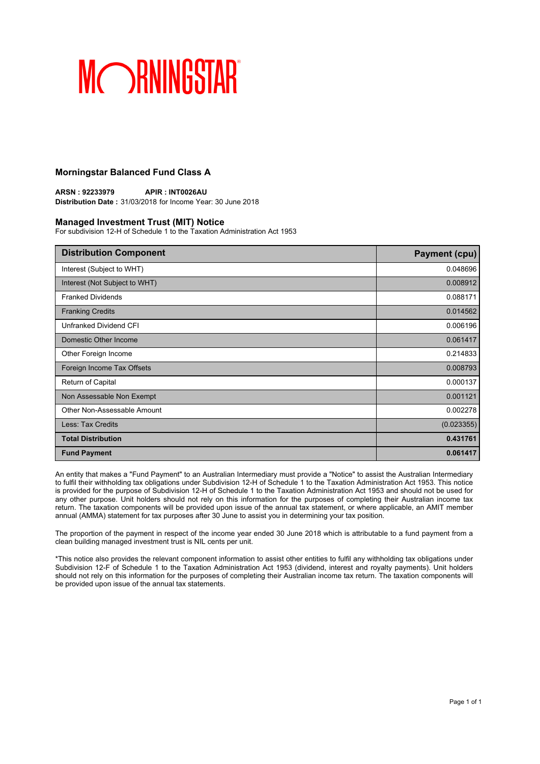MORNINGSTAR

## Morningstar Balanced Fund Class A

**ARSN : 92233979** **APIR : INT0026AU**
**Distribution Date :** 31/03/2018 for Income Year: 30 June 2018

## Managed Investment Trust (MIT) Notice

For subdivision 12-H of Schedule 1 to the Taxation Administration Act 1953

| Distribution Component | Payment (cpu) |
|---|---|
| Interest (Subject to WHT) | 0.048696 |
| Interest (Not Subject to WHT) | 0.008912 |
| Franked Dividends | 0.088171 |
| Franking Credits | 0.014562 |
| Unfranked Dividend CFI | 0.006196 |
| Domestic Other Income | 0.061417 |
| Other Foreign Income | 0.214833 |
| Foreign Income Tax Offsets | 0.008793 |
| Return of Capital | 0.000137 |
| Non Assessable Non Exempt | 0.001121 |
| Other Non-Assessable Amount | 0.002278 |
| Less: Tax Credits | (0.023355) |
| **Total Distribution** | **0.431761** |
| **Fund Payment** | **0.061417** |

An entity that makes a "Fund Payment" to an Australian Intermediary must provide a "Notice" to assist the Australian Intermediary to fulfil their withholding tax obligations under Subdivision 12-H of Schedule 1 to the Taxation Administration Act 1953. This notice is provided for the purpose of Subdivision 12-H of Schedule 1 to the Taxation Administration Act 1953 and should not be used for any other purpose. Unit holders should not rely on this information for the purposes of completing their Australian income tax return. The taxation components will be provided upon issue of the annual tax statement, or where applicable, an AMIT member annual (AMMA) statement for tax purposes after 30 June to assist you in determining your tax position.

The proportion of the payment in respect of the income year ended 30 June 2018 which is attributable to a fund payment from a clean building managed investment trust is NIL cents per unit.

*This notice also provides the relevant component information to assist other entities to fulfil any withholding tax obligations under Subdivision 12-F of Schedule 1 to the Taxation Administration Act 1953 (dividend, interest and royalty payments). Unit holders should not rely on this information for the purposes of completing their Australian income tax return. The taxation components will be provided upon issue of the annual tax statements.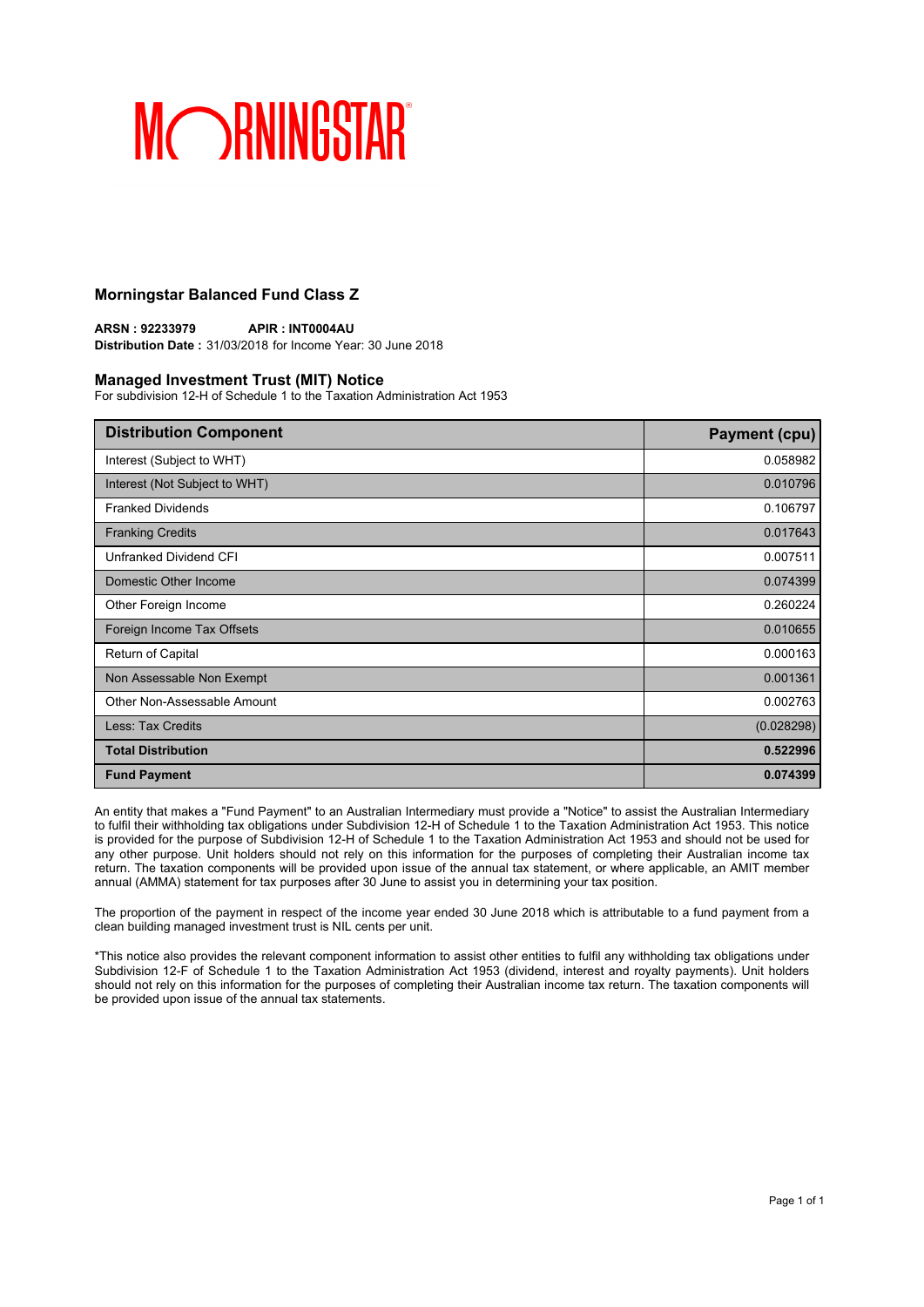MORNINGSTAR

### Morningstar Balanced Fund Class Z

**ARSN : 92233979** **APIR : INT0004AU**
**Distribution Date :** 31/03/2018 for Income Year: 30 June 2018

### Managed Investment Trust (MIT) Notice

For subdivision 12-H of Schedule 1 to the Taxation Administration Act 1953

| Distribution Component | Payment (cpu) |
|---|---|
| Interest (Subject to WHT) | 0.058982 |
| Interest (Not Subject to WHT) | 0.010796 |
| Franked Dividends | 0.106797 |
| Franking Credits | 0.017643 |
| Unfranked Dividend CFI | 0.007511 |
| Domestic Other Income | 0.074399 |
| Other Foreign Income | 0.260224 |
| Foreign Income Tax Offsets | 0.010655 |
| Return of Capital | 0.000163 |
| Non Assessable Non Exempt | 0.001361 |
| Other Non-Assessable Amount | 0.002763 |
| Less: Tax Credits | (0.028298) |
| **Total Distribution** | **0.522996** |
| **Fund Payment** | **0.074399** |

An entity that makes a "Fund Payment" to an Australian Intermediary must provide a "Notice" to assist the Australian Intermediary to fulfil their withholding tax obligations under Subdivision 12-H of Schedule 1 to the Taxation Administration Act 1953. This notice is provided for the purpose of Subdivision 12-H of Schedule 1 to the Taxation Administration Act 1953 and should not be used for any other purpose. Unit holders should not rely on this information for the purposes of completing their Australian income tax return. The taxation components will be provided upon issue of the annual tax statement, or where applicable, an AMIT member annual (AMMA) statement for tax purposes after 30 June to assist you in determining your tax position.

The proportion of the payment in respect of the income year ended 30 June 2018 which is attributable to a fund payment from a clean building managed investment trust is NIL cents per unit.

*This notice also provides the relevant component information to assist other entities to fulfil any withholding tax obligations under Subdivision 12-F of Schedule 1 to the Taxation Administration Act 1953 (dividend, interest and royalty payments). Unit holders should not rely on this information for the purposes of completing their Australian income tax return. The taxation components will be provided upon issue of the annual tax statements.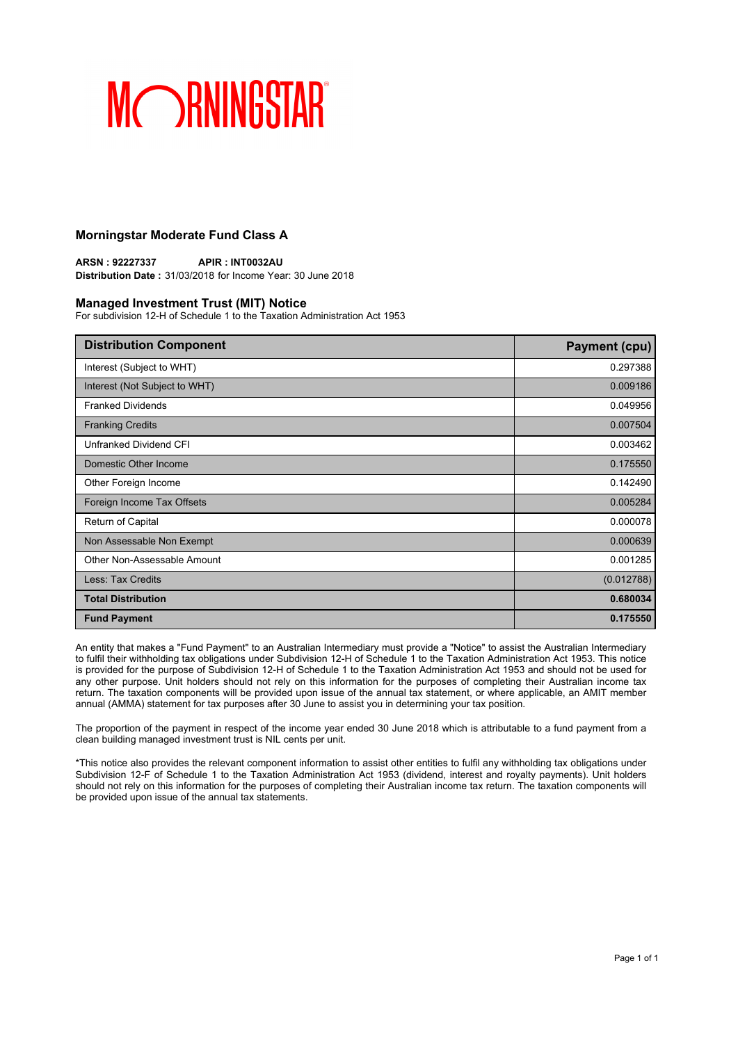MORNINGSTAR

## Morningstar Moderate Fund Class A

**ARSN : 92227337** **APIR : INT0032AU**
**Distribution Date :** 31/03/2018 for Income Year: 30 June 2018

## Managed Investment Trust (MIT) Notice

For subdivision 12-H of Schedule 1 to the Taxation Administration Act 1953

| Distribution Component | Payment (cpu) |
|---|---|
| Interest (Subject to WHT) | 0.297388 |
| Interest (Not Subject to WHT) | 0.009186 |
| Franked Dividends | 0.049956 |
| Franking Credits | 0.007504 |
| Unfranked Dividend CFI | 0.003462 |
| Domestic Other Income | 0.175550 |
| Other Foreign Income | 0.142490 |
| Foreign Income Tax Offsets | 0.005284 |
| Return of Capital | 0.000078 |
| Non Assessable Non Exempt | 0.000639 |
| Other Non-Assessable Amount | 0.001285 |
| Less: Tax Credits | (0.012788) |
| **Total Distribution** | **0.680034** |
| **Fund Payment** | **0.175550** |

An entity that makes a "Fund Payment" to an Australian Intermediary must provide a "Notice" to assist the Australian Intermediary to fulfil their withholding tax obligations under Subdivision 12-H of Schedule 1 to the Taxation Administration Act 1953. This notice is provided for the purpose of Subdivision 12-H of Schedule 1 to the Taxation Administration Act 1953 and should not be used for any other purpose. Unit holders should not rely on this information for the purposes of completing their Australian income tax return. The taxation components will be provided upon issue of the annual tax statement, or where applicable, an AMIT member annual (AMMA) statement for tax purposes after 30 June to assist you in determining your tax position.

The proportion of the payment in respect of the income year ended 30 June 2018 which is attributable to a fund payment from a clean building managed investment trust is NIL cents per unit.

*This notice also provides the relevant component information to assist other entities to fulfil any withholding tax obligations under Subdivision 12-F of Schedule 1 to the Taxation Administration Act 1953 (dividend, interest and royalty payments). Unit holders should not rely on this information for the purposes of completing their Australian income tax return. The taxation components will be provided upon issue of the annual tax statements.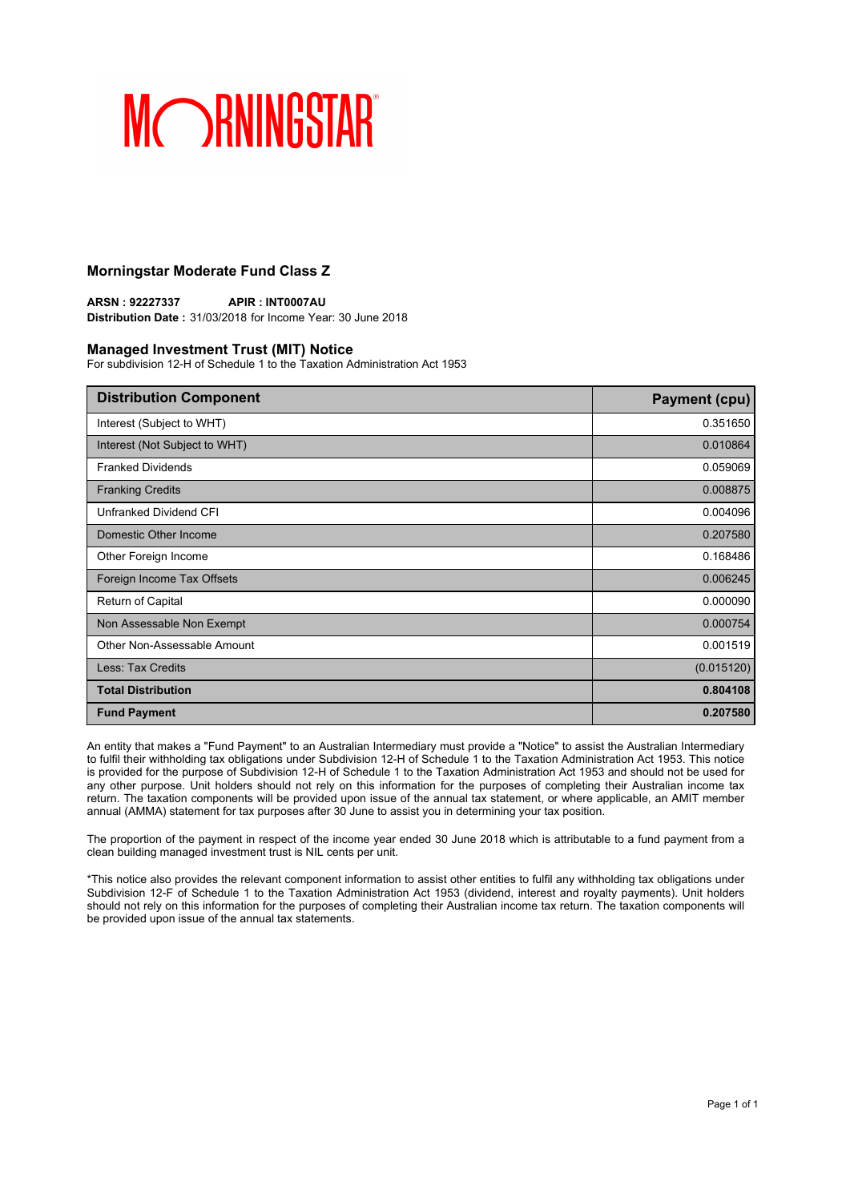MORNINGSTAR

## Morningstar Moderate Fund Class Z

**ARSN : 92227337** **APIR : INT0007AU**
**Distribution Date :** 31/03/2018 for Income Year: 30 June 2018

## Managed Investment Trust (MIT) Notice

For subdivision 12-H of Schedule 1 to the Taxation Administration Act 1953

| Distribution Component | Payment (cpu) |
|---|---|
| Interest (Subject to WHT) | 0.351650 |
| Interest (Not Subject to WHT) | 0.010864 |
| Franked Dividends | 0.059069 |
| Franking Credits | 0.008875 |
| Unfranked Dividend CFI | 0.004096 |
| Domestic Other Income | 0.207580 |
| Other Foreign Income | 0.168486 |
| Foreign Income Tax Offsets | 0.006245 |
| Return of Capital | 0.000090 |
| Non Assessable Non Exempt | 0.000754 |
| Other Non-Assessable Amount | 0.001519 |
| Less: Tax Credits | (0.015120) |
| **Total Distribution** | **0.804108** |
| **Fund Payment** | **0.207580** |

An entity that makes a "Fund Payment" to an Australian Intermediary must provide a "Notice" to assist the Australian Intermediary to fulfil their withholding tax obligations under Subdivision 12-H of Schedule 1 to the Taxation Administration Act 1953. This notice is provided for the purpose of Subdivision 12-H of Schedule 1 to the Taxation Administration Act 1953 and should not be used for any other purpose. Unit holders should not rely on this information for the purposes of completing their Australian income tax return. The taxation components will be provided upon issue of the annual tax statement, or where applicable, an AMIT member annual (AMMA) statement for tax purposes after 30 June to assist you in determining your tax position.

The proportion of the payment in respect of the income year ended 30 June 2018 which is attributable to a fund payment from a clean building managed investment trust is NIL cents per unit.

*This notice also provides the relevant component information to assist other entities to fulfil any withholding tax obligations under Subdivision 12-F of Schedule 1 to the Taxation Administration Act 1953 (dividend, interest and royalty payments). Unit holders should not rely on this information for the purposes of completing their Australian income tax return. The taxation components will be provided upon issue of the annual tax statements.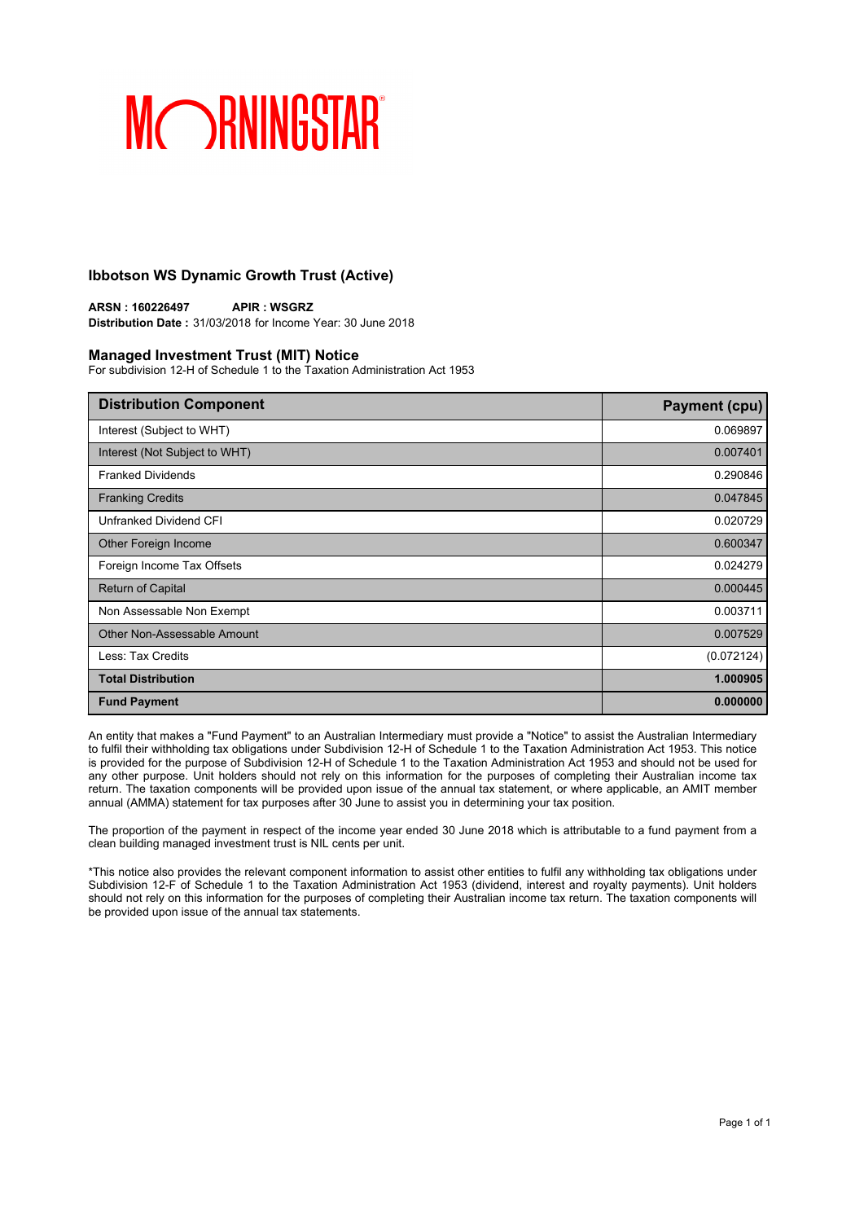MORNINGSTAR

## Ibbotson WS Dynamic Growth Trust (Active)

**ARSN : 160226497** **APIR : WSGRZ**
**Distribution Date :** 31/03/2018 for Income Year: 30 June 2018

## Managed Investment Trust (MIT) Notice

For subdivision 12-H of Schedule 1 to the Taxation Administration Act 1953

| Distribution Component | Payment (cpu) |
|---|---|
| Interest (Subject to WHT) | 0.069897 |
| Interest (Not Subject to WHT) | 0.007401 |
| Franked Dividends | 0.290846 |
| Franking Credits | 0.047845 |
| Unfranked Dividend CFI | 0.020729 |
| Other Foreign Income | 0.600347 |
| Foreign Income Tax Offsets | 0.024279 |
| Return of Capital | 0.000445 |
| Non Assessable Non Exempt | 0.003711 |
| Other Non-Assessable Amount | 0.007529 |
| Less: Tax Credits | (0.072124) |
| **Total Distribution** | **1.000905** |
| **Fund Payment** | **0.000000** |

An entity that makes a "Fund Payment" to an Australian Intermediary must provide a "Notice" to assist the Australian Intermediary to fulfil their withholding tax obligations under Subdivision 12-H of Schedule 1 to the Taxation Administration Act 1953. This notice is provided for the purpose of Subdivision 12-H of Schedule 1 to the Taxation Administration Act 1953 and should not be used for any other purpose. Unit holders should not rely on this information for the purposes of completing their Australian income tax return. The taxation components will be provided upon issue of the annual tax statement, or where applicable, an AMIT member annual (AMMA) statement for tax purposes after 30 June to assist you in determining your tax position.

The proportion of the payment in respect of the income year ended 30 June 2018 which is attributable to a fund payment from a clean building managed investment trust is NIL cents per unit.

*This notice also provides the relevant component information to assist other entities to fulfil any withholding tax obligations under Subdivision 12-F of Schedule 1 to the Taxation Administration Act 1953 (dividend, interest and royalty payments). Unit holders should not rely on this information for the purposes of completing their Australian income tax return. The taxation components will be provided upon issue of the annual tax statements.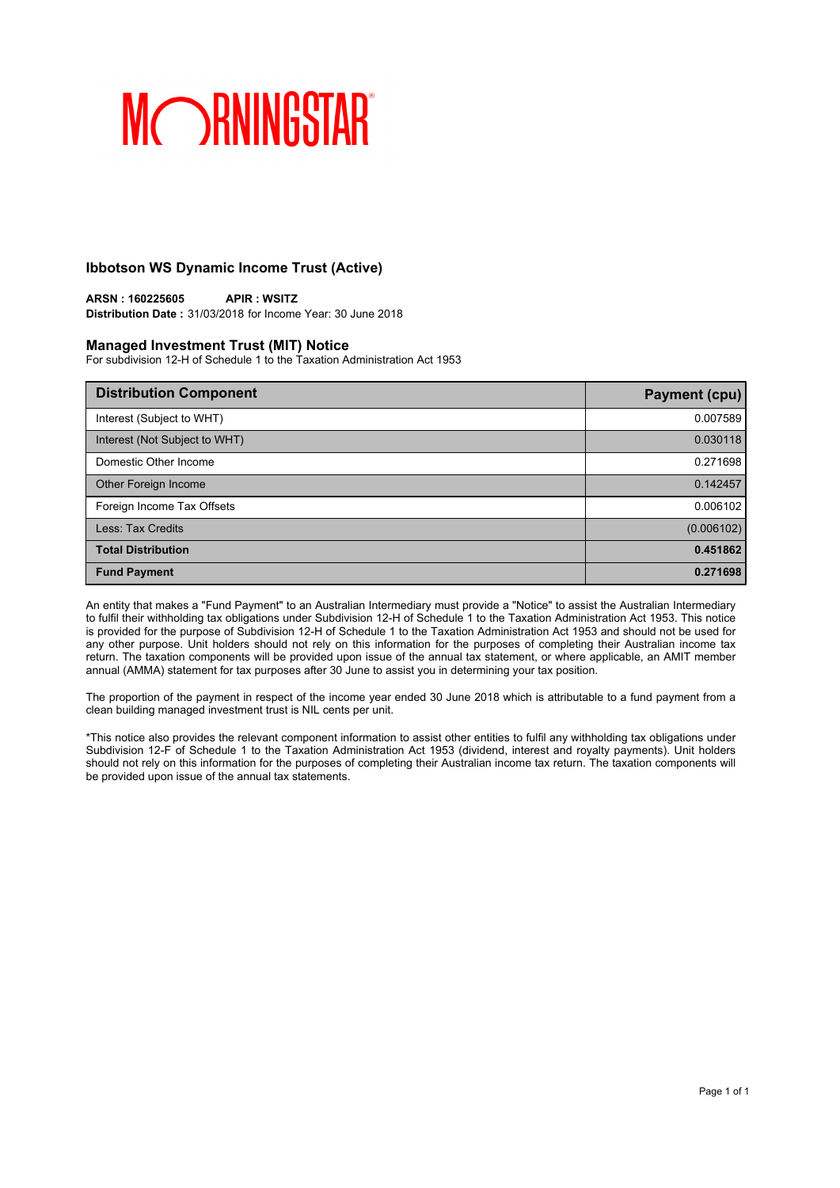MORNINGSTAR®

## Ibbotson WS Dynamic Income Trust (Active)

**ARSN : 160225605** **APIR : WSITZ**
**Distribution Date :** 31/03/2018 for Income Year: 30 June 2018

### Managed Investment Trust (MIT) Notice

For subdivision 12-H of Schedule 1 to the Taxation Administration Act 1953

| Distribution Component | Payment (cpu) |
|---|---|
| Interest (Subject to WHT) | 0.007589 |
| Interest (Not Subject to WHT) | 0.030118 |
| Domestic Other Income | 0.271698 |
| Other Foreign Income | 0.142457 |
| Foreign Income Tax Offsets | 0.006102 |
| Less: Tax Credits | (0.006102) |
| **Total Distribution** | **0.451862** |
| **Fund Payment** | **0.271698** |

An entity that makes a "Fund Payment" to an Australian Intermediary must provide a "Notice" to assist the Australian Intermediary to fulfil their withholding tax obligations under Subdivision 12-H of Schedule 1 to the Taxation Administration Act 1953. This notice is provided for the purpose of Subdivision 12-H of Schedule 1 to the Taxation Administration Act 1953 and should not be used for any other purpose. Unit holders should not rely on this information for the purposes of completing their Australian income tax return. The taxation components will be provided upon issue of the annual tax statement, or where applicable, an AMIT member annual (AMMA) statement for tax purposes after 30 June to assist you in determining your tax position.

The proportion of the payment in respect of the income year ended 30 June 2018 which is attributable to a fund payment from a clean building managed investment trust is NIL cents per unit.

*This notice also provides the relevant component information to assist other entities to fulfil any withholding tax obligations under Subdivision 12-F of Schedule 1 to the Taxation Administration Act 1953 (dividend, interest and royalty payments). Unit holders should not rely on this information for the purposes of completing their Australian income tax return. The taxation components will be provided upon issue of the annual tax statements.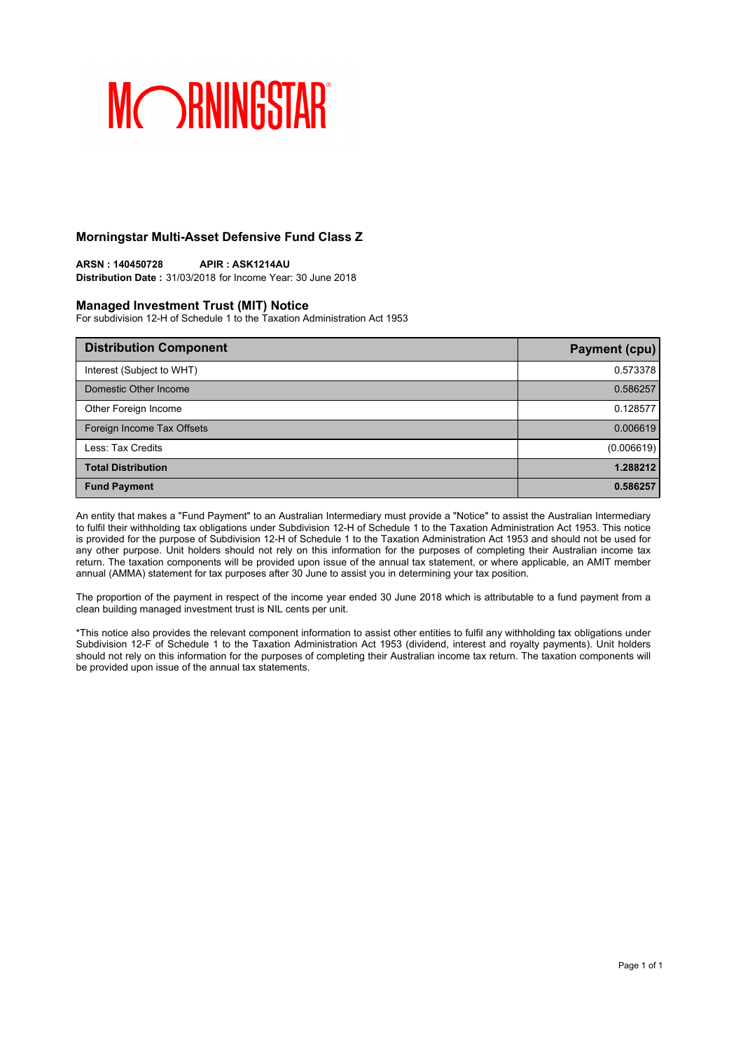MORNINGSTAR

## Morningstar Multi-Asset Defensive Fund Class Z

**ARSN : 140450728 APIR : ASK1214AU**
**Distribution Date :** 31/03/2018 for Income Year: 30 June 2018

### Managed Investment Trust (MIT) Notice

For subdivision 12-H of Schedule 1 to the Taxation Administration Act 1953

| Distribution Component | Payment (cpu) |
| --- | ---: |
| Interest (Subject to WHT) | 0.573378 |
| Domestic Other Income | 0.586257 |
| Other Foreign Income | 0.128577 |
| Foreign Income Tax Offsets | 0.006619 |
| Less: Tax Credits | (0.006619) |
| **Total Distribution** | **1.288212** |
| **Fund Payment** | **0.586257** |

An entity that makes a "Fund Payment" to an Australian Intermediary must provide a "Notice" to assist the Australian Intermediary to fulfil their withholding tax obligations under Subdivision 12-H of Schedule 1 to the Taxation Administration Act 1953. This notice is provided for the purpose of Subdivision 12-H of Schedule 1 to the Taxation Administration Act 1953 and should not be used for any other purpose. Unit holders should not rely on this information for the purposes of completing their Australian income tax return. The taxation components will be provided upon issue of the annual tax statement, or where applicable, an AMIT member annual (AMMA) statement for tax purposes after 30 June to assist you in determining your tax position.

The proportion of the payment in respect of the income year ended 30 June 2018 which is attributable to a fund payment from a clean building managed investment trust is NIL cents per unit.

*This notice also provides the relevant component information to assist other entities to fulfil any withholding tax obligations under Subdivision 12-F of Schedule 1 to the Taxation Administration Act 1953 (dividend, interest and royalty payments). Unit holders should not rely on this information for the purposes of completing their Australian income tax return. The taxation components will be provided upon issue of the annual tax statements.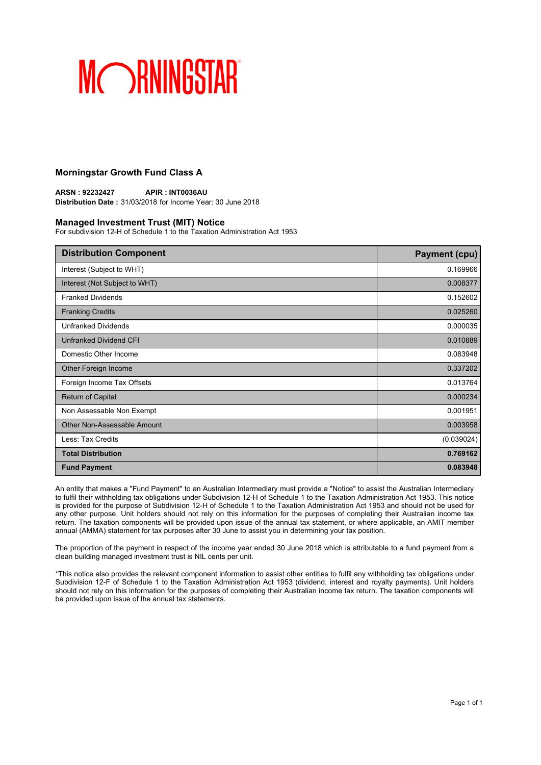MORNINGSTAR

## Morningstar Growth Fund Class A

**ARSN : 92232427** **APIR : INT0036AU**
**Distribution Date :** 31/03/2018 for Income Year: 30 June 2018

### Managed Investment Trust (MIT) Notice

For subdivision 12-H of Schedule 1 to the Taxation Administration Act 1953

| Distribution Component | Payment (cpu) |
|---|---|
| Interest (Subject to WHT) | 0.169966 |
| Interest (Not Subject to WHT) | 0.008377 |
| Franked Dividends | 0.152602 |
| Franking Credits | 0.025260 |
| Unfranked Dividends | 0.000035 |
| Unfranked Dividend CFI | 0.010889 |
| Domestic Other Income | 0.083948 |
| Other Foreign Income | 0.337202 |
| Foreign Income Tax Offsets | 0.013764 |
| Return of Capital | 0.000234 |
| Non Assessable Non Exempt | 0.001951 |
| Other Non-Assessable Amount | 0.003958 |
| Less: Tax Credits | (0.039024) |
| **Total Distribution** | **0.769162** |
| **Fund Payment** | **0.083948** |

An entity that makes a "Fund Payment" to an Australian Intermediary must provide a "Notice" to assist the Australian Intermediary to fulfil their withholding tax obligations under Subdivision 12-H of Schedule 1 to the Taxation Administration Act 1953. This notice is provided for the purpose of Subdivision 12-H of Schedule 1 to the Taxation Administration Act 1953 and should not be used for any other purpose. Unit holders should not rely on this information for the purposes of completing their Australian income tax return. The taxation components will be provided upon issue of the annual tax statement, or where applicable, an AMIT member annual (AMMA) statement for tax purposes after 30 June to assist you in determining your tax position.

The proportion of the payment in respect of the income year ended 30 June 2018 which is attributable to a fund payment from a clean building managed investment trust is NIL cents per unit.

*This notice also provides the relevant component information to assist other entities to fulfil any withholding tax obligations under Subdivision 12-F of Schedule 1 to the Taxation Administration Act 1953 (dividend, interest and royalty payments). Unit holders should not rely on this information for the purposes of completing their Australian income tax return. The taxation components will be provided upon issue of the annual tax statements.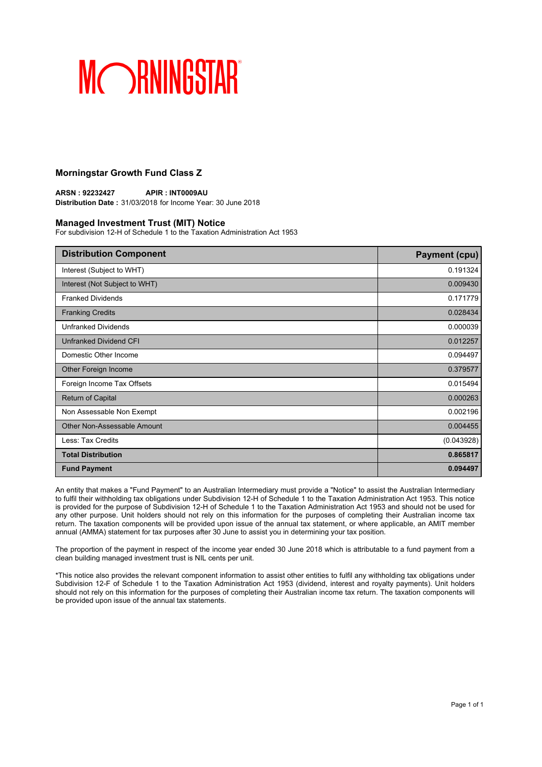MORNINGSTAR

## Morningstar Growth Fund Class Z

**ARSN : 92232427** **APIR : INT0009AU**
**Distribution Date :** 31/03/2018 for Income Year: 30 June 2018

## Managed Investment Trust (MIT) Notice

For subdivision 12-H of Schedule 1 to the Taxation Administration Act 1953

| Distribution Component | Payment (cpu) |
|---|---|
| Interest (Subject to WHT) | 0.191324 |
| Interest (Not Subject to WHT) | 0.009430 |
| Franked Dividends | 0.171779 |
| Franking Credits | 0.028434 |
| Unfranked Dividends | 0.000039 |
| Unfranked Dividend CFI | 0.012257 |
| Domestic Other Income | 0.094497 |
| Other Foreign Income | 0.379577 |
| Foreign Income Tax Offsets | 0.015494 |
| Return of Capital | 0.000263 |
| Non Assessable Non Exempt | 0.002196 |
| Other Non-Assessable Amount | 0.004455 |
| Less: Tax Credits | (0.043928) |
| **Total Distribution** | **0.865817** |
| **Fund Payment** | **0.094497** |

An entity that makes a "Fund Payment" to an Australian Intermediary must provide a "Notice" to assist the Australian Intermediary to fulfil their withholding tax obligations under Subdivision 12-H of Schedule 1 to the Taxation Administration Act 1953. This notice is provided for the purpose of Subdivision 12-H of Schedule 1 to the Taxation Administration Act 1953 and should not be used for any other purpose. Unit holders should not rely on this information for the purposes of completing their Australian income tax return. The taxation components will be provided upon issue of the annual tax statement, or where applicable, an AMIT member annual (AMMA) statement for tax purposes after 30 June to assist you in determining your tax position.

The proportion of the payment in respect of the income year ended 30 June 2018 which is attributable to a fund payment from a clean building managed investment trust is NIL cents per unit.

*This notice also provides the relevant component information to assist other entities to fulfil any withholding tax obligations under Subdivision 12-F of Schedule 1 to the Taxation Administration Act 1953 (dividend, interest and royalty payments). Unit holders should not rely on this information for the purposes of completing their Australian income tax return. The taxation components will be provided upon issue of the annual tax statements.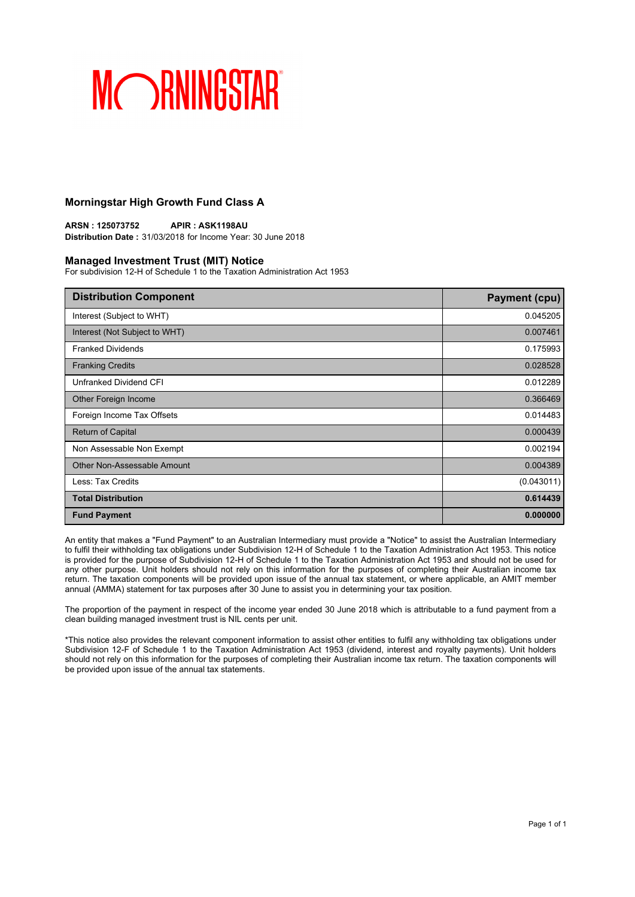MORNINGSTAR

## Morningstar High Growth Fund Class A

**ARSN : 125073752** **APIR : ASK1198AU**
**Distribution Date :** 31/03/2018 for Income Year: 30 June 2018

### Managed Investment Trust (MIT) Notice

For subdivision 12-H of Schedule 1 to the Taxation Administration Act 1953

| Distribution Component | Payment (cpu) |
|---|---|
| Interest (Subject to WHT) | 0.045205 |
| Interest (Not Subject to WHT) | 0.007461 |
| Franked Dividends | 0.175993 |
| Franking Credits | 0.028528 |
| Unfranked Dividend CFI | 0.012289 |
| Other Foreign Income | 0.366469 |
| Foreign Income Tax Offsets | 0.014483 |
| Return of Capital | 0.000439 |
| Non Assessable Non Exempt | 0.002194 |
| Other Non-Assessable Amount | 0.004389 |
| Less: Tax Credits | (0.043011) |
| **Total Distribution** | **0.614439** |
| **Fund Payment** | **0.000000** |

An entity that makes a "Fund Payment" to an Australian Intermediary must provide a "Notice" to assist the Australian Intermediary to fulfil their withholding tax obligations under Subdivision 12-H of Schedule 1 to the Taxation Administration Act 1953. This notice is provided for the purpose of Subdivision 12-H of Schedule 1 to the Taxation Administration Act 1953 and should not be used for any other purpose. Unit holders should not rely on this information for the purposes of completing their Australian income tax return. The taxation components will be provided upon issue of the annual tax statement, or where applicable, an AMIT member annual (AMMA) statement for tax purposes after 30 June to assist you in determining your tax position.

The proportion of the payment in respect of the income year ended 30 June 2018 which is attributable to a fund payment from a clean building managed investment trust is NIL cents per unit.

*This notice also provides the relevant component information to assist other entities to fulfil any withholding tax obligations under Subdivision 12-F of Schedule 1 to the Taxation Administration Act 1953 (dividend, interest and royalty payments). Unit holders should not rely on this information for the purposes of completing their Australian income tax return. The taxation components will be provided upon issue of the annual tax statements.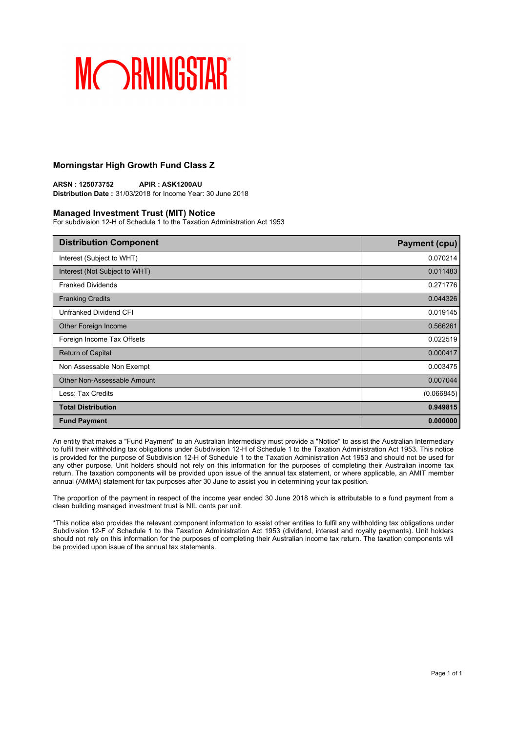MORNINGSTAR

## Morningstar High Growth Fund Class Z

**ARSN : 125073752** **APIR : ASK1200AU**
**Distribution Date :** 31/03/2018 for Income Year: 30 June 2018

### Managed Investment Trust (MIT) Notice

For subdivision 12-H of Schedule 1 to the Taxation Administration Act 1953

| Distribution Component | Payment (cpu) |
|---|---|
| Interest (Subject to WHT) | 0.070214 |
| Interest (Not Subject to WHT) | 0.011483 |
| Franked Dividends | 0.271776 |
| Franking Credits | 0.044326 |
| Unfranked Dividend CFI | 0.019145 |
| Other Foreign Income | 0.566261 |
| Foreign Income Tax Offsets | 0.022519 |
| Return of Capital | 0.000417 |
| Non Assessable Non Exempt | 0.003475 |
| Other Non-Assessable Amount | 0.007044 |
| Less: Tax Credits | (0.066845) |
| **Total Distribution** | **0.949815** |
| **Fund Payment** | **0.000000** |

An entity that makes a "Fund Payment" to an Australian Intermediary must provide a "Notice" to assist the Australian Intermediary to fulfil their withholding tax obligations under Subdivision 12-H of Schedule 1 to the Taxation Administration Act 1953. This notice is provided for the purpose of Subdivision 12-H of Schedule 1 to the Taxation Administration Act 1953 and should not be used for any other purpose. Unit holders should not rely on this information for the purposes of completing their Australian income tax return. The taxation components will be provided upon issue of the annual tax statement, or where applicable, an AMIT member annual (AMMA) statement for tax purposes after 30 June to assist you in determining your tax position.

The proportion of the payment in respect of the income year ended 30 June 2018 which is attributable to a fund payment from a clean building managed investment trust is NIL cents per unit.

*This notice also provides the relevant component information to assist other entities to fulfil any withholding tax obligations under Subdivision 12-F of Schedule 1 to the Taxation Administration Act 1953 (dividend, interest and royalty payments). Unit holders should not rely on this information for the purposes of completing their Australian income tax return. The taxation components will be provided upon issue of the annual tax statements.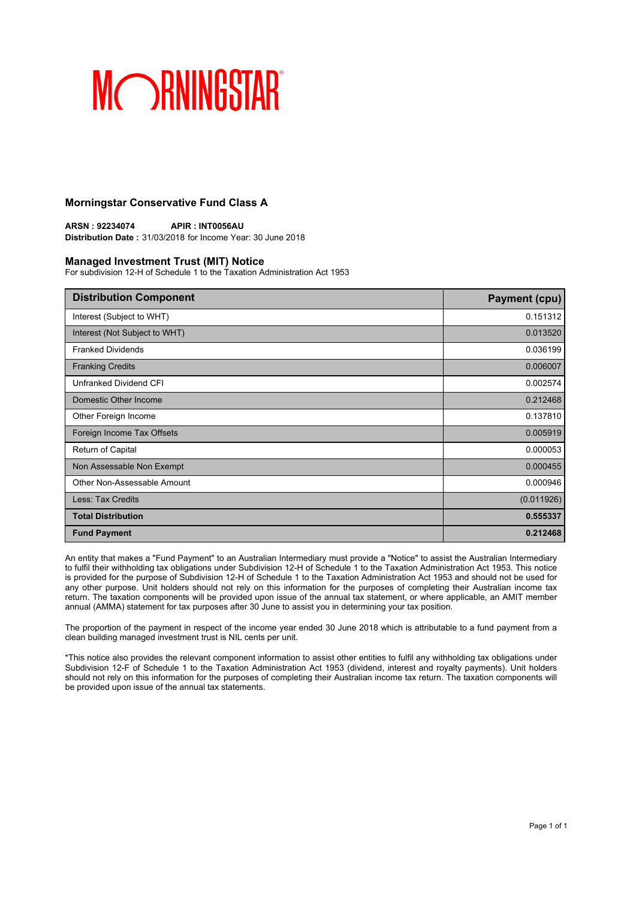MORNINGSTAR

## Morningstar Conservative Fund Class A

**ARSN : 92234074** **APIR : INT0056AU**
**Distribution Date :** 31/03/2018 for Income Year: 30 June 2018

## Managed Investment Trust (MIT) Notice

For subdivision 12-H of Schedule 1 to the Taxation Administration Act 1953

| Distribution Component | Payment (cpu) |
|---|---|
| Interest (Subject to WHT) | 0.151312 |
| Interest (Not Subject to WHT) | 0.013520 |
| Franked Dividends | 0.036199 |
| Franking Credits | 0.006007 |
| Unfranked Dividend CFI | 0.002574 |
| Domestic Other Income | 0.212468 |
| Other Foreign Income | 0.137810 |
| Foreign Income Tax Offsets | 0.005919 |
| Return of Capital | 0.000053 |
| Non Assessable Non Exempt | 0.000455 |
| Other Non-Assessable Amount | 0.000946 |
| Less: Tax Credits | (0.011926) |
| **Total Distribution** | **0.555337** |
| **Fund Payment** | **0.212468** |

An entity that makes a "Fund Payment" to an Australian Intermediary must provide a "Notice" to assist the Australian Intermediary to fulfil their withholding tax obligations under Subdivision 12-H of Schedule 1 to the Taxation Administration Act 1953. This notice is provided for the purpose of Subdivision 12-H of Schedule 1 to the Taxation Administration Act 1953 and should not be used for any other purpose. Unit holders should not rely on this information for the purposes of completing their Australian income tax return. The taxation components will be provided upon issue of the annual tax statement, or where applicable, an AMIT member annual (AMMA) statement for tax purposes after 30 June to assist you in determining your tax position.

The proportion of the payment in respect of the income year ended 30 June 2018 which is attributable to a fund payment from a clean building managed investment trust is NIL cents per unit.

*This notice also provides the relevant component information to assist other entities to fulfil any withholding tax obligations under Subdivision 12-F of Schedule 1 to the Taxation Administration Act 1953 (dividend, interest and royalty payments). Unit holders should not rely on this information for the purposes of completing their Australian income tax return. The taxation components will be provided upon issue of the annual tax statements.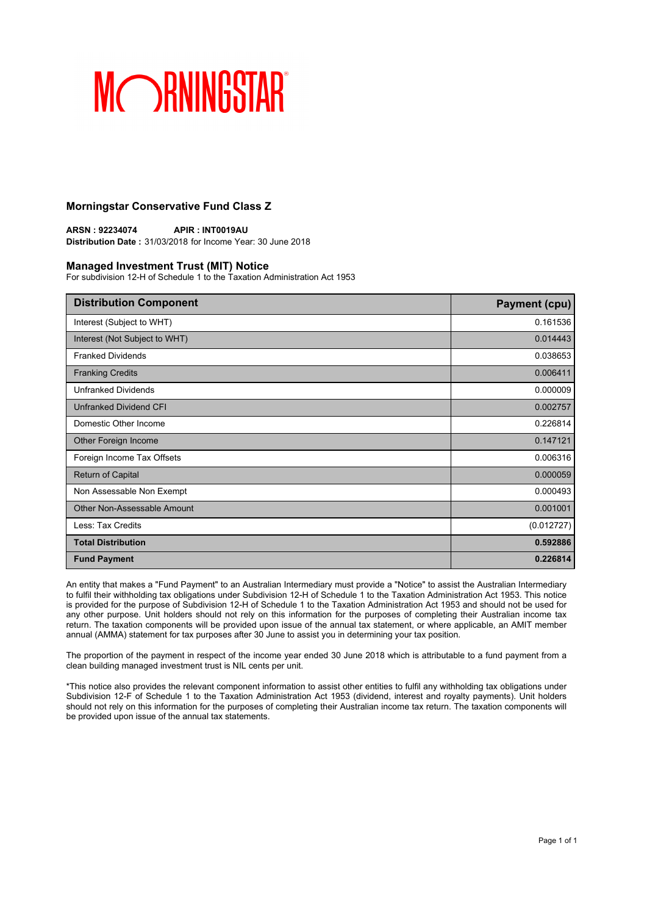MORNINGSTAR

## Morningstar Conservative Fund Class Z

**ARSN : 92234074** **APIR : INT0019AU**
**Distribution Date :** 31/03/2018 for Income Year: 30 June 2018

### Managed Investment Trust (MIT) Notice

For subdivision 12-H of Schedule 1 to the Taxation Administration Act 1953

| Distribution Component | Payment (cpu) |
|---|---|
| Interest (Subject to WHT) | 0.161536 |
| Interest (Not Subject to WHT) | 0.014443 |
| Franked Dividends | 0.038653 |
| Franking Credits | 0.006411 |
| Unfranked Dividends | 0.000009 |
| Unfranked Dividend CFI | 0.002757 |
| Domestic Other Income | 0.226814 |
| Other Foreign Income | 0.147121 |
| Foreign Income Tax Offsets | 0.006316 |
| Return of Capital | 0.000059 |
| Non Assessable Non Exempt | 0.000493 |
| Other Non-Assessable Amount | 0.001001 |
| Less: Tax Credits | (0.012727) |
| **Total Distribution** | **0.592886** |
| **Fund Payment** | **0.226814** |

An entity that makes a "Fund Payment" to an Australian Intermediary must provide a "Notice" to assist the Australian Intermediary to fulfil their withholding tax obligations under Subdivision 12-H of Schedule 1 to the Taxation Administration Act 1953. This notice is provided for the purpose of Subdivision 12-H of Schedule 1 to the Taxation Administration Act 1953 and should not be used for any other purpose. Unit holders should not rely on this information for the purposes of completing their Australian income tax return. The taxation components will be provided upon issue of the annual tax statement, or where applicable, an AMIT member annual (AMMA) statement for tax purposes after 30 June to assist you in determining your tax position.

The proportion of the payment in respect of the income year ended 30 June 2018 which is attributable to a fund payment from a clean building managed investment trust is NIL cents per unit.

*This notice also provides the relevant component information to assist other entities to fulfil any withholding tax obligations under Subdivision 12-F of Schedule 1 to the Taxation Administration Act 1953 (dividend, interest and royalty payments). Unit holders should not rely on this information for the purposes of completing their Australian income tax return. The taxation components will be provided upon issue of the annual tax statements.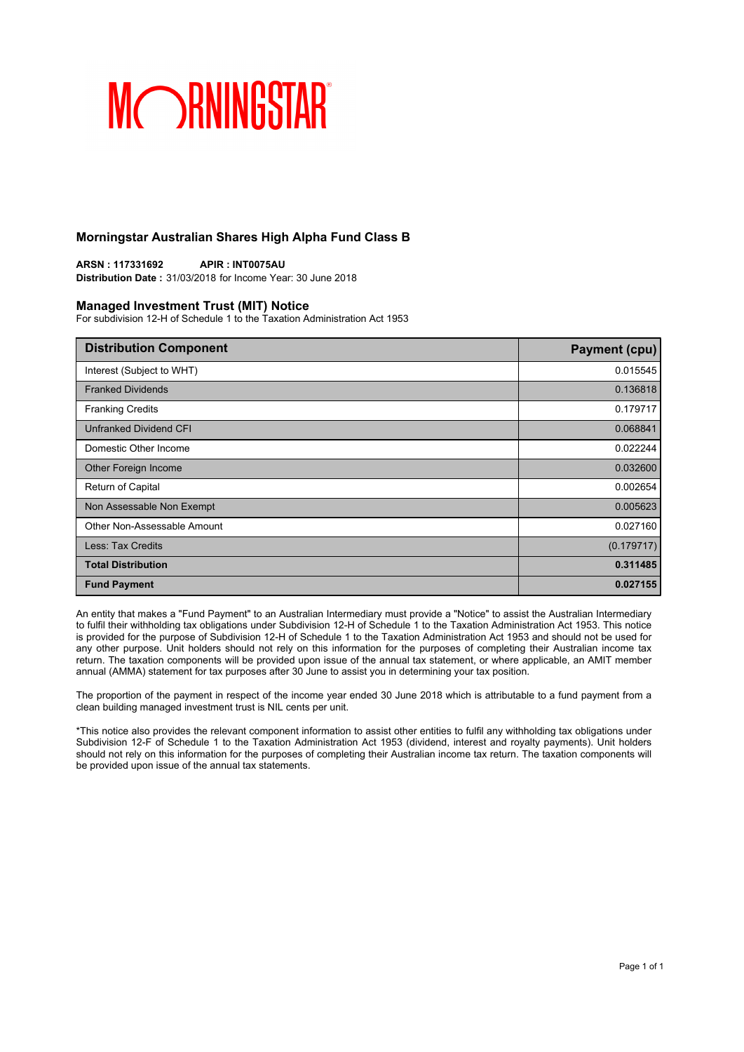## Morningstar Australian Shares High Alpha Fund Class B

**ARSN : 117331692** **APIR : INT0075AU**
**Distribution Date :** 31/03/2018 for Income Year: 30 June 2018

### Managed Investment Trust (MIT) Notice

For subdivision 12-H of Schedule 1 to the Taxation Administration Act 1953

| Distribution Component | Payment (cpu) |
|---|---|
| Interest (Subject to WHT) | 0.015545 |
| Franked Dividends | 0.136818 |
| Franking Credits | 0.179717 |
| Unfranked Dividend CFI | 0.068841 |
| Domestic Other Income | 0.022244 |
| Other Foreign Income | 0.032600 |
| Return of Capital | 0.002654 |
| Non Assessable Non Exempt | 0.005623 |
| Other Non-Assessable Amount | 0.027160 |
| Less: Tax Credits | (0.179717) |
| **Total Distribution** | **0.311485** |
| **Fund Payment** | **0.027155** |

An entity that makes a "Fund Payment" to an Australian Intermediary must provide a "Notice" to assist the Australian Intermediary to fulfil their withholding tax obligations under Subdivision 12-H of Schedule 1 to the Taxation Administration Act 1953. This notice is provided for the purpose of Subdivision 12-H of Schedule 1 to the Taxation Administration Act 1953 and should not be used for any other purpose. Unit holders should not rely on this information for the purposes of completing their Australian income tax return. The taxation components will be provided upon issue of the annual tax statement, or where applicable, an AMIT member annual (AMMA) statement for tax purposes after 30 June to assist you in determining your tax position.

The proportion of the payment in respect of the income year ended 30 June 2018 which is attributable to a fund payment from a clean building managed investment trust is NIL cents per unit.

*This notice also provides the relevant component information to assist other entities to fulfil any withholding tax obligations under Subdivision 12-F of Schedule 1 to the Taxation Administration Act 1953 (dividend, interest and royalty payments). Unit holders should not rely on this information for the purposes of completing their Australian income tax return. The taxation components will be provided upon issue of the annual tax statements.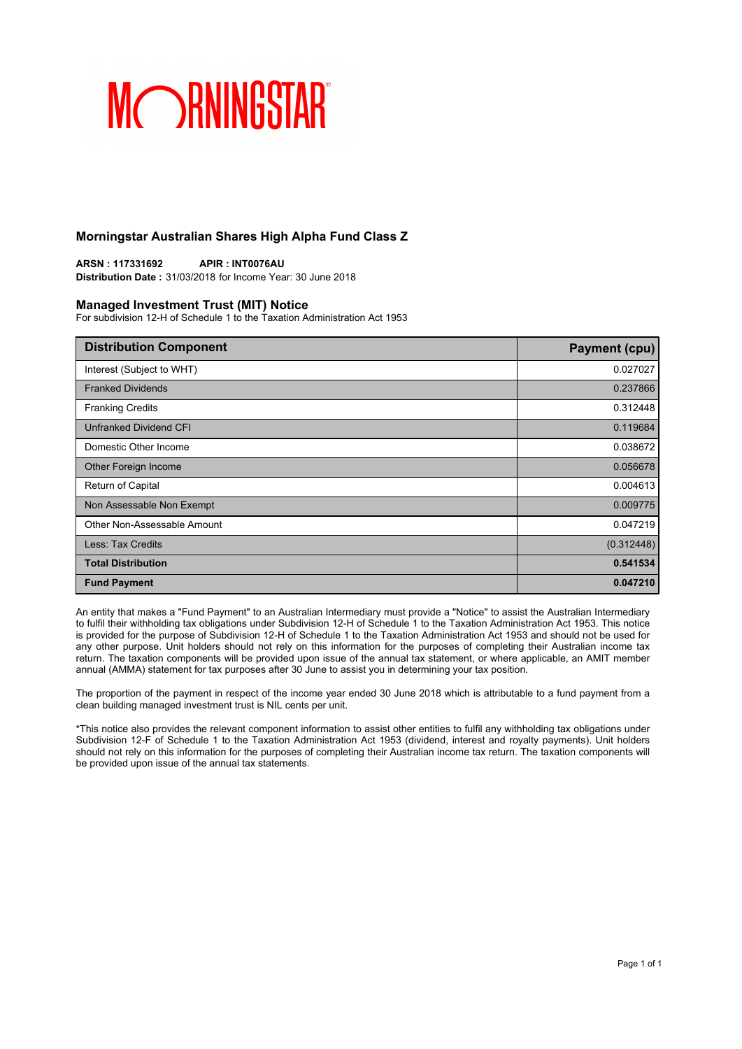MORNINGSTAR

## Morningstar Australian Shares High Alpha Fund Class Z

**ARSN : 117331692** **APIR : INT0076AU**
**Distribution Date :** 31/03/2018 for Income Year: 30 June 2018

### Managed Investment Trust (MIT) Notice

For subdivision 12-H of Schedule 1 to the Taxation Administration Act 1953

| Distribution Component | Payment (cpu) |
|---|---|
| Interest (Subject to WHT) | 0.027027 |
| Franked Dividends | 0.237866 |
| Franking Credits | 0.312448 |
| Unfranked Dividend CFI | 0.119684 |
| Domestic Other Income | 0.038672 |
| Other Foreign Income | 0.056678 |
| Return of Capital | 0.004613 |
| Non Assessable Non Exempt | 0.009775 |
| Other Non-Assessable Amount | 0.047219 |
| Less: Tax Credits | (0.312448) |
| **Total Distribution** | **0.541534** |
| **Fund Payment** | **0.047210** |

An entity that makes a "Fund Payment" to an Australian Intermediary must provide a "Notice" to assist the Australian Intermediary to fulfil their withholding tax obligations under Subdivision 12-H of Schedule 1 to the Taxation Administration Act 1953. This notice is provided for the purpose of Subdivision 12-H of Schedule 1 to the Taxation Administration Act 1953 and should not be used for any other purpose. Unit holders should not rely on this information for the purposes of completing their Australian income tax return. The taxation components will be provided upon issue of the annual tax statement, or where applicable, an AMIT member annual (AMMA) statement for tax purposes after 30 June to assist you in determining your tax position.

The proportion of the payment in respect of the income year ended 30 June 2018 which is attributable to a fund payment from a clean building managed investment trust is NIL cents per unit.

*This notice also provides the relevant component information to assist other entities to fulfil any withholding tax obligations under Subdivision 12-F of Schedule 1 to the Taxation Administration Act 1953 (dividend, interest and royalty payments). Unit holders should not rely on this information for the purposes of completing their Australian income tax return. The taxation components will be provided upon issue of the annual tax statements.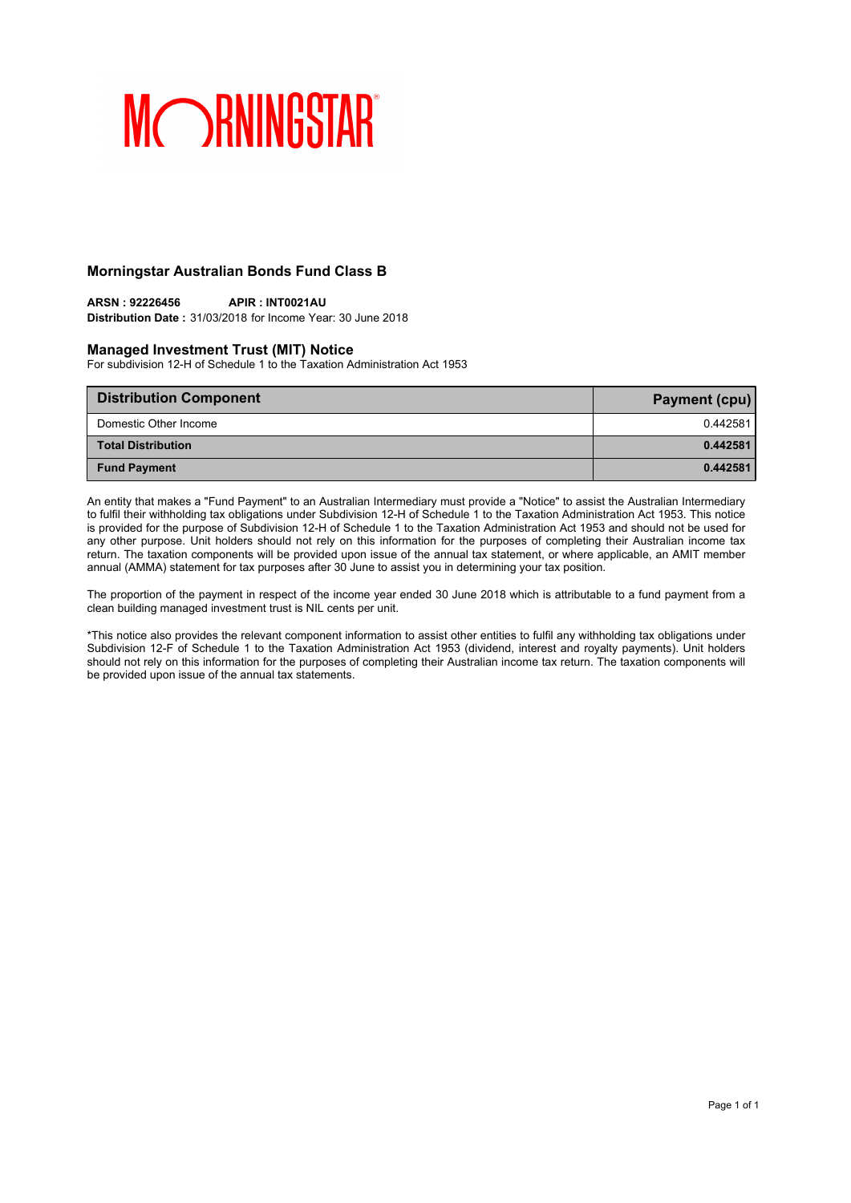MORNINGSTAR

## Morningstar Australian Bonds Fund Class B

**ARSN : 92226456** **APIR : INT0021AU**
**Distribution Date :** 31/03/2018 for Income Year: 30 June 2018

### Managed Investment Trust (MIT) Notice

For subdivision 12-H of Schedule 1 to the Taxation Administration Act 1953

| Distribution Component | Payment (cpu) |
|---|---|
| Domestic Other Income | 0.442581 |
| **Total Distribution** | **0.442581** |
| **Fund Payment** | **0.442581** |

An entity that makes a "Fund Payment" to an Australian Intermediary must provide a "Notice" to assist the Australian Intermediary to fulfil their withholding tax obligations under Subdivision 12-H of Schedule 1 to the Taxation Administration Act 1953. This notice is provided for the purpose of Subdivision 12-H of Schedule 1 to the Taxation Administration Act 1953 and should not be used for any other purpose. Unit holders should not rely on this information for the purposes of completing their Australian income tax return. The taxation components will be provided upon issue of the annual tax statement, or where applicable, an AMIT member annual (AMMA) statement for tax purposes after 30 June to assist you in determining your tax position.

The proportion of the payment in respect of the income year ended 30 June 2018 which is attributable to a fund payment from a clean building managed investment trust is NIL cents per unit.

*This notice also provides the relevant component information to assist other entities to fulfil any withholding tax obligations under Subdivision 12-F of Schedule 1 to the Taxation Administration Act 1953 (dividend, interest and royalty payments). Unit holders should not rely on this information for the purposes of completing their Australian income tax return. The taxation components will be provided upon issue of the annual tax statements.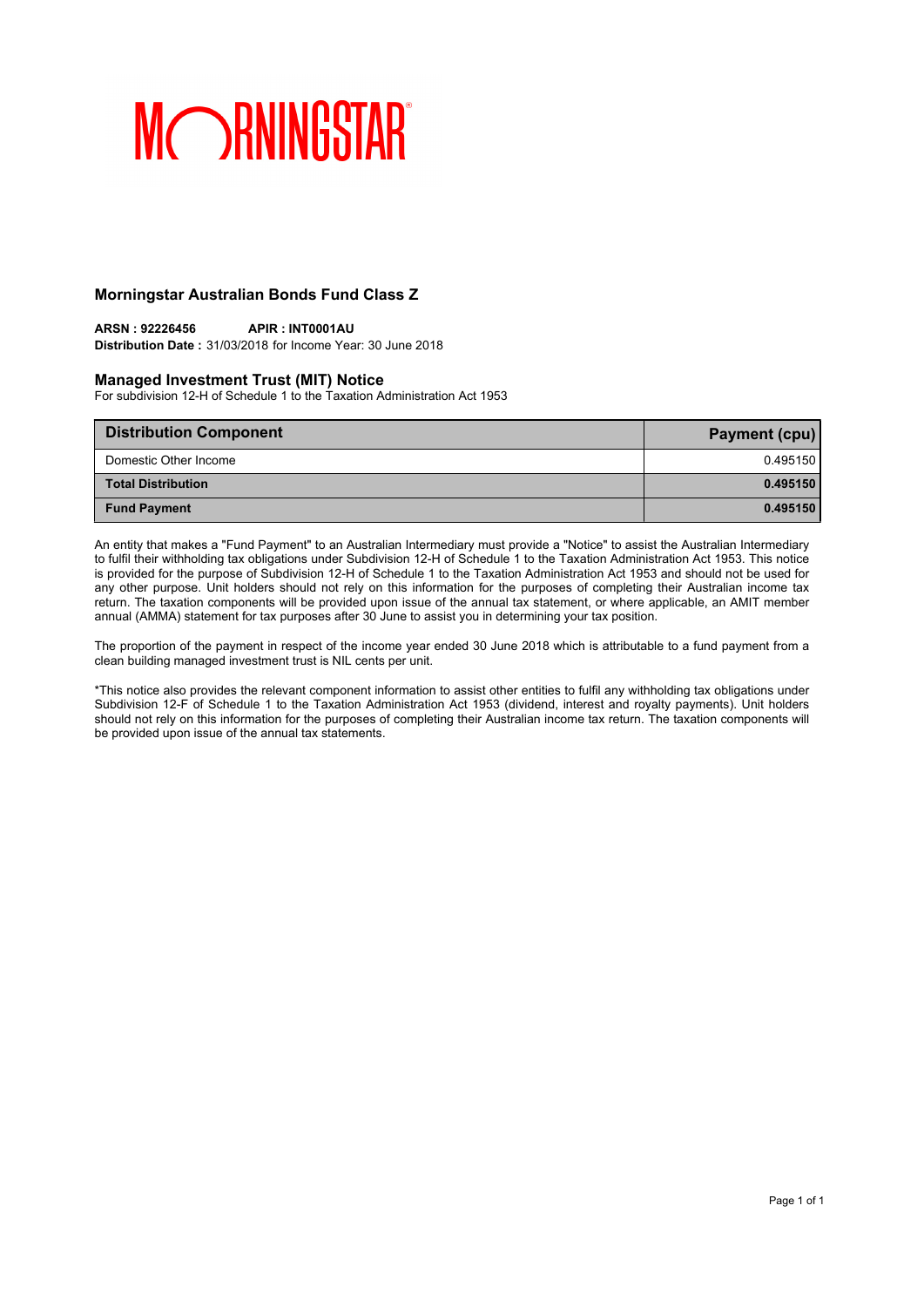MORNINGSTAR

## Morningstar Australian Bonds Fund Class Z

**ARSN : 92226456** **APIR : INT0001AU**
**Distribution Date :** 31/03/2018 for Income Year: 30 June 2018

### Managed Investment Trust (MIT) Notice

For subdivision 12-H of Schedule 1 to the Taxation Administration Act 1953

| Distribution Component | Payment (cpu) |
|---|---|
| Domestic Other Income | 0.495150 |
| **Total Distribution** | **0.495150** |
| **Fund Payment** | **0.495150** |

An entity that makes a "Fund Payment" to an Australian Intermediary must provide a "Notice" to assist the Australian Intermediary to fulfil their withholding tax obligations under Subdivision 12-H of Schedule 1 to the Taxation Administration Act 1953. This notice is provided for the purpose of Subdivision 12-H of Schedule 1 to the Taxation Administration Act 1953 and should not be used for any other purpose. Unit holders should not rely on this information for the purposes of completing their Australian income tax return. The taxation components will be provided upon issue of the annual tax statement, or where applicable, an AMIT member annual (AMMA) statement for tax purposes after 30 June to assist you in determining your tax position.

The proportion of the payment in respect of the income year ended 30 June 2018 which is attributable to a fund payment from a clean building managed investment trust is NIL cents per unit.

*This notice also provides the relevant component information to assist other entities to fulfil any withholding tax obligations under Subdivision 12-F of Schedule 1 to the Taxation Administration Act 1953 (dividend, interest and royalty payments). Unit holders should not rely on this information for the purposes of completing their Australian income tax return. The taxation components will be provided upon issue of the annual tax statements.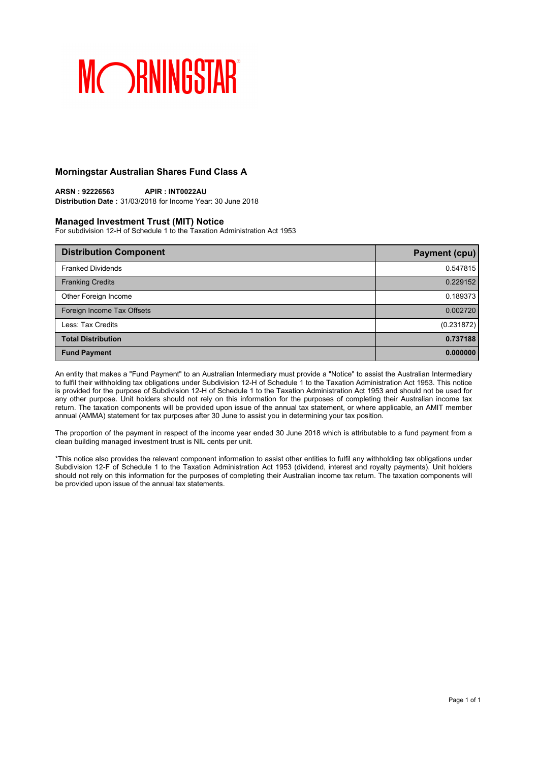MORNINGSTAR

## Morningstar Australian Shares Fund Class A

**ARSN : 92226563** **APIR : INT0022AU**
**Distribution Date :** 31/03/2018 for Income Year: 30 June 2018

### Managed Investment Trust (MIT) Notice

For subdivision 12-H of Schedule 1 to the Taxation Administration Act 1953

| Distribution Component | Payment (cpu) |
|---|---|
| Franked Dividends | 0.547815 |
| Franking Credits | 0.229152 |
| Other Foreign Income | 0.189373 |
| Foreign Income Tax Offsets | 0.002720 |
| Less: Tax Credits | (0.231872) |
| **Total Distribution** | **0.737188** |
| **Fund Payment** | **0.000000** |

An entity that makes a "Fund Payment" to an Australian Intermediary must provide a "Notice" to assist the Australian Intermediary to fulfil their withholding tax obligations under Subdivision 12-H of Schedule 1 to the Taxation Administration Act 1953. This notice is provided for the purpose of Subdivision 12-H of Schedule 1 to the Taxation Administration Act 1953 and should not be used for any other purpose. Unit holders should not rely on this information for the purposes of completing their Australian income tax return. The taxation components will be provided upon issue of the annual tax statement, or where applicable, an AMIT member annual (AMMA) statement for tax purposes after 30 June to assist you in determining your tax position.

The proportion of the payment in respect of the income year ended 30 June 2018 which is attributable to a fund payment from a clean building managed investment trust is NIL cents per unit.

*This notice also provides the relevant component information to assist other entities to fulfil any withholding tax obligations under Subdivision 12-F of Schedule 1 to the Taxation Administration Act 1953 (dividend, interest and royalty payments). Unit holders should not rely on this information for the purposes of completing their Australian income tax return. The taxation components will be provided upon issue of the annual tax statements.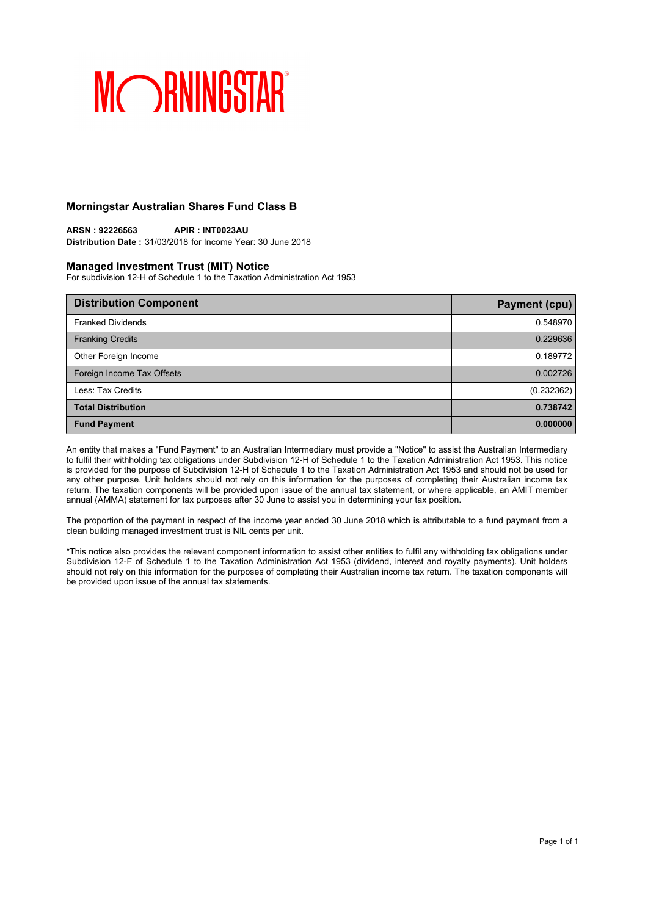MORNINGSTAR

## Morningstar Australian Shares Fund Class B

**ARSN : 92226563** **APIR : INT0023AU**
**Distribution Date :** 31/03/2018 for Income Year: 30 June 2018

## Managed Investment Trust (MIT) Notice

For subdivision 12-H of Schedule 1 to the Taxation Administration Act 1953

| Distribution Component | Payment (cpu) |
|---|---|
| Franked Dividends | 0.548970 |
| Franking Credits | 0.229636 |
| Other Foreign Income | 0.189772 |
| Foreign Income Tax Offsets | 0.002726 |
| Less: Tax Credits | (0.232362) |
| **Total Distribution** | **0.738742** |
| **Fund Payment** | **0.000000** |

An entity that makes a "Fund Payment" to an Australian Intermediary must provide a "Notice" to assist the Australian Intermediary to fulfil their withholding tax obligations under Subdivision 12-H of Schedule 1 to the Taxation Administration Act 1953. This notice is provided for the purpose of Subdivision 12-H of Schedule 1 to the Taxation Administration Act 1953 and should not be used for any other purpose. Unit holders should not rely on this information for the purposes of completing their Australian income tax return. The taxation components will be provided upon issue of the annual tax statement, or where applicable, an AMIT member annual (AMMA) statement for tax purposes after 30 June to assist you in determining your tax position.

The proportion of the payment in respect of the income year ended 30 June 2018 which is attributable to a fund payment from a clean building managed investment trust is NIL cents per unit.

*This notice also provides the relevant component information to assist other entities to fulfil any withholding tax obligations under Subdivision 12-F of Schedule 1 to the Taxation Administration Act 1953 (dividend, interest and royalty payments). Unit holders should not rely on this information for the purposes of completing their Australian income tax return. The taxation components will be provided upon issue of the annual tax statements.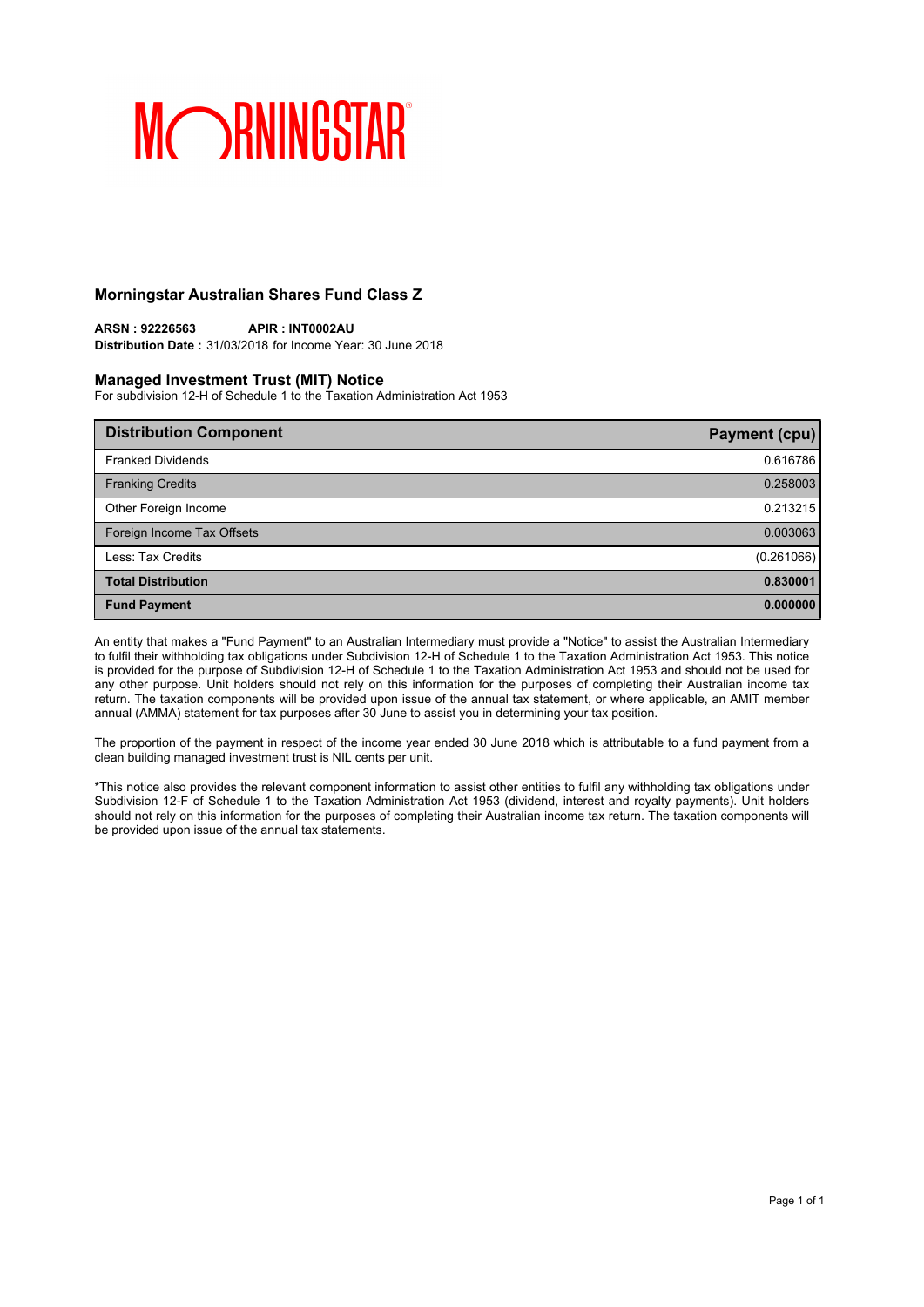MORNINGSTAR

## Morningstar Australian Shares Fund Class Z

**ARSN : 92226563** **APIR : INT0002AU**
**Distribution Date :** 31/03/2018 for Income Year: 30 June 2018

## Managed Investment Trust (MIT) Notice

For subdivision 12-H of Schedule 1 to the Taxation Administration Act 1953

| Distribution Component | Payment (cpu) |
|---|---|
| Franked Dividends | 0.616786 |
| Franking Credits | 0.258003 |
| Other Foreign Income | 0.213215 |
| Foreign Income Tax Offsets | 0.003063 |
| Less: Tax Credits | (0.261066) |
| **Total Distribution** | **0.830001** |
| **Fund Payment** | **0.000000** |

An entity that makes a "Fund Payment" to an Australian Intermediary must provide a "Notice" to assist the Australian Intermediary to fulfil their withholding tax obligations under Subdivision 12-H of Schedule 1 to the Taxation Administration Act 1953. This notice is provided for the purpose of Subdivision 12-H of Schedule 1 to the Taxation Administration Act 1953 and should not be used for any other purpose. Unit holders should not rely on this information for the purposes of completing their Australian income tax return. The taxation components will be provided upon issue of the annual tax statement, or where applicable, an AMIT member annual (AMMA) statement for tax purposes after 30 June to assist you in determining your tax position.

The proportion of the payment in respect of the income year ended 30 June 2018 which is attributable to a fund payment from a clean building managed investment trust is NIL cents per unit.

*This notice also provides the relevant component information to assist other entities to fulfil any withholding tax obligations under Subdivision 12-F of Schedule 1 to the Taxation Administration Act 1953 (dividend, interest and royalty payments). Unit holders should not rely on this information for the purposes of completing their Australian income tax return. The taxation components will be provided upon issue of the annual tax statements.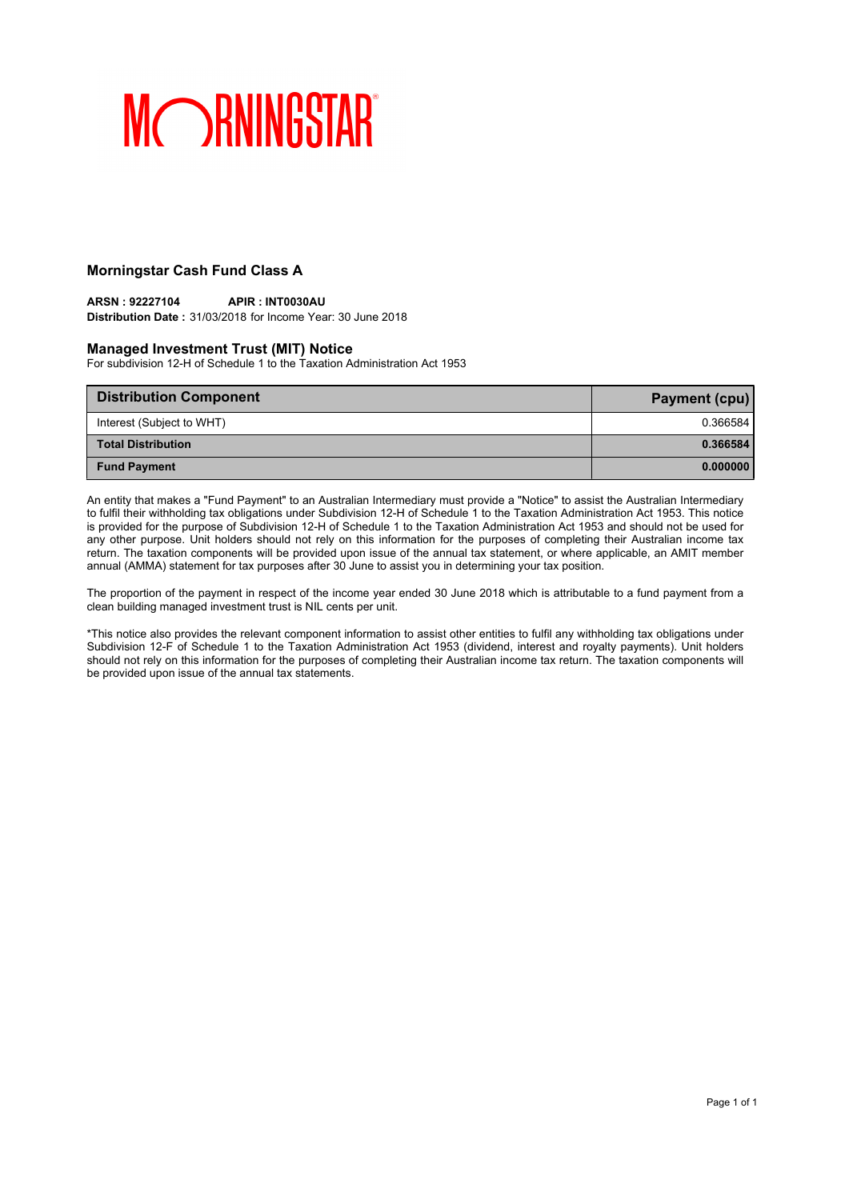MORNINGSTAR

## Morningstar Cash Fund Class A

**ARSN : 92227104** **APIR : INT0030AU**
**Distribution Date :** 31/03/2018 for Income Year: 30 June 2018

### Managed Investment Trust (MIT) Notice

For subdivision 12-H of Schedule 1 to the Taxation Administration Act 1953

| Distribution Component | Payment (cpu) |
|---|---|
| Interest (Subject to WHT) | 0.366584 |
| **Total Distribution** | **0.366584** |
| **Fund Payment** | **0.000000** |

An entity that makes a "Fund Payment" to an Australian Intermediary must provide a "Notice" to assist the Australian Intermediary to fulfil their withholding tax obligations under Subdivision 12-H of Schedule 1 to the Taxation Administration Act 1953. This notice is provided for the purpose of Subdivision 12-H of Schedule 1 to the Taxation Administration Act 1953 and should not be used for any other purpose. Unit holders should not rely on this information for the purposes of completing their Australian income tax return. The taxation components will be provided upon issue of the annual tax statement, or where applicable, an AMIT member annual (AMMA) statement for tax purposes after 30 June to assist you in determining your tax position.

The proportion of the payment in respect of the income year ended 30 June 2018 which is attributable to a fund payment from a clean building managed investment trust is NIL cents per unit.

*This notice also provides the relevant component information to assist other entities to fulfil any withholding tax obligations under Subdivision 12-F of Schedule 1 to the Taxation Administration Act 1953 (dividend, interest and royalty payments). Unit holders should not rely on this information for the purposes of completing their Australian income tax return. The taxation components will be provided upon issue of the annual tax statements.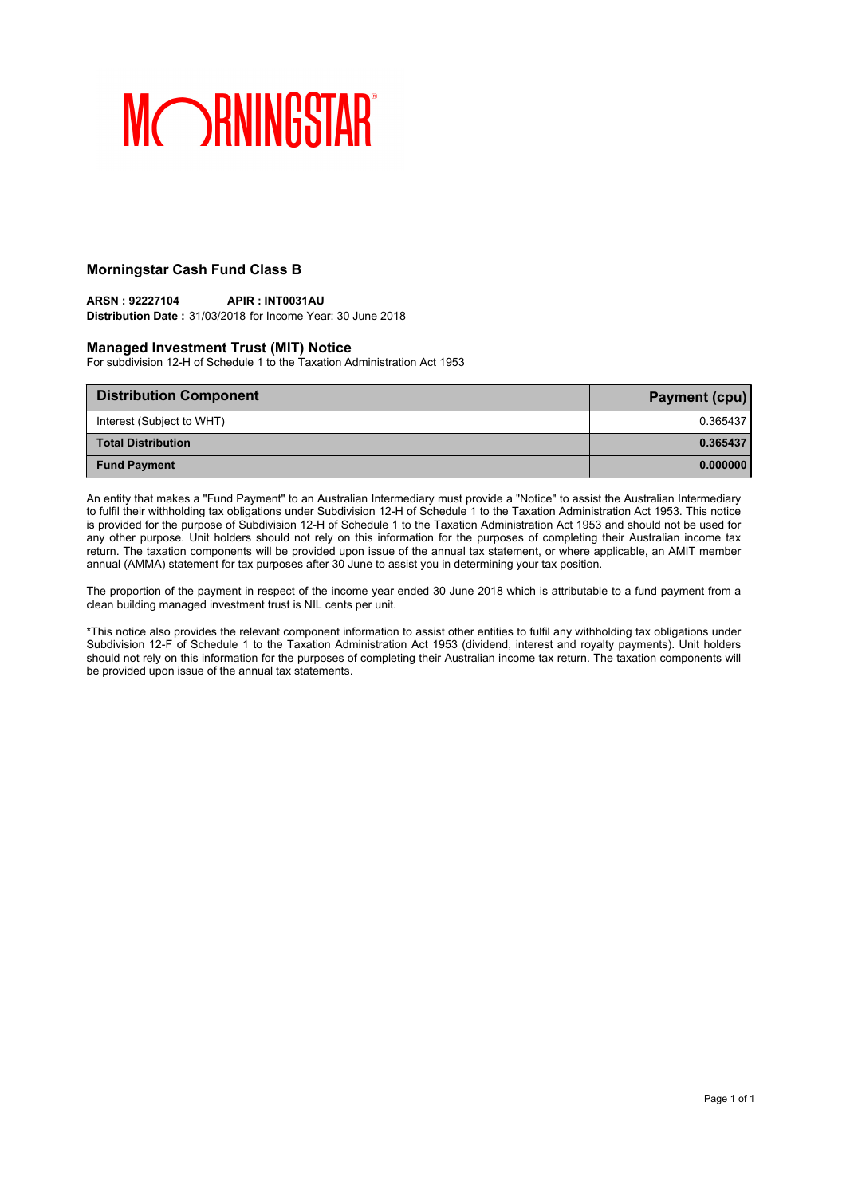MORNINGSTAR

## Morningstar Cash Fund Class B

**ARSN : 92227104** **APIR : INT0031AU**
**Distribution Date :** 31/03/2018 for Income Year: 30 June 2018

### Managed Investment Trust (MIT) Notice

For subdivision 12-H of Schedule 1 to the Taxation Administration Act 1953

| Distribution Component | Payment (cpu) |
|---|---|
| Interest (Subject to WHT) | 0.365437 |
| **Total Distribution** | **0.365437** |
| **Fund Payment** | **0.000000** |

An entity that makes a "Fund Payment" to an Australian Intermediary must provide a "Notice" to assist the Australian Intermediary to fulfil their withholding tax obligations under Subdivision 12-H of Schedule 1 to the Taxation Administration Act 1953. This notice is provided for the purpose of Subdivision 12-H of Schedule 1 to the Taxation Administration Act 1953 and should not be used for any other purpose. Unit holders should not rely on this information for the purposes of completing their Australian income tax return. The taxation components will be provided upon issue of the annual tax statement, or where applicable, an AMIT member annual (AMMA) statement for tax purposes after 30 June to assist you in determining your tax position.

The proportion of the payment in respect of the income year ended 30 June 2018 which is attributable to a fund payment from a clean building managed investment trust is NIL cents per unit.

*This notice also provides the relevant component information to assist other entities to fulfil any withholding tax obligations under Subdivision 12-F of Schedule 1 to the Taxation Administration Act 1953 (dividend, interest and royalty payments). Unit holders should not rely on this information for the purposes of completing their Australian income tax return. The taxation components will be provided upon issue of the annual tax statements.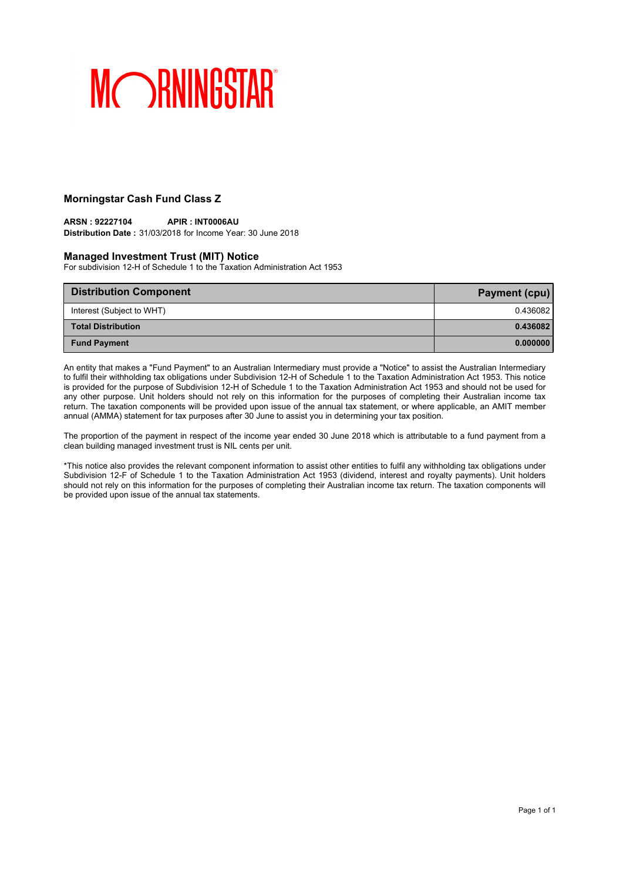MORNINGSTAR

## Morningstar Cash Fund Class Z

**ARSN : 92227104** **APIR : INT0006AU**
**Distribution Date :** 31/03/2018 for Income Year: 30 June 2018

### Managed Investment Trust (MIT) Notice

For subdivision 12-H of Schedule 1 to the Taxation Administration Act 1953

| Distribution Component | Payment (cpu) |
| --- | --- |
| Interest (Subject to WHT) | 0.436082 |
| **Total Distribution** | **0.436082** |
| **Fund Payment** | **0.000000** |

An entity that makes a "Fund Payment" to an Australian Intermediary must provide a "Notice" to assist the Australian Intermediary to fulfil their withholding tax obligations under Subdivision 12-H of Schedule 1 to the Taxation Administration Act 1953. This notice is provided for the purpose of Subdivision 12-H of Schedule 1 to the Taxation Administration Act 1953 and should not be used for any other purpose. Unit holders should not rely on this information for the purposes of completing their Australian income tax return. The taxation components will be provided upon issue of the annual tax statement, or where applicable, an AMIT member annual (AMMA) statement for tax purposes after 30 June to assist you in determining your tax position.

The proportion of the payment in respect of the income year ended 30 June 2018 which is attributable to a fund payment from a clean building managed investment trust is NIL cents per unit.

*This notice also provides the relevant component information to assist other entities to fulfil any withholding tax obligations under Subdivision 12-F of Schedule 1 to the Taxation Administration Act 1953 (dividend, interest and royalty payments). Unit holders should not rely on this information for the purposes of completing their Australian income tax return. The taxation components will be provided upon issue of the annual tax statements.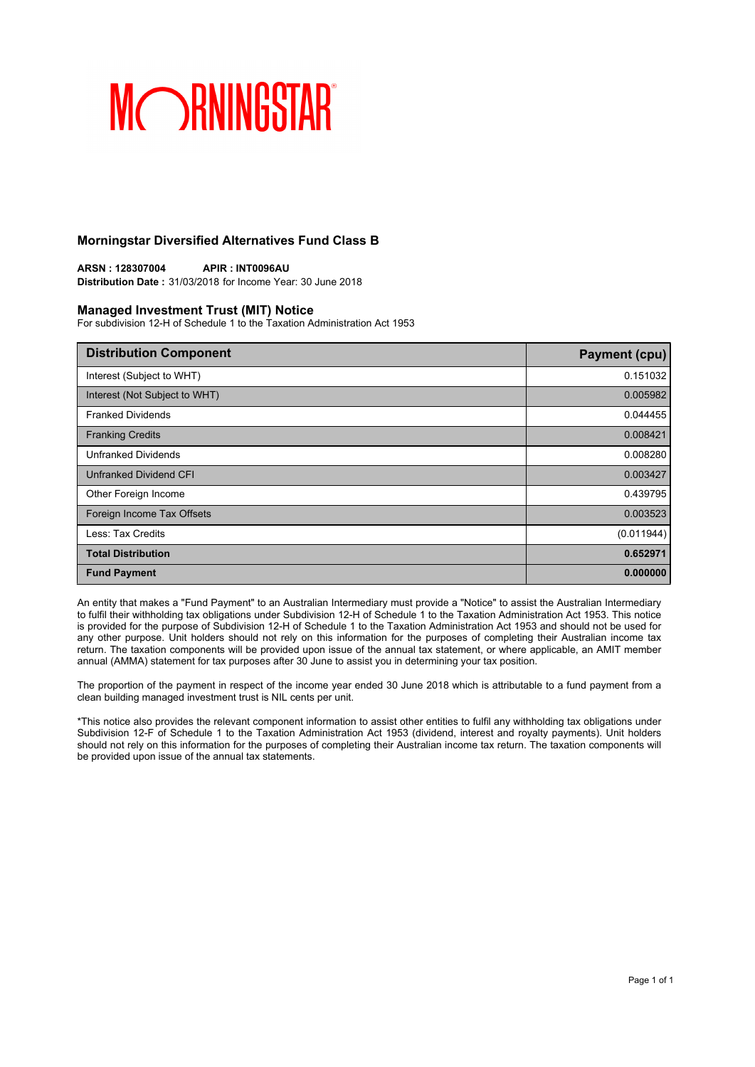## Morningstar Diversified Alternatives Fund Class B

**ARSN : 128307004** **APIR : INT0096AU**
**Distribution Date :** 31/03/2018 for Income Year: 30 June 2018

## Managed Investment Trust (MIT) Notice

For subdivision 12-H of Schedule 1 to the Taxation Administration Act 1953

| Distribution Component | Payment (cpu) |
| --- | --- |
| Interest (Subject to WHT) | 0.151032 |
| Interest (Not Subject to WHT) | 0.005982 |
| Franked Dividends | 0.044455 |
| Franking Credits | 0.008421 |
| Unfranked Dividends | 0.008280 |
| Unfranked Dividend CFI | 0.003427 |
| Other Foreign Income | 0.439795 |
| Foreign Income Tax Offsets | 0.003523 |
| Less: Tax Credits | (0.011944) |
| **Total Distribution** | **0.652971** |
| **Fund Payment** | **0.000000** |

An entity that makes a "Fund Payment" to an Australian Intermediary must provide a "Notice" to assist the Australian Intermediary to fulfil their withholding tax obligations under Subdivision 12-H of Schedule 1 to the Taxation Administration Act 1953. This notice is provided for the purpose of Subdivision 12-H of Schedule 1 to the Taxation Administration Act 1953 and should not be used for any other purpose. Unit holders should not rely on this information for the purposes of completing their Australian income tax return. The taxation components will be provided upon issue of the annual tax statement, or where applicable, an AMIT member annual (AMMA) statement for tax purposes after 30 June to assist you in determining your tax position.

The proportion of the payment in respect of the income year ended 30 June 2018 which is attributable to a fund payment from a clean building managed investment trust is NIL cents per unit.

*This notice also provides the relevant component information to assist other entities to fulfil any withholding tax obligations under Subdivision 12-F of Schedule 1 to the Taxation Administration Act 1953 (dividend, interest and royalty payments). Unit holders should not rely on this information for the purposes of completing their Australian income tax return. The taxation components will be provided upon issue of the annual tax statements.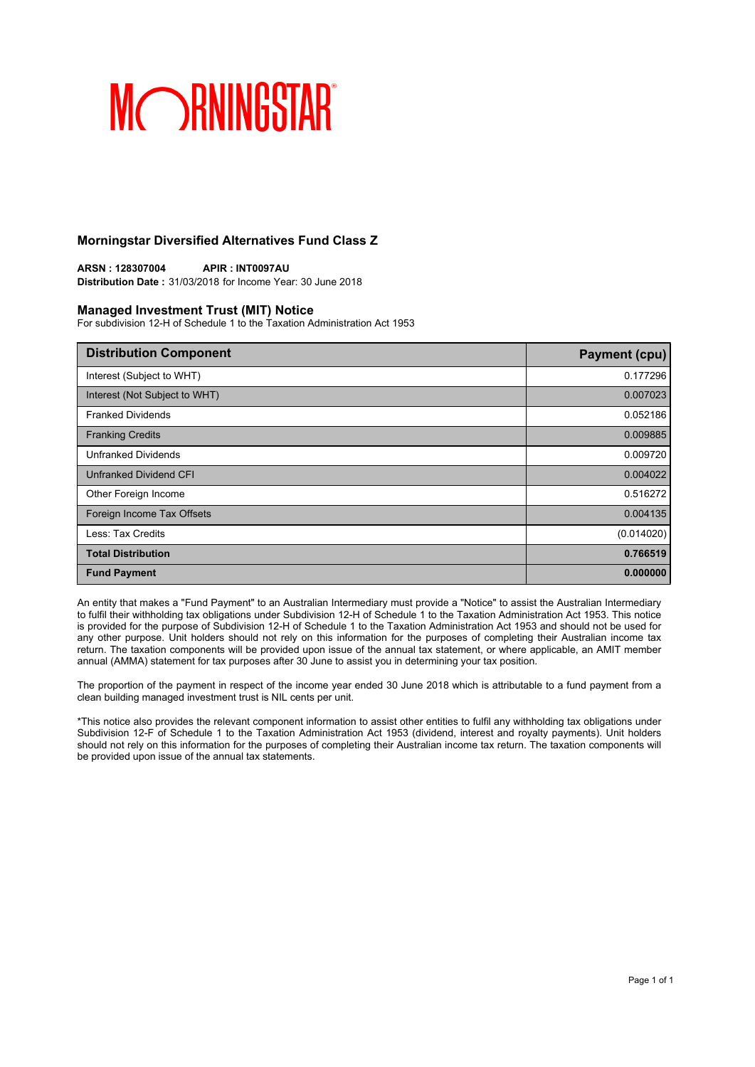MORNINGSTAR

## Morningstar Diversified Alternatives Fund Class Z

**ARSN : 128307004** **APIR : INT0097AU**
**Distribution Date :** 31/03/2018 for Income Year: 30 June 2018

### Managed Investment Trust (MIT) Notice

For subdivision 12-H of Schedule 1 to the Taxation Administration Act 1953

| Distribution Component | Payment (cpu) |
|---|---|
| Interest (Subject to WHT) | 0.177296 |
| Interest (Not Subject to WHT) | 0.007023 |
| Franked Dividends | 0.052186 |
| Franking Credits | 0.009885 |
| Unfranked Dividends | 0.009720 |
| Unfranked Dividend CFI | 0.004022 |
| Other Foreign Income | 0.516272 |
| Foreign Income Tax Offsets | 0.004135 |
| Less: Tax Credits | (0.014020) |
| **Total Distribution** | **0.766519** |
| **Fund Payment** | **0.000000** |

An entity that makes a "Fund Payment" to an Australian Intermediary must provide a "Notice" to assist the Australian Intermediary to fulfil their withholding tax obligations under Subdivision 12-H of Schedule 1 to the Taxation Administration Act 1953. This notice is provided for the purpose of Subdivision 12-H of Schedule 1 to the Taxation Administration Act 1953 and should not be used for any other purpose. Unit holders should not rely on this information for the purposes of completing their Australian income tax return. The taxation components will be provided upon issue of the annual tax statement, or where applicable, an AMIT member annual (AMMA) statement for tax purposes after 30 June to assist you in determining your tax position.

The proportion of the payment in respect of the income year ended 30 June 2018 which is attributable to a fund payment from a clean building managed investment trust is NIL cents per unit.

*This notice also provides the relevant component information to assist other entities to fulfil any withholding tax obligations under Subdivision 12-F of Schedule 1 to the Taxation Administration Act 1953 (dividend, interest and royalty payments). Unit holders should not rely on this information for the purposes of completing their Australian income tax return. The taxation components will be provided upon issue of the annual tax statements.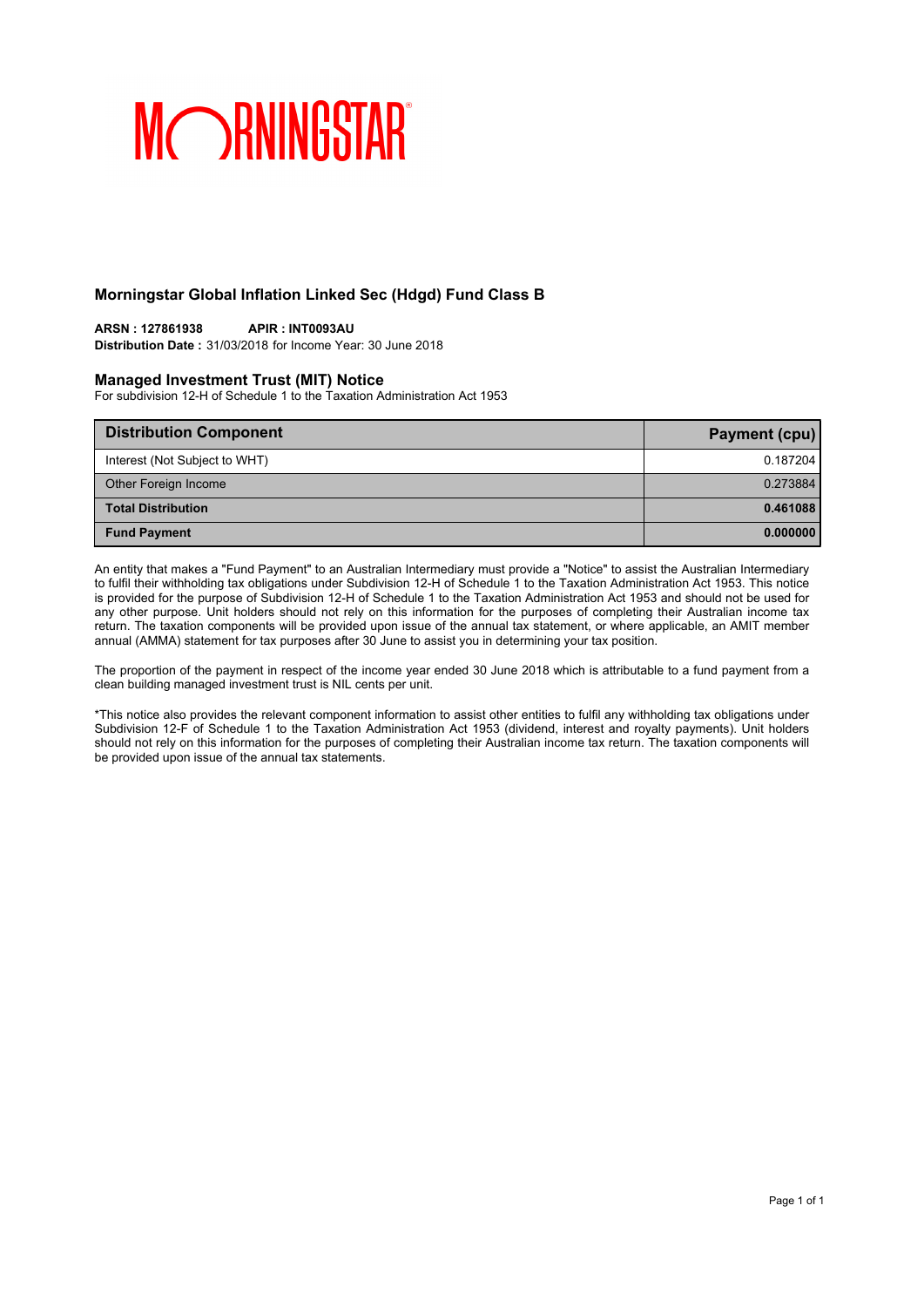MORNINGSTAR

## Morningstar Global Inflation Linked Sec (Hdgd) Fund Class B

**ARSN : 127861938** **APIR : INT0093AU**
**Distribution Date :** 31/03/2018 for Income Year: 30 June 2018

### Managed Investment Trust (MIT) Notice

For subdivision 12-H of Schedule 1 to the Taxation Administration Act 1953

| Distribution Component | Payment (cpu) |
|---|---|
| Interest (Not Subject to WHT) | 0.187204 |
| Other Foreign Income | 0.273884 |
| **Total Distribution** | **0.461088** |
| **Fund Payment** | **0.000000** |

An entity that makes a "Fund Payment" to an Australian Intermediary must provide a "Notice" to assist the Australian Intermediary to fulfil their withholding tax obligations under Subdivision 12-H of Schedule 1 to the Taxation Administration Act 1953. This notice is provided for the purpose of Subdivision 12-H of Schedule 1 to the Taxation Administration Act 1953 and should not be used for any other purpose. Unit holders should not rely on this information for the purposes of completing their Australian income tax return. The taxation components will be provided upon issue of the annual tax statement, or where applicable, an AMIT member annual (AMMA) statement for tax purposes after 30 June to assist you in determining your tax position.

The proportion of the payment in respect of the income year ended 30 June 2018 which is attributable to a fund payment from a clean building managed investment trust is NIL cents per unit.

*This notice also provides the relevant component information to assist other entities to fulfil any withholding tax obligations under Subdivision 12-F of Schedule 1 to the Taxation Administration Act 1953 (dividend, interest and royalty payments). Unit holders should not rely on this information for the purposes of completing their Australian income tax return. The taxation components will be provided upon issue of the annual tax statements.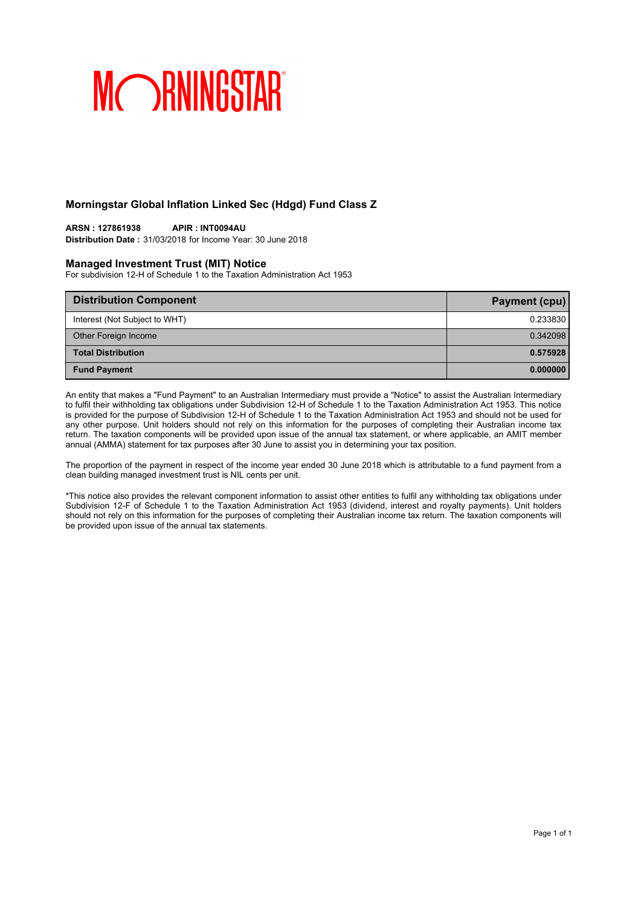MORNINGSTAR

## Morningstar Global Inflation Linked Sec (Hdgd) Fund Class Z

**ARSN : 127861938** **APIR : INT0094AU**
**Distribution Date :** 31/03/2018 for Income Year: 30 June 2018

### Managed Investment Trust (MIT) Notice

For subdivision 12-H of Schedule 1 to the Taxation Administration Act 1953

| Distribution Component | Payment (cpu) |
|---|---|
| Interest (Not Subject to WHT) | 0.233830 |
| Other Foreign Income | 0.342098 |
| **Total Distribution** | **0.575928** |
| **Fund Payment** | **0.000000** |

An entity that makes a "Fund Payment" to an Australian Intermediary must provide a "Notice" to assist the Australian Intermediary to fulfil their withholding tax obligations under Subdivision 12-H of Schedule 1 to the Taxation Administration Act 1953. This notice is provided for the purpose of Subdivision 12-H of Schedule 1 to the Taxation Administration Act 1953 and should not be used for any other purpose. Unit holders should not rely on this information for the purposes of completing their Australian income tax return. The taxation components will be provided upon issue of the annual tax statement, or where applicable, an AMIT member annual (AMMA) statement for tax purposes after 30 June to assist you in determining your tax position.

The proportion of the payment in respect of the income year ended 30 June 2018 which is attributable to a fund payment from a clean building managed investment trust is NIL cents per unit.

*This notice also provides the relevant component information to assist other entities to fulfil any withholding tax obligations under Subdivision 12-F of Schedule 1 to the Taxation Administration Act 1953 (dividend, interest and royalty payments). Unit holders should not rely on this information for the purposes of completing their Australian income tax return. The taxation components will be provided upon issue of the annual tax statements.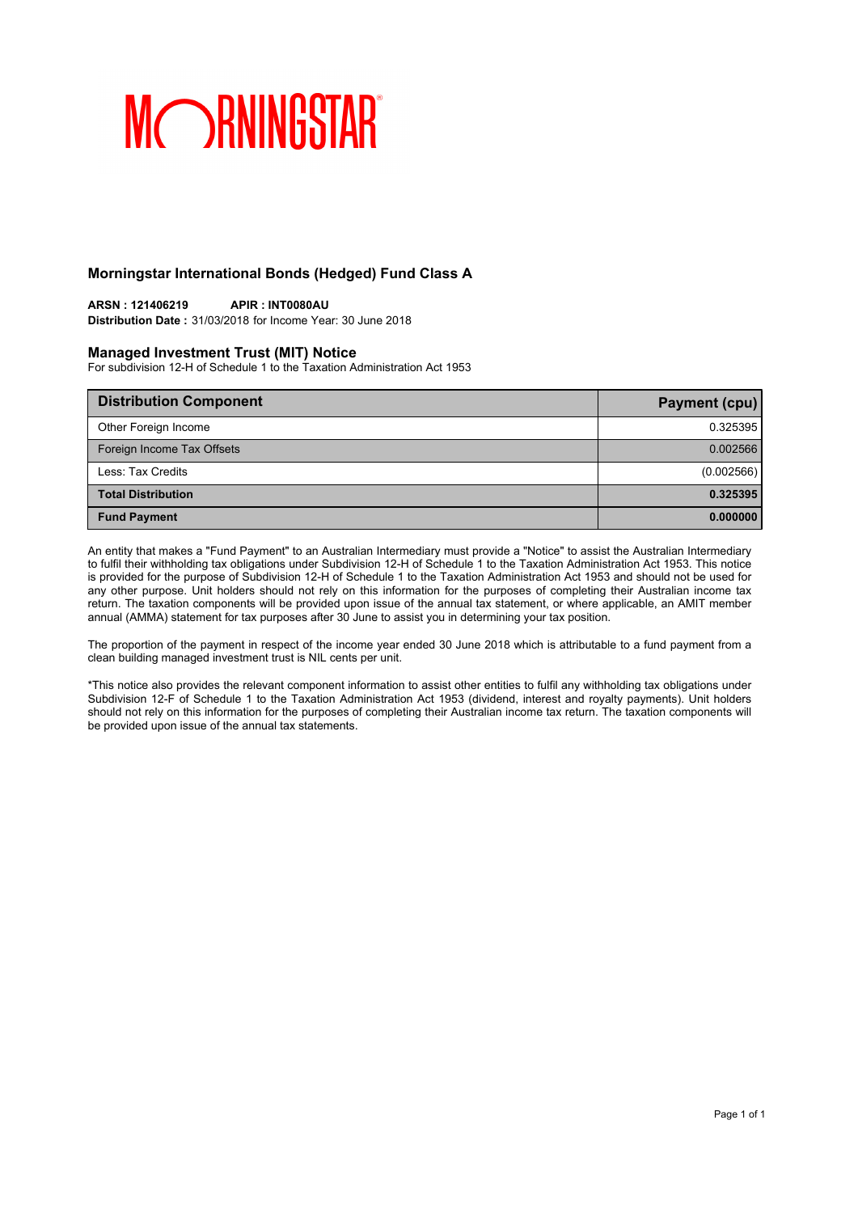# Morningstar International Bonds (Hedged) Fund Class A

**ARSN : 121406219** **APIR : INT0080AU**
**Distribution Date :** 31/03/2018 for Income Year: 30 June 2018

## Managed Investment Trust (MIT) Notice

For subdivision 12-H of Schedule 1 to the Taxation Administration Act 1953

| Distribution Component | Payment (cpu) |
|---|---|
| Other Foreign Income | 0.325395 |
| Foreign Income Tax Offsets | 0.002566 |
| Less: Tax Credits | (0.002566) |
| **Total Distribution** | **0.325395** |
| **Fund Payment** | **0.000000** |

An entity that makes a "Fund Payment" to an Australian Intermediary must provide a "Notice" to assist the Australian Intermediary to fulfil their withholding tax obligations under Subdivision 12-H of Schedule 1 to the Taxation Administration Act 1953. This notice is provided for the purpose of Subdivision 12-H of Schedule 1 to the Taxation Administration Act 1953 and should not be used for any other purpose. Unit holders should not rely on this information for the purposes of completing their Australian income tax return. The taxation components will be provided upon issue of the annual tax statement, or where applicable, an AMIT member annual (AMMA) statement for tax purposes after 30 June to assist you in determining your tax position.

The proportion of the payment in respect of the income year ended 30 June 2018 which is attributable to a fund payment from a clean building managed investment trust is NIL cents per unit.

*This notice also provides the relevant component information to assist other entities to fulfil any withholding tax obligations under Subdivision 12-F of Schedule 1 to the Taxation Administration Act 1953 (dividend, interest and royalty payments). Unit holders should not rely on this information for the purposes of completing their Australian income tax return. The taxation components will be provided upon issue of the annual tax statements.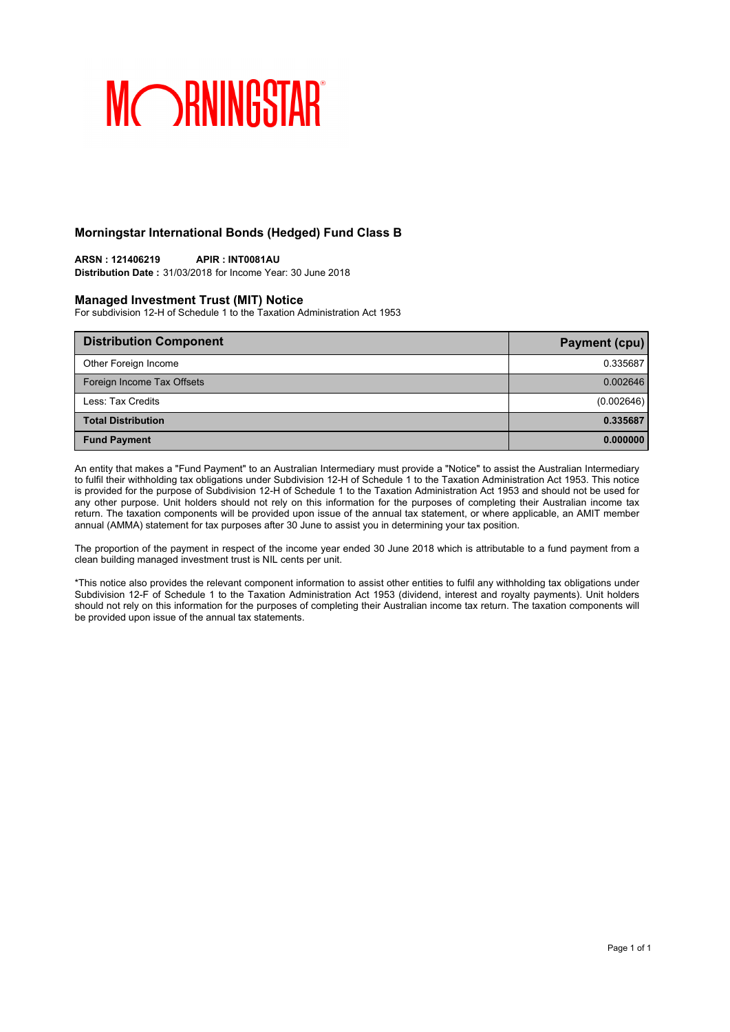## Morningstar International Bonds (Hedged) Fund Class B

**ARSN : 121406219** **APIR : INT0081AU**
**Distribution Date :** 31/03/2018 for Income Year: 30 June 2018

### Managed Investment Trust (MIT) Notice

For subdivision 12-H of Schedule 1 to the Taxation Administration Act 1953

| Distribution Component | Payment (cpu) |
|---|---:|
| Other Foreign Income | 0.335687 |
| Foreign Income Tax Offsets | 0.002646 |
| Less: Tax Credits | (0.002646) |
| **Total Distribution** | **0.335687** |
| **Fund Payment** | **0.000000** |

An entity that makes a "Fund Payment" to an Australian Intermediary must provide a "Notice" to assist the Australian Intermediary to fulfil their withholding tax obligations under Subdivision 12-H of Schedule 1 to the Taxation Administration Act 1953. This notice is provided for the purpose of Subdivision 12-H of Schedule 1 to the Taxation Administration Act 1953 and should not be used for any other purpose. Unit holders should not rely on this information for the purposes of completing their Australian income tax return. The taxation components will be provided upon issue of the annual tax statement, or where applicable, an AMIT member annual (AMMA) statement for tax purposes after 30 June to assist you in determining your tax position.

The proportion of the payment in respect of the income year ended 30 June 2018 which is attributable to a fund payment from a clean building managed investment trust is NIL cents per unit.

*This notice also provides the relevant component information to assist other entities to fulfil any withholding tax obligations under Subdivision 12-F of Schedule 1 to the Taxation Administration Act 1953 (dividend, interest and royalty payments). Unit holders should not rely on this information for the purposes of completing their Australian income tax return. The taxation components will be provided upon issue of the annual tax statements.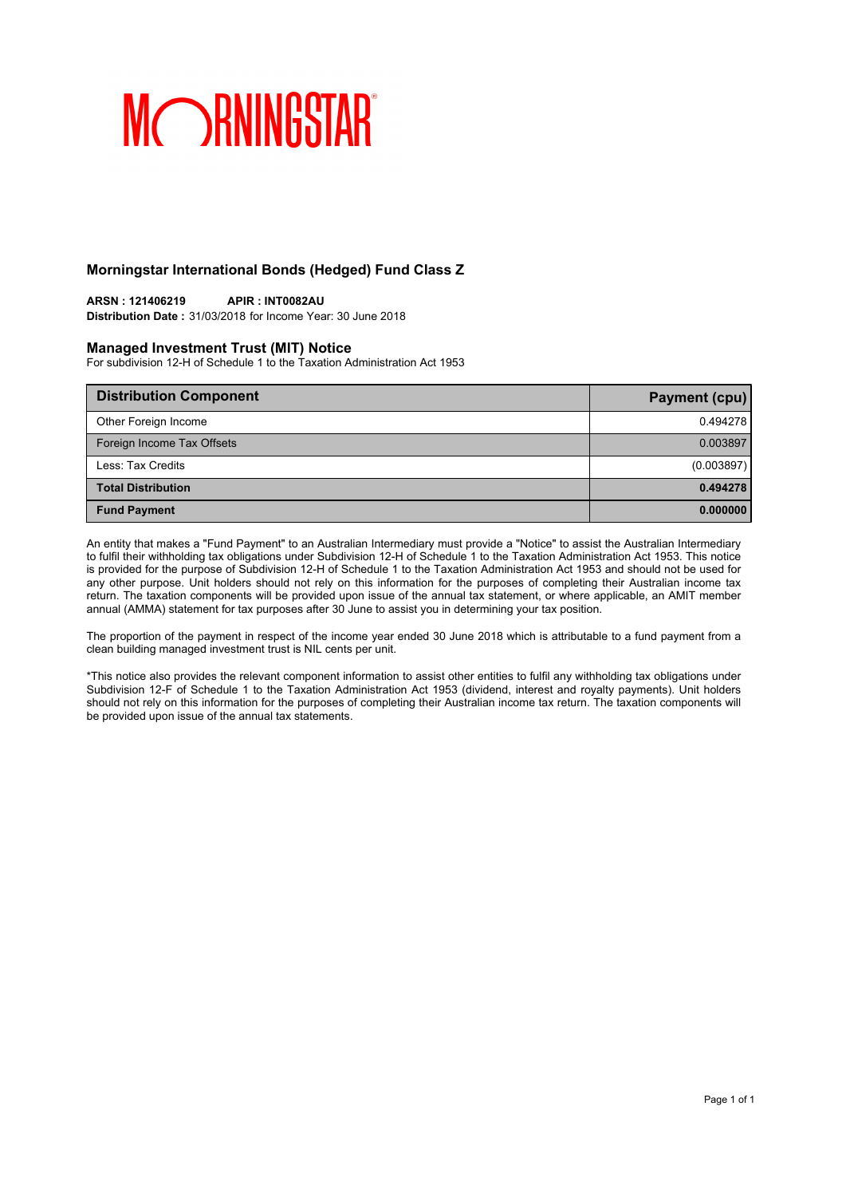MORNINGSTAR

## Morningstar International Bonds (Hedged) Fund Class Z

**ARSN : 121406219** **APIR : INT0082AU**
**Distribution Date :** 31/03/2018 for Income Year: 30 June 2018

### Managed Investment Trust (MIT) Notice

For subdivision 12-H of Schedule 1 to the Taxation Administration Act 1953

| Distribution Component | Payment (cpu) |
|---|---|
| Other Foreign Income | 0.494278 |
| Foreign Income Tax Offsets | 0.003897 |
| Less: Tax Credits | (0.003897) |
| **Total Distribution** | **0.494278** |
| **Fund Payment** | **0.000000** |

An entity that makes a "Fund Payment" to an Australian Intermediary must provide a "Notice" to assist the Australian Intermediary to fulfil their withholding tax obligations under Subdivision 12-H of Schedule 1 to the Taxation Administration Act 1953. This notice is provided for the purpose of Subdivision 12-H of Schedule 1 to the Taxation Administration Act 1953 and should not be used for any other purpose. Unit holders should not rely on this information for the purposes of completing their Australian income tax return. The taxation components will be provided upon issue of the annual tax statement, or where applicable, an AMIT member annual (AMMA) statement for tax purposes after 30 June to assist you in determining your tax position.

The proportion of the payment in respect of the income year ended 30 June 2018 which is attributable to a fund payment from a clean building managed investment trust is NIL cents per unit.

*This notice also provides the relevant component information to assist other entities to fulfil any withholding tax obligations under Subdivision 12-F of Schedule 1 to the Taxation Administration Act 1953 (dividend, interest and royalty payments). Unit holders should not rely on this information for the purposes of completing their Australian income tax return. The taxation components will be provided upon issue of the annual tax statements.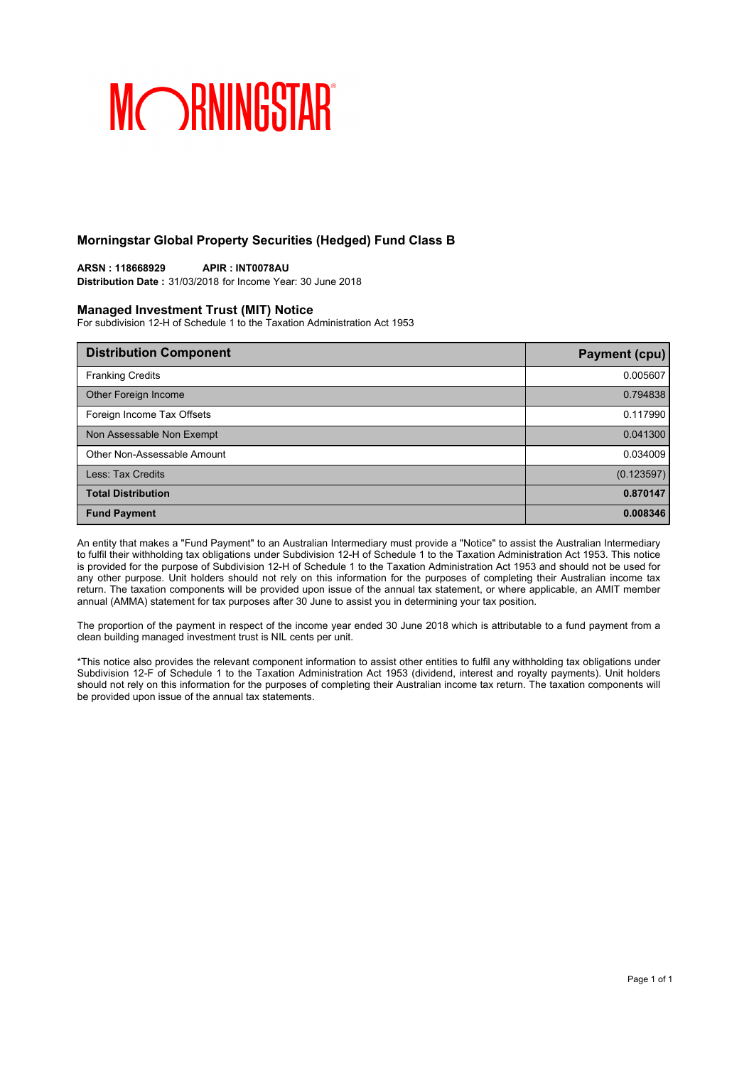MORNINGSTAR

## Morningstar Global Property Securities (Hedged) Fund Class B

**ARSN : 118668929** **APIR : INT0078AU**
**Distribution Date :** 31/03/2018 for Income Year: 30 June 2018

### Managed Investment Trust (MIT) Notice

For subdivision 12-H of Schedule 1 to the Taxation Administration Act 1953

| Distribution Component | Payment (cpu) |
|---|---|
| Franking Credits | 0.005607 |
| Other Foreign Income | 0.794838 |
| Foreign Income Tax Offsets | 0.117990 |
| Non Assessable Non Exempt | 0.041300 |
| Other Non-Assessable Amount | 0.034009 |
| Less: Tax Credits | (0.123597) |
| **Total Distribution** | **0.870147** |
| **Fund Payment** | **0.008346** |

An entity that makes a "Fund Payment" to an Australian Intermediary must provide a "Notice" to assist the Australian Intermediary to fulfil their withholding tax obligations under Subdivision 12-H of Schedule 1 to the Taxation Administration Act 1953. This notice is provided for the purpose of Subdivision 12-H of Schedule 1 to the Taxation Administration Act 1953 and should not be used for any other purpose. Unit holders should not rely on this information for the purposes of completing their Australian income tax return. The taxation components will be provided upon issue of the annual tax statement, or where applicable, an AMIT member annual (AMMA) statement for tax purposes after 30 June to assist you in determining your tax position.

The proportion of the payment in respect of the income year ended 30 June 2018 which is attributable to a fund payment from a clean building managed investment trust is NIL cents per unit.

*This notice also provides the relevant component information to assist other entities to fulfil any withholding tax obligations under Subdivision 12-F of Schedule 1 to the Taxation Administration Act 1953 (dividend, interest and royalty payments). Unit holders should not rely on this information for the purposes of completing their Australian income tax return. The taxation components will be provided upon issue of the annual tax statements.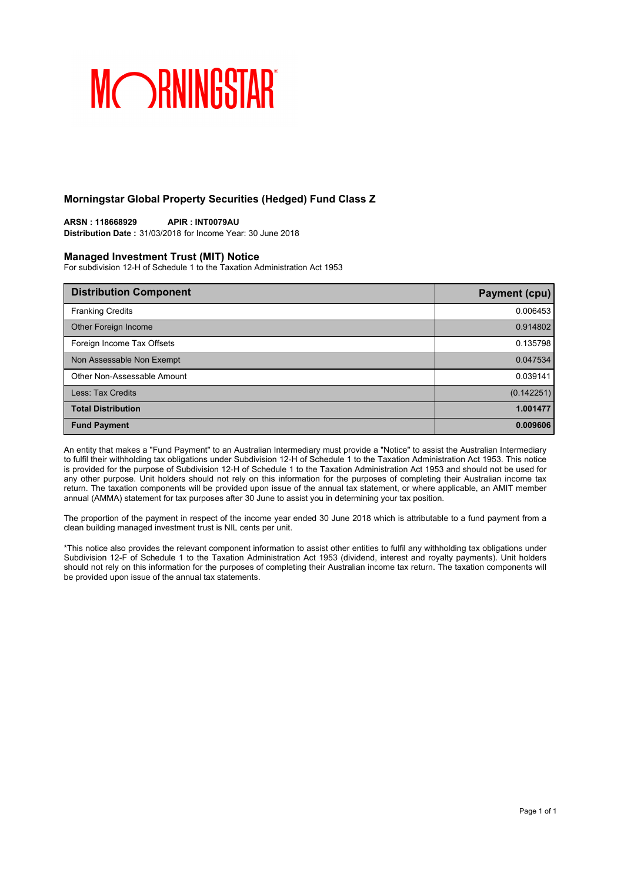MORNINGSTAR

## Morningstar Global Property Securities (Hedged) Fund Class Z

**ARSN : 118668929** **APIR : INT0079AU**
**Distribution Date :** 31/03/2018 for Income Year: 30 June 2018

### Managed Investment Trust (MIT) Notice

For subdivision 12-H of Schedule 1 to the Taxation Administration Act 1953

| Distribution Component | Payment (cpu) |
|---|---|
| Franking Credits | 0.006453 |
| Other Foreign Income | 0.914802 |
| Foreign Income Tax Offsets | 0.135798 |
| Non Assessable Non Exempt | 0.047534 |
| Other Non-Assessable Amount | 0.039141 |
| Less: Tax Credits | (0.142251) |
| **Total Distribution** | **1.001477** |
| **Fund Payment** | **0.009606** |

An entity that makes a "Fund Payment" to an Australian Intermediary must provide a "Notice" to assist the Australian Intermediary to fulfil their withholding tax obligations under Subdivision 12-H of Schedule 1 to the Taxation Administration Act 1953. This notice is provided for the purpose of Subdivision 12-H of Schedule 1 to the Taxation Administration Act 1953 and should not be used for any other purpose. Unit holders should not rely on this information for the purposes of completing their Australian income tax return. The taxation components will be provided upon issue of the annual tax statement, or where applicable, an AMIT member annual (AMMA) statement for tax purposes after 30 June to assist you in determining your tax position.

The proportion of the payment in respect of the income year ended 30 June 2018 which is attributable to a fund payment from a clean building managed investment trust is NIL cents per unit.

*This notice also provides the relevant component information to assist other entities to fulfil any withholding tax obligations under Subdivision 12-F of Schedule 1 to the Taxation Administration Act 1953 (dividend, interest and royalty payments). Unit holders should not rely on this information for the purposes of completing their Australian income tax return. The taxation components will be provided upon issue of the annual tax statements.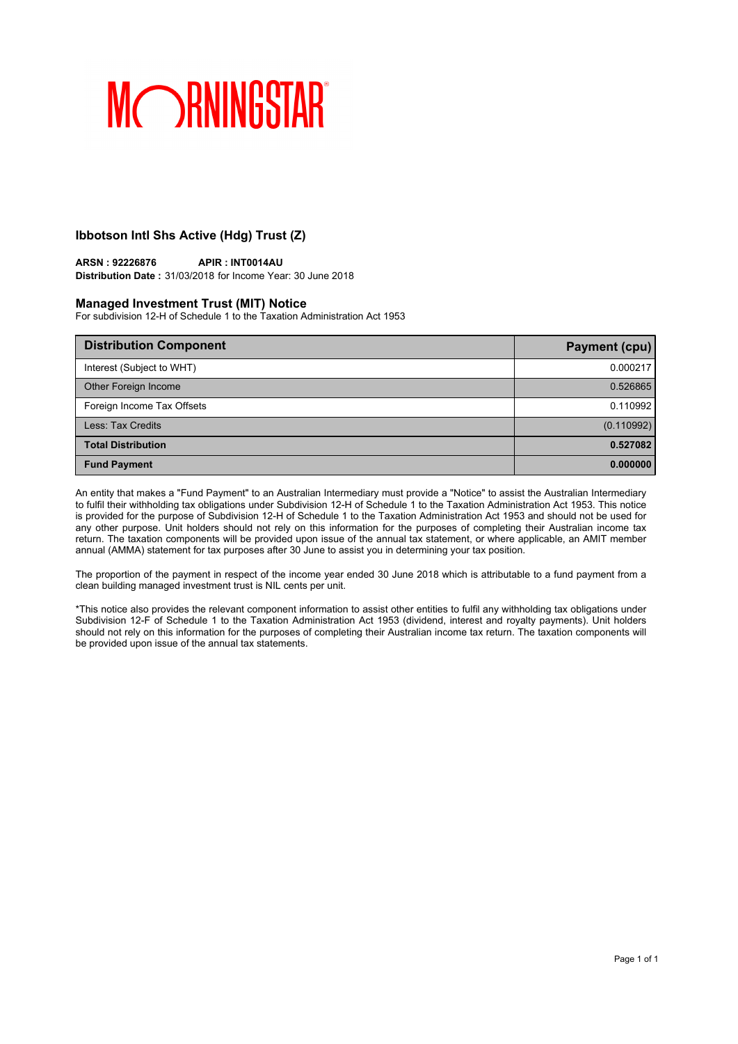MORNINGSTAR

## Ibbotson Intl Shs Active (Hdg) Trust (Z)

**ARSN : 92226876** **APIR : INT0014AU**
**Distribution Date :** 31/03/2018 for Income Year: 30 June 2018

### Managed Investment Trust (MIT) Notice

For subdivision 12-H of Schedule 1 to the Taxation Administration Act 1953

| Distribution Component | Payment (cpu) |
|---|---|
| Interest (Subject to WHT) | 0.000217 |
| Other Foreign Income | 0.526865 |
| Foreign Income Tax Offsets | 0.110992 |
| Less: Tax Credits | (0.110992) |
| **Total Distribution** | **0.527082** |
| **Fund Payment** | **0.000000** |

An entity that makes a "Fund Payment" to an Australian Intermediary must provide a "Notice" to assist the Australian Intermediary to fulfil their withholding tax obligations under Subdivision 12-H of Schedule 1 to the Taxation Administration Act 1953. This notice is provided for the purpose of Subdivision 12-H of Schedule 1 to the Taxation Administration Act 1953 and should not be used for any other purpose. Unit holders should not rely on this information for the purposes of completing their Australian income tax return. The taxation components will be provided upon issue of the annual tax statement, or where applicable, an AMIT member annual (AMMA) statement for tax purposes after 30 June to assist you in determining your tax position.

The proportion of the payment in respect of the income year ended 30 June 2018 which is attributable to a fund payment from a clean building managed investment trust is NIL cents per unit.

*This notice also provides the relevant component information to assist other entities to fulfil any withholding tax obligations under Subdivision 12-F of Schedule 1 to the Taxation Administration Act 1953 (dividend, interest and royalty payments). Unit holders should not rely on this information for the purposes of completing their Australian income tax return. The taxation components will be provided upon issue of the annual tax statements.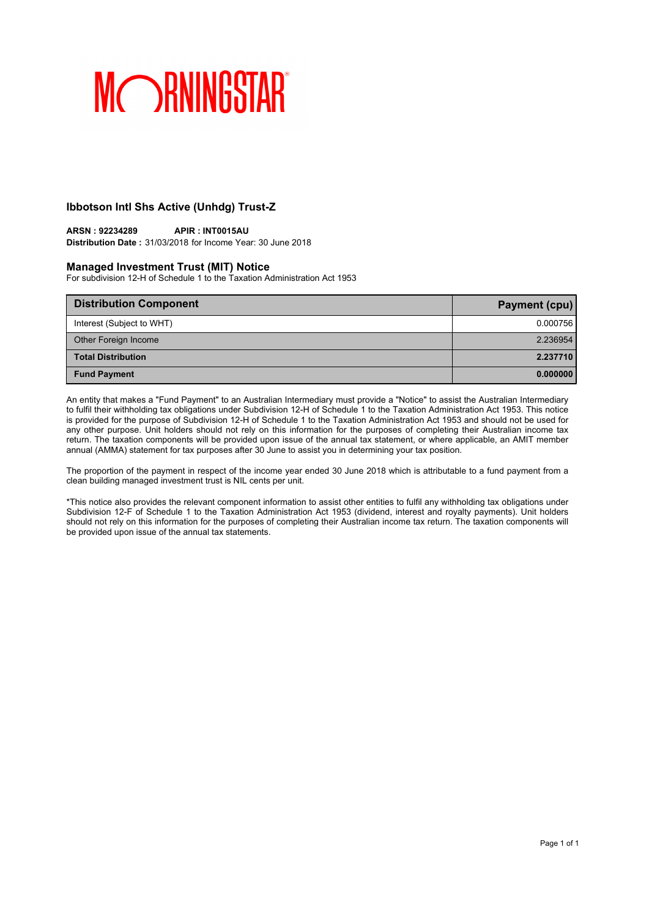MORNINGSTAR®

## Ibbotson Intl Shs Active (Unhdg) Trust-Z

**ARSN : 92234289** **APIR : INT0015AU**
**Distribution Date :** 31/03/2018 for Income Year: 30 June 2018

### Managed Investment Trust (MIT) Notice

For subdivision 12-H of Schedule 1 to the Taxation Administration Act 1953

| Distribution Component | Payment (cpu) |
| --- | --- |
| Interest (Subject to WHT) | 0.000756 |
| Other Foreign Income | 2.236954 |
| **Total Distribution** | **2.237710** |
| **Fund Payment** | **0.000000** |

An entity that makes a "Fund Payment" to an Australian Intermediary must provide a "Notice" to assist the Australian Intermediary to fulfil their withholding tax obligations under Subdivision 12-H of Schedule 1 to the Taxation Administration Act 1953. This notice is provided for the purpose of Subdivision 12-H of Schedule 1 to the Taxation Administration Act 1953 and should not be used for any other purpose. Unit holders should not rely on this information for the purposes of completing their Australian income tax return. The taxation components will be provided upon issue of the annual tax statement, or where applicable, an AMIT member annual (AMMA) statement for tax purposes after 30 June to assist you in determining your tax position.

The proportion of the payment in respect of the income year ended 30 June 2018 which is attributable to a fund payment from a clean building managed investment trust is NIL cents per unit.

*This notice also provides the relevant component information to assist other entities to fulfil any withholding tax obligations under Subdivision 12-F of Schedule 1 to the Taxation Administration Act 1953 (dividend, interest and royalty payments). Unit holders should not rely on this information for the purposes of completing their Australian income tax return. The taxation components will be provided upon issue of the annual tax statements.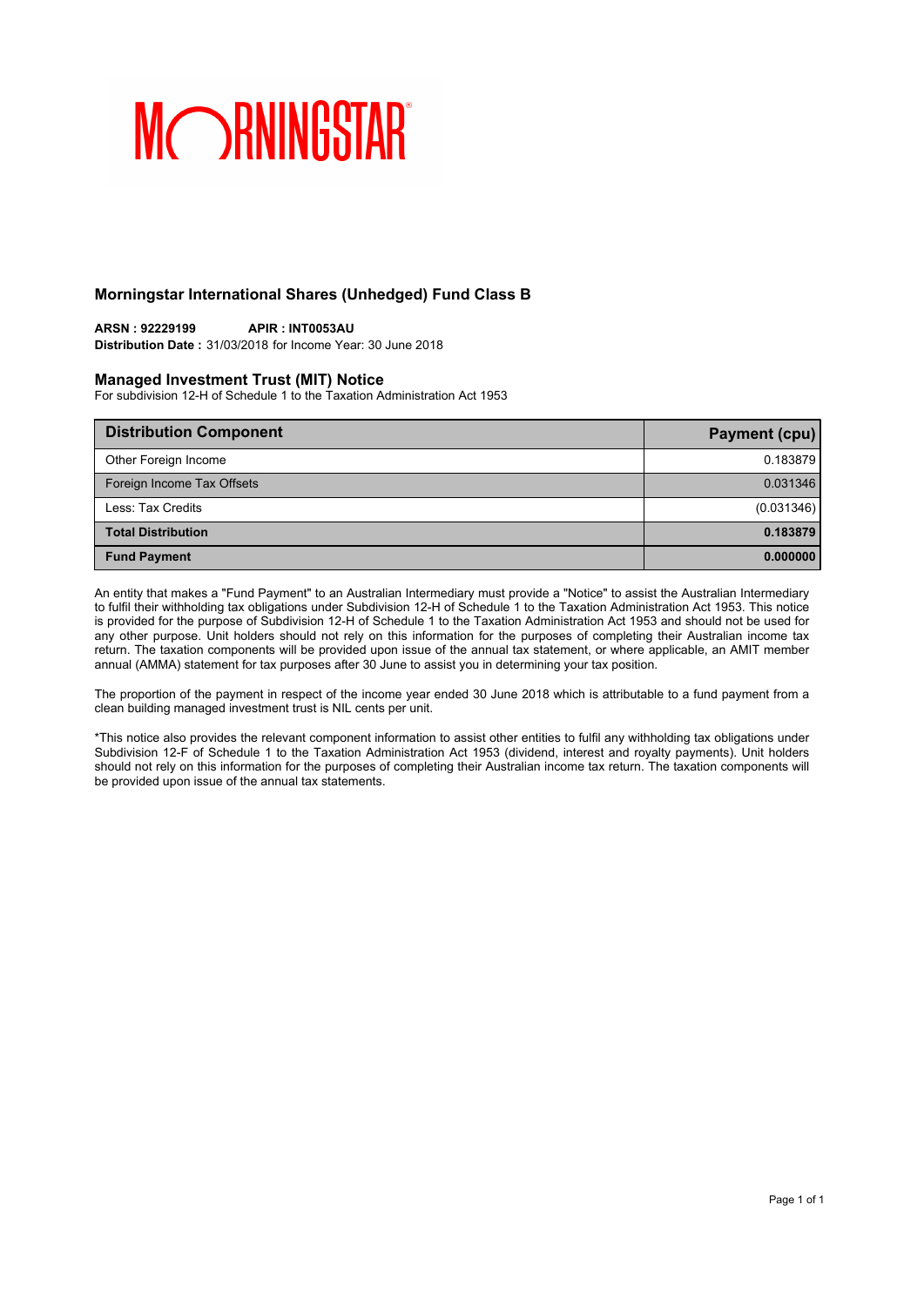# Morningstar International Shares (Unhedged) Fund Class B

**ARSN : 92229199 APIR : INT0053AU**
**Distribution Date :** 31/03/2018 for Income Year: 30 June 2018

## Managed Investment Trust (MIT) Notice

For subdivision 12-H of Schedule 1 to the Taxation Administration Act 1953

| Distribution Component | Payment (cpu) |
|---|---|
| Other Foreign Income | 0.183879 |
| Foreign Income Tax Offsets | 0.031346 |
| Less: Tax Credits | (0.031346) |
| **Total Distribution** | **0.183879** |
| **Fund Payment** | **0.000000** |

An entity that makes a "Fund Payment" to an Australian Intermediary must provide a "Notice" to assist the Australian Intermediary to fulfil their withholding tax obligations under Subdivision 12-H of Schedule 1 to the Taxation Administration Act 1953. This notice is provided for the purpose of Subdivision 12-H of Schedule 1 to the Taxation Administration Act 1953 and should not be used for any other purpose. Unit holders should not rely on this information for the purposes of completing their Australian income tax return. The taxation components will be provided upon issue of the annual tax statement, or where applicable, an AMIT member annual (AMMA) statement for tax purposes after 30 June to assist you in determining your tax position.

The proportion of the payment in respect of the income year ended 30 June 2018 which is attributable to a fund payment from a clean building managed investment trust is NIL cents per unit.

*This notice also provides the relevant component information to assist other entities to fulfil any withholding tax obligations under Subdivision 12-F of Schedule 1 to the Taxation Administration Act 1953 (dividend, interest and royalty payments). Unit holders should not rely on this information for the purposes of completing their Australian income tax return. The taxation components will be provided upon issue of the annual tax statements.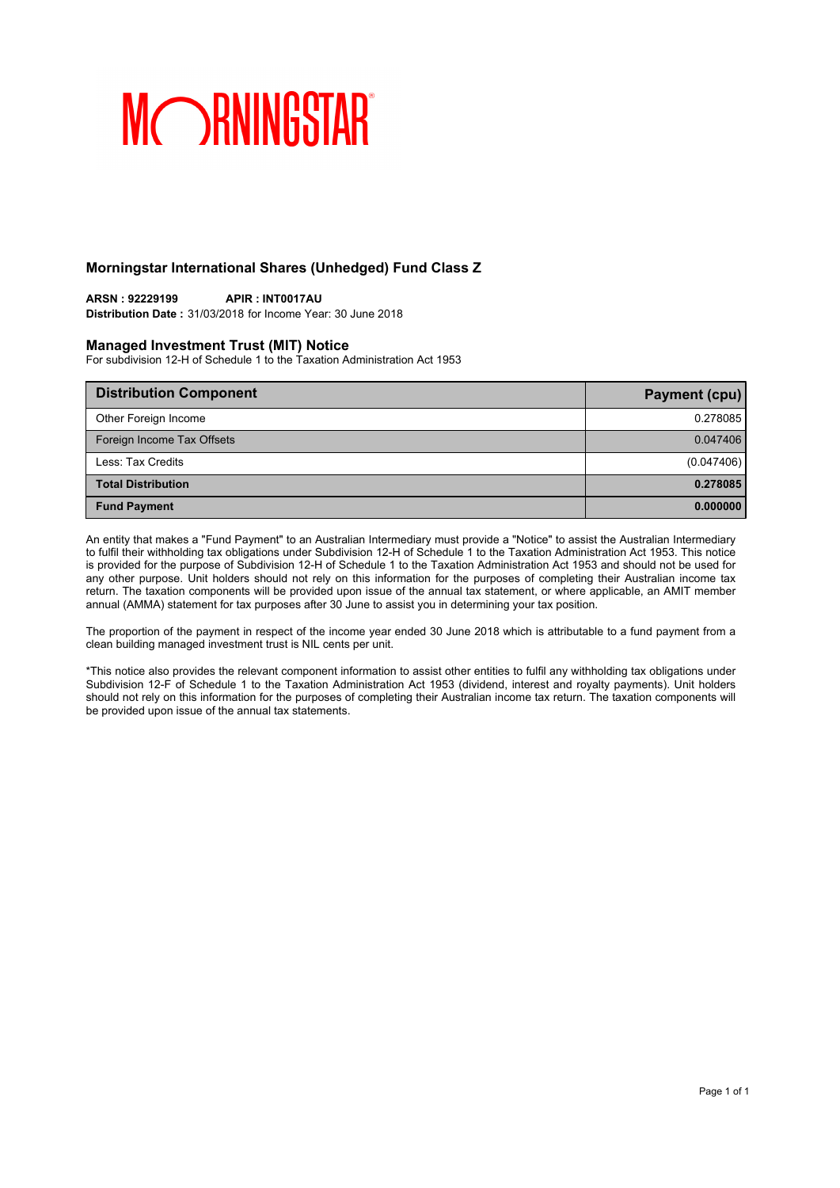MORNINGSTAR

## Morningstar International Shares (Unhedged) Fund Class Z

**ARSN : 92229199** **APIR : INT0017AU**
**Distribution Date :** 31/03/2018 for Income Year: 30 June 2018

### Managed Investment Trust (MIT) Notice

For subdivision 12-H of Schedule 1 to the Taxation Administration Act 1953

| Distribution Component | Payment (cpu) |
|---|---|
| Other Foreign Income | 0.278085 |
| Foreign Income Tax Offsets | 0.047406 |
| Less: Tax Credits | (0.047406) |
| **Total Distribution** | **0.278085** |
| **Fund Payment** | **0.000000** |

An entity that makes a "Fund Payment" to an Australian Intermediary must provide a "Notice" to assist the Australian Intermediary to fulfil their withholding tax obligations under Subdivision 12-H of Schedule 1 to the Taxation Administration Act 1953. This notice is provided for the purpose of Subdivision 12-H of Schedule 1 to the Taxation Administration Act 1953 and should not be used for any other purpose. Unit holders should not rely on this information for the purposes of completing their Australian income tax return. The taxation components will be provided upon issue of the annual tax statement, or where applicable, an AMIT member annual (AMMA) statement for tax purposes after 30 June to assist you in determining your tax position.

The proportion of the payment in respect of the income year ended 30 June 2018 which is attributable to a fund payment from a clean building managed investment trust is NIL cents per unit.

*This notice also provides the relevant component information to assist other entities to fulfil any withholding tax obligations under Subdivision 12-F of Schedule 1 to the Taxation Administration Act 1953 (dividend, interest and royalty payments). Unit holders should not rely on this information for the purposes of completing their Australian income tax return. The taxation components will be provided upon issue of the annual tax statements.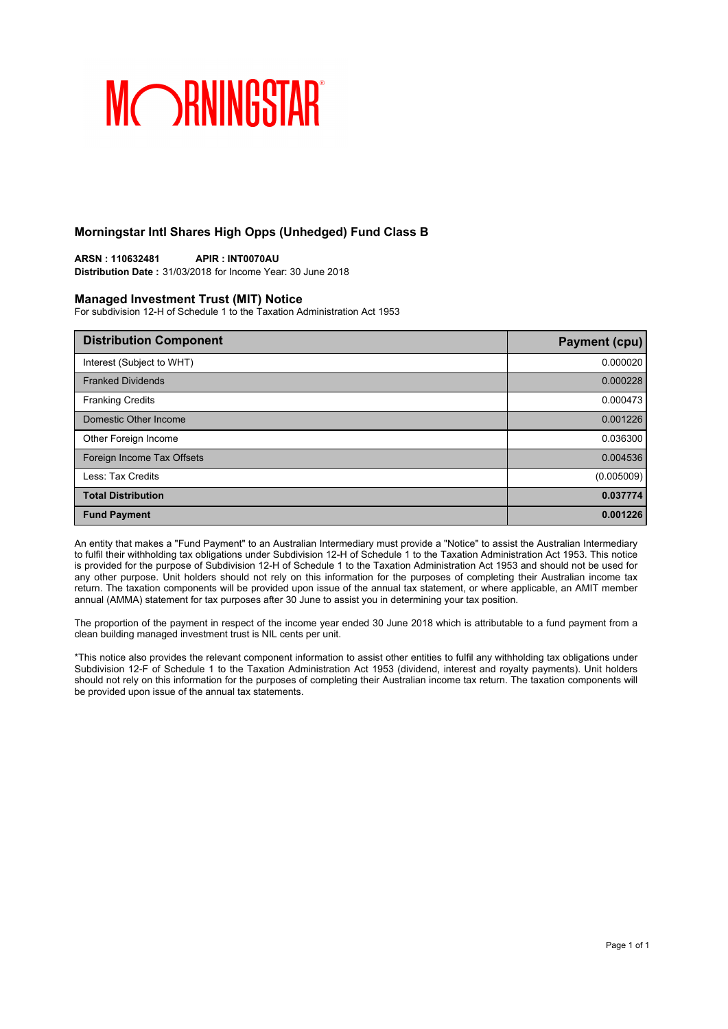## Morningstar Intl Shares High Opps (Unhedged) Fund Class B

**ARSN : 110632481** **APIR : INT0070AU**
**Distribution Date :** 31/03/2018 for Income Year: 30 June 2018

### Managed Investment Trust (MIT) Notice

For subdivision 12-H of Schedule 1 to the Taxation Administration Act 1953

| Distribution Component | Payment (cpu) |
| --- | --- |
| Interest (Subject to WHT) | 0.000020 |
| Franked Dividends | 0.000228 |
| Franking Credits | 0.000473 |
| Domestic Other Income | 0.001226 |
| Other Foreign Income | 0.036300 |
| Foreign Income Tax Offsets | 0.004536 |
| Less: Tax Credits | (0.005009) |
| **Total Distribution** | **0.037774** |
| **Fund Payment** | **0.001226** |

An entity that makes a "Fund Payment" to an Australian Intermediary must provide a "Notice" to assist the Australian Intermediary to fulfil their withholding tax obligations under Subdivision 12-H of Schedule 1 to the Taxation Administration Act 1953. This notice is provided for the purpose of Subdivision 12-H of Schedule 1 to the Taxation Administration Act 1953 and should not be used for any other purpose. Unit holders should not rely on this information for the purposes of completing their Australian income tax return. The taxation components will be provided upon issue of the annual tax statement, or where applicable, an AMIT member annual (AMMA) statement for tax purposes after 30 June to assist you in determining your tax position.

The proportion of the payment in respect of the income year ended 30 June 2018 which is attributable to a fund payment from a clean building managed investment trust is NIL cents per unit.

*This notice also provides the relevant component information to assist other entities to fulfil any withholding tax obligations under Subdivision 12-F of Schedule 1 to the Taxation Administration Act 1953 (dividend, interest and royalty payments). Unit holders should not rely on this information for the purposes of completing their Australian income tax return. The taxation components will be provided upon issue of the annual tax statements.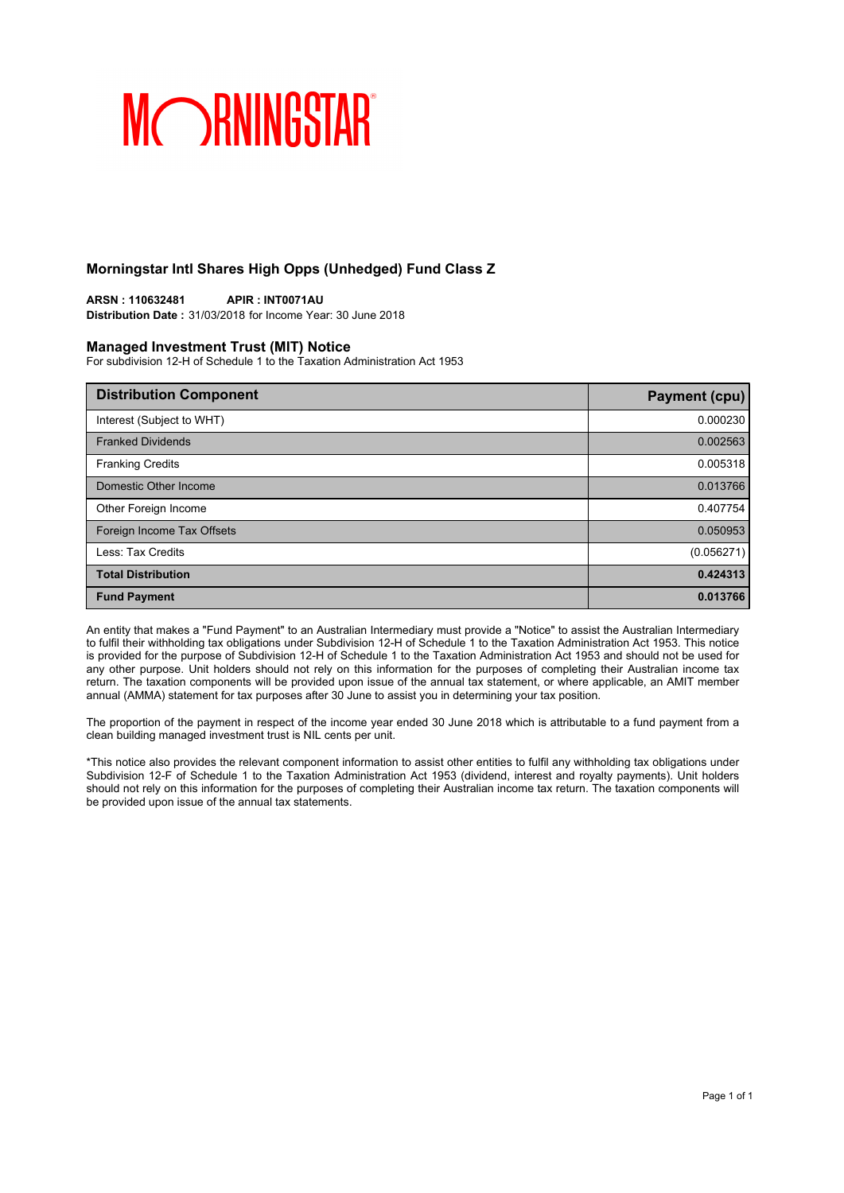MORNINGSTAR

## Morningstar Intl Shares High Opps (Unhedged) Fund Class Z

**ARSN : 110632481** **APIR : INT0071AU**
**Distribution Date :** 31/03/2018 for Income Year: 30 June 2018

### Managed Investment Trust (MIT) Notice

For subdivision 12-H of Schedule 1 to the Taxation Administration Act 1953

| Distribution Component | Payment (cpu) |
|---|---|
| Interest (Subject to WHT) | 0.000230 |
| Franked Dividends | 0.002563 |
| Franking Credits | 0.005318 |
| Domestic Other Income | 0.013766 |
| Other Foreign Income | 0.407754 |
| Foreign Income Tax Offsets | 0.050953 |
| Less: Tax Credits | (0.056271) |
| **Total Distribution** | **0.424313** |
| **Fund Payment** | **0.013766** |

An entity that makes a "Fund Payment" to an Australian Intermediary must provide a "Notice" to assist the Australian Intermediary to fulfil their withholding tax obligations under Subdivision 12-H of Schedule 1 to the Taxation Administration Act 1953. This notice is provided for the purpose of Subdivision 12-H of Schedule 1 to the Taxation Administration Act 1953 and should not be used for any other purpose. Unit holders should not rely on this information for the purposes of completing their Australian income tax return. The taxation components will be provided upon issue of the annual tax statement, or where applicable, an AMIT member annual (AMMA) statement for tax purposes after 30 June to assist you in determining your tax position.

The proportion of the payment in respect of the income year ended 30 June 2018 which is attributable to a fund payment from a clean building managed investment trust is NIL cents per unit.

*This notice also provides the relevant component information to assist other entities to fulfil any withholding tax obligations under Subdivision 12-F of Schedule 1 to the Taxation Administration Act 1953 (dividend, interest and royalty payments). Unit holders should not rely on this information for the purposes of completing their Australian income tax return. The taxation components will be provided upon issue of the annual tax statements.